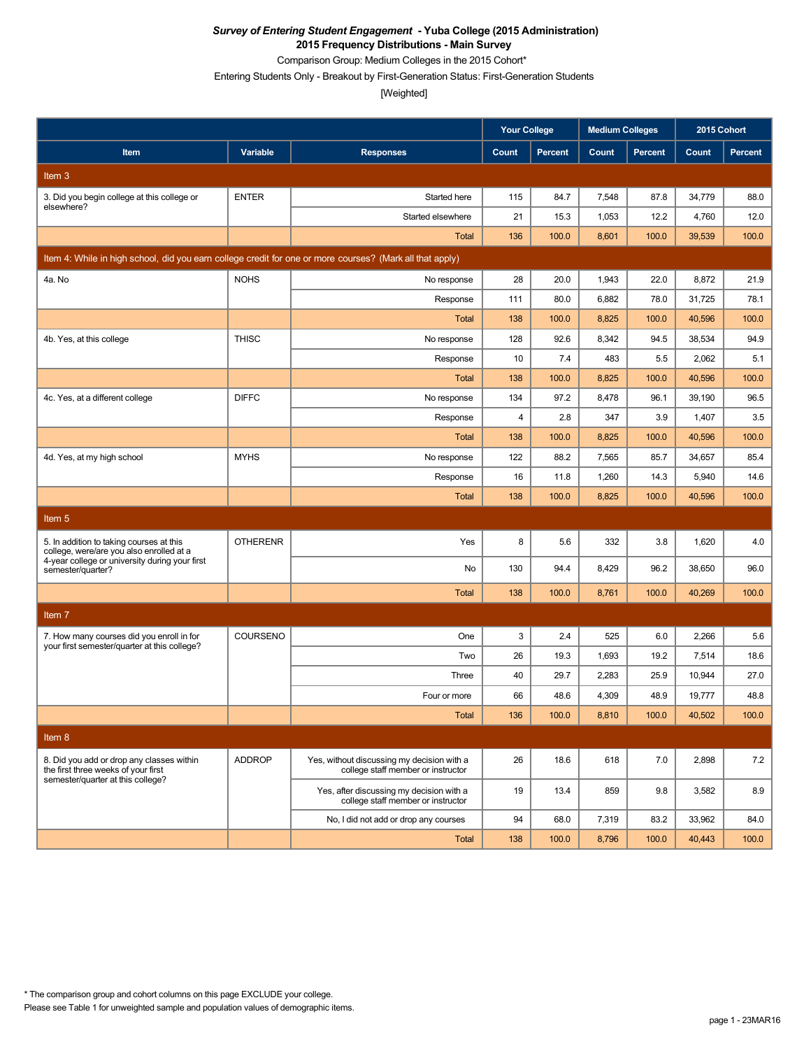# *Survey of Entering Student Engagement* - Yuba College (2015 Administration)

## 2015 Frequency Distributions - Main Survey

Comparison Group: Medium Colleges in the 2015 Cohort*

Entering Students Only - Breakout by First-Generation Status: First-Generation Students

[Weighted]

| Item | Variable | Responses | Your College | | Medium Colleges | | 2015 Cohort | |
|---|---|---|---|---|---|---|---|---|
| | | | Count | Percent | Count | Percent | Count | Percent |
| **Item 3** | | | | | | | | |
| 3. Did you begin college at this college or elsewhere? | ENTER | Started here | 115 | 84.7 | 7,548 | 87.8 | 34,779 | 88.0 |
| | | Started elsewhere | 21 | 15.3 | 1,053 | 12.2 | 4,760 | 12.0 |
| | | Total | 136 | 100.0 | 8,601 | 100.0 | 39,539 | 100.0 |
| **Item 4: While in high school, did you earn college credit for one or more courses? (Mark all that apply)** | | | | | | | | |
| 4a. No | NOHS | No response | 28 | 20.0 | 1,943 | 22.0 | 8,872 | 21.9 |
| | | Response | 111 | 80.0 | 6,882 | 78.0 | 31,725 | 78.1 |
| | | Total | 138 | 100.0 | 8,825 | 100.0 | 40,596 | 100.0 |
| 4b. Yes, at this college | THISC | No response | 128 | 92.6 | 8,342 | 94.5 | 38,534 | 94.9 |
| | | Response | 10 | 7.4 | 483 | 5.5 | 2,062 | 5.1 |
| | | Total | 138 | 100.0 | 8,825 | 100.0 | 40,596 | 100.0 |
| 4c. Yes, at a different college | DIFFC | No response | 134 | 97.2 | 8,478 | 96.1 | 39,190 | 96.5 |
| | | Response | 4 | 2.8 | 347 | 3.9 | 1,407 | 3.5 |
| | | Total | 138 | 100.0 | 8,825 | 100.0 | 40,596 | 100.0 |
| 4d. Yes, at my high school | MYHS | No response | 122 | 88.2 | 7,565 | 85.7 | 34,657 | 85.4 |
| | | Response | 16 | 11.8 | 1,260 | 14.3 | 5,940 | 14.6 |
| | | Total | 138 | 100.0 | 8,825 | 100.0 | 40,596 | 100.0 |
| **Item 5** | | | | | | | | |
| 5. In addition to taking courses at this college, were/are you also enrolled at a 4-year college or university during your first semester/quarter? | OTHERENR | Yes | 8 | 5.6 | 332 | 3.8 | 1,620 | 4.0 |
| | | No | 130 | 94.4 | 8,429 | 96.2 | 38,650 | 96.0 |
| | | Total | 138 | 100.0 | 8,761 | 100.0 | 40,269 | 100.0 |
| **Item 7** | | | | | | | | |
| 7. How many courses did you enroll in for your first semester/quarter at this college? | COURSENO | One | 3 | 2.4 | 525 | 6.0 | 2,266 | 5.6 |
| | | Two | 26 | 19.3 | 1,693 | 19.2 | 7,514 | 18.6 |
| | | Three | 40 | 29.7 | 2,283 | 25.9 | 10,944 | 27.0 |
| | | Four or more | 66 | 48.6 | 4,309 | 48.9 | 19,777 | 48.8 |
| | | Total | 136 | 100.0 | 8,810 | 100.0 | 40,502 | 100.0 |
| **Item 8** | | | | | | | | |
| 8. Did you add or drop any classes within the first three weeks of your first semester/quarter at this college? | ADDROP | Yes, without discussing my decision with a college staff member or instructor | 26 | 18.6 | 618 | 7.0 | 2,898 | 7.2 |
| | | Yes, after discussing my decision with a college staff member or instructor | 19 | 13.4 | 859 | 9.8 | 3,582 | 8.9 |
| | | No, I did not add or drop any courses | 94 | 68.0 | 7,319 | 83.2 | 33,962 | 84.0 |
| | | Total | 138 | 100.0 | 8,796 | 100.0 | 40,443 | 100.0 |

* The comparison group and cohort columns on this page EXCLUDE your college.

Please see Table 1 for unweighted sample and population values of demographic items.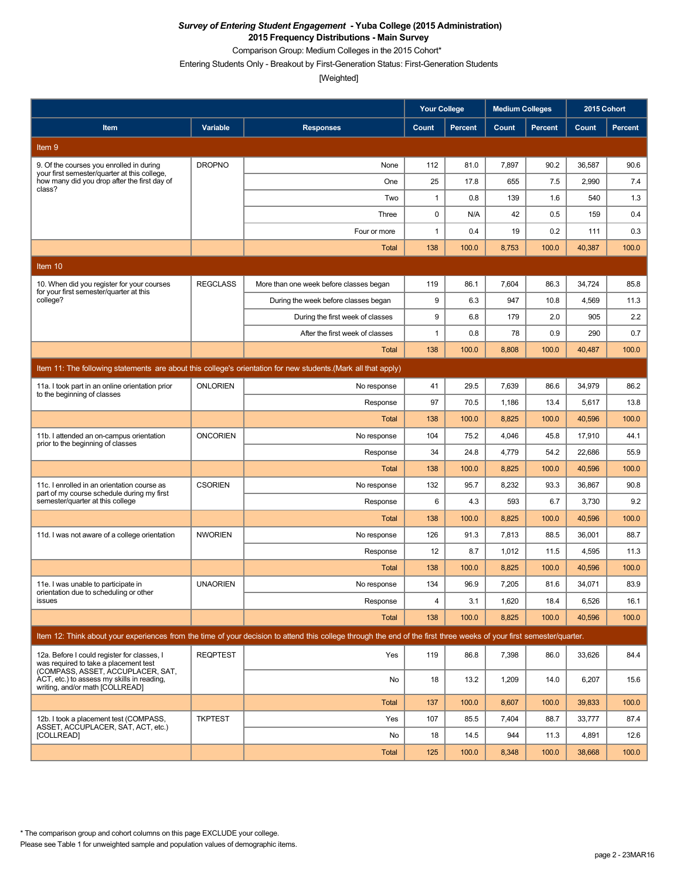***Survey of Entering Student Engagement* - Yuba College (2015 Administration)**
**2015 Frequency Distributions - Main Survey**
Comparison Group: Medium Colleges in the 2015 Cohort*
Entering Students Only - Breakout by First-Generation Status: First-Generation Students
[Weighted]

| | | | Your College | | Medium Colleges | | 2015 Cohort | |
|---|---|---|---|---|---|---|---|---|
| **Item** | **Variable** | **Responses** | **Count** | **Percent** | **Count** | **Percent** | **Count** | **Percent** |
| **Item 9** | | | | | | | | |
| 9. Of the courses you enrolled in during your first semester/quarter at this college, how many did you drop after the first day of class? | DROPNO | None | 112 | 81.0 | 7,897 | 90.2 | 36,587 | 90.6 |
| | | One | 25 | 17.8 | 655 | 7.5 | 2,990 | 7.4 |
| | | Two | 1 | 0.8 | 139 | 1.6 | 540 | 1.3 |
| | | Three | 0 | N/A | 42 | 0.5 | 159 | 0.4 |
| | | Four or more | 1 | 0.4 | 19 | 0.2 | 111 | 0.3 |
| | | Total | 138 | 100.0 | 8,753 | 100.0 | 40,387 | 100.0 |
| **Item 10** | | | | | | | | |
| 10. When did you register for your courses for your first semester/quarter at this college? | REGCLASS | More than one week before classes began | 119 | 86.1 | 7,604 | 86.3 | 34,724 | 85.8 |
| | | During the week before classes began | 9 | 6.3 | 947 | 10.8 | 4,569 | 11.3 |
| | | During the first week of classes | 9 | 6.8 | 179 | 2.0 | 905 | 2.2 |
| | | After the first week of classes | 1 | 0.8 | 78 | 0.9 | 290 | 0.7 |
| | | Total | 138 | 100.0 | 8,808 | 100.0 | 40,487 | 100.0 |
| **Item 11: The following statements are about this college's orientation for new students.(Mark all that apply)** | | | | | | | | |
| 11a. I took part in an online orientation prior to the beginning of classes | ONLORIEN | No response | 41 | 29.5 | 7,639 | 86.6 | 34,979 | 86.2 |
| | | Response | 97 | 70.5 | 1,186 | 13.4 | 5,617 | 13.8 |
| | | Total | 138 | 100.0 | 8,825 | 100.0 | 40,596 | 100.0 |
| 11b. I attended an on-campus orientation prior to the beginning of classes | ONCORIEN | No response | 104 | 75.2 | 4,046 | 45.8 | 17,910 | 44.1 |
| | | Response | 34 | 24.8 | 4,779 | 54.2 | 22,686 | 55.9 |
| | | Total | 138 | 100.0 | 8,825 | 100.0 | 40,596 | 100.0 |
| 11c. I enrolled in an orientation course as part of my course schedule during my first semester/quarter at this college | CSORIEN | No response | 132 | 95.7 | 8,232 | 93.3 | 36,867 | 90.8 |
| | | Response | 6 | 4.3 | 593 | 6.7 | 3,730 | 9.2 |
| | | Total | 138 | 100.0 | 8,825 | 100.0 | 40,596 | 100.0 |
| 11d. I was not aware of a college orientation | NWORIEN | No response | 126 | 91.3 | 7,813 | 88.5 | 36,001 | 88.7 |
| | | Response | 12 | 8.7 | 1,012 | 11.5 | 4,595 | 11.3 |
| | | Total | 138 | 100.0 | 8,825 | 100.0 | 40,596 | 100.0 |
| 11e. I was unable to participate in orientation due to scheduling or other issues | UNAORIEN | No response | 134 | 96.9 | 7,205 | 81.6 | 34,071 | 83.9 |
| | | Response | 4 | 3.1 | 1,620 | 18.4 | 6,526 | 16.1 |
| | | Total | 138 | 100.0 | 8,825 | 100.0 | 40,596 | 100.0 |
| **Item 12: Think about your experiences from the time of your decision to attend this college through the end of the first three weeks of your first semester/quarter.** | | | | | | | | |
| 12a. Before I could register for classes, I was required to take a placement test (COMPASS, ASSET, ACCUPLACER, SAT, ACT, etc.) to assess my skills in reading, writing, and/or math [COLLREAD] | REQPTEST | Yes | 119 | 86.8 | 7,398 | 86.0 | 33,626 | 84.4 |
| | | No | 18 | 13.2 | 1,209 | 14.0 | 6,207 | 15.6 |
| | | Total | 137 | 100.0 | 8,607 | 100.0 | 39,833 | 100.0 |
| 12b. I took a placement test (COMPASS, ASSET, ACCUPLACER, SAT, ACT, etc.) [COLLREAD] | TKPTEST | Yes | 107 | 85.5 | 7,404 | 88.7 | 33,777 | 87.4 |
| | | No | 18 | 14.5 | 944 | 11.3 | 4,891 | 12.6 |
| | | Total | 125 | 100.0 | 8,348 | 100.0 | 38,668 | 100.0 |

* The comparison group and cohort columns on this page EXCLUDE your college.
Please see Table 1 for unweighted sample and population values of demographic items.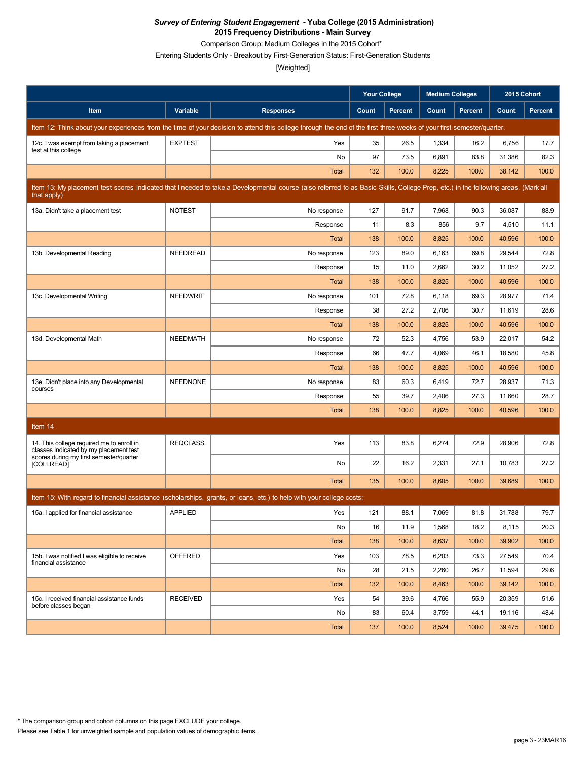# *Survey of Entering Student Engagement* - Yuba College (2015 Administration)

## 2015 Frequency Distributions - Main Survey

Comparison Group: Medium Colleges in the 2015 Cohort*

Entering Students Only - Breakout by First-Generation Status: First-Generation Students

[Weighted]

| Item | Variable | Responses | Your College | | Medium Colleges | | 2015 Cohort | |
|---|---|---|---|---|---|---|---|---|
| | | | Count | Percent | Count | Percent | Count | Percent |
| Item 12: Think about your experiences from the time of your decision to attend this college through the end of the first three weeks of your first semester/quarter. | | | | | | | | |
| 12c. I was exempt from taking a placement test at this college | EXPTEST | Yes | 35 | 26.5 | 1,334 | 16.2 | 6,756 | 17.7 |
| | | No | 97 | 73.5 | 6,891 | 83.8 | 31,386 | 82.3 |
| | | Total | 132 | 100.0 | 8,225 | 100.0 | 38,142 | 100.0 |
| Item 13: My placement test scores indicated that I needed to take a Developmental course (also referred to as Basic Skills, College Prep, etc.) in the following areas. (Mark all that apply) | | | | | | | | |
| 13a. Didn't take a placement test | NOTEST | No response | 127 | 91.7 | 7,968 | 90.3 | 36,087 | 88.9 |
| | | Response | 11 | 8.3 | 856 | 9.7 | 4,510 | 11.1 |
| | | Total | 138 | 100.0 | 8,825 | 100.0 | 40,596 | 100.0 |
| 13b. Developmental Reading | NEEDREAD | No response | 123 | 89.0 | 6,163 | 69.8 | 29,544 | 72.8 |
| | | Response | 15 | 11.0 | 2,662 | 30.2 | 11,052 | 27.2 |
| | | Total | 138 | 100.0 | 8,825 | 100.0 | 40,596 | 100.0 |
| 13c. Developmental Writing | NEEDWRIT | No response | 101 | 72.8 | 6,118 | 69.3 | 28,977 | 71.4 |
| | | Response | 38 | 27.2 | 2,706 | 30.7 | 11,619 | 28.6 |
| | | Total | 138 | 100.0 | 8,825 | 100.0 | 40,596 | 100.0 |
| 13d. Developmental Math | NEEDMATH | No response | 72 | 52.3 | 4,756 | 53.9 | 22,017 | 54.2 |
| | | Response | 66 | 47.7 | 4,069 | 46.1 | 18,580 | 45.8 |
| | | Total | 138 | 100.0 | 8,825 | 100.0 | 40,596 | 100.0 |
| 13e. Didn't place into any Developmental courses | NEEDNONE | No response | 83 | 60.3 | 6,419 | 72.7 | 28,937 | 71.3 |
| | | Response | 55 | 39.7 | 2,406 | 27.3 | 11,660 | 28.7 |
| | | Total | 138 | 100.0 | 8,825 | 100.0 | 40,596 | 100.0 |
| Item 14 | | | | | | | | |
| 14. This college required me to enroll in classes indicated by my placement test scores during my first semester/quarter [COLLREAD] | REQCLASS | Yes | 113 | 83.8 | 6,274 | 72.9 | 28,906 | 72.8 |
| | | No | 22 | 16.2 | 2,331 | 27.1 | 10,783 | 27.2 |
| | | Total | 135 | 100.0 | 8,605 | 100.0 | 39,689 | 100.0 |
| Item 15: With regard to financial assistance (scholarships, grants, or loans, etc.) to help with your college costs: | | | | | | | | |
| 15a. I applied for financial assistance | APPLIED | Yes | 121 | 88.1 | 7,069 | 81.8 | 31,788 | 79.7 |
| | | No | 16 | 11.9 | 1,568 | 18.2 | 8,115 | 20.3 |
| | | Total | 138 | 100.0 | 8,637 | 100.0 | 39,902 | 100.0 |
| 15b. I was notified I was eligible to receive financial assistance | OFFERED | Yes | 103 | 78.5 | 6,203 | 73.3 | 27,549 | 70.4 |
| | | No | 28 | 21.5 | 2,260 | 26.7 | 11,594 | 29.6 |
| | | Total | 132 | 100.0 | 8,463 | 100.0 | 39,142 | 100.0 |
| 15c. I received financial assistance funds before classes began | RECEIVED | Yes | 54 | 39.6 | 4,766 | 55.9 | 20,359 | 51.6 |
| | | No | 83 | 60.4 | 3,759 | 44.1 | 19,116 | 48.4 |
| | | Total | 137 | 100.0 | 8,524 | 100.0 | 39,475 | 100.0 |

* The comparison group and cohort columns on this page EXCLUDE your college.

Please see Table 1 for unweighted sample and population values of demographic items.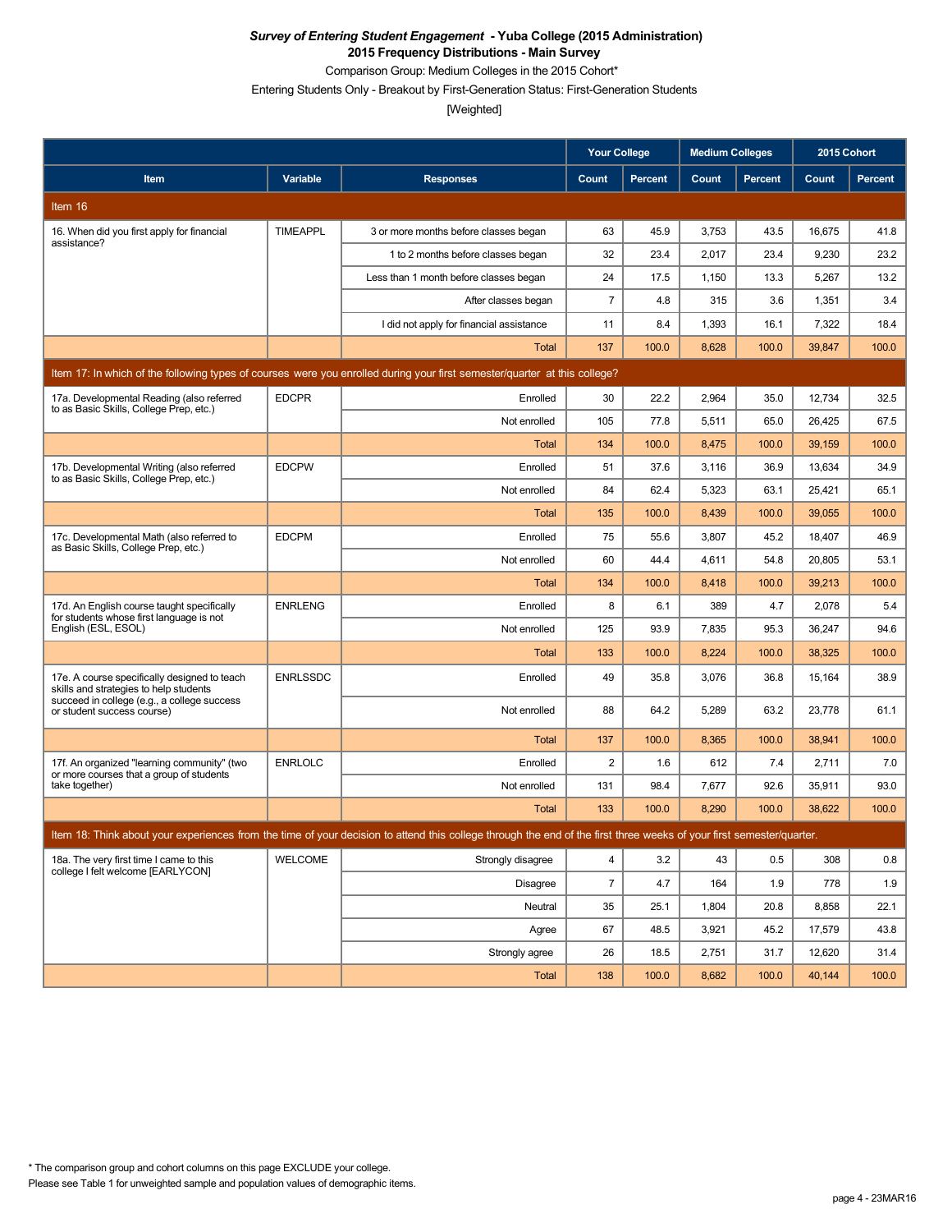*Survey of Entering Student Engagement* **- Yuba College (2015 Administration)**

**2015 Frequency Distributions - Main Survey**

Comparison Group: Medium Colleges in the 2015 Cohort*

Entering Students Only - Breakout by First-Generation Status: First-Generation Students

[Weighted]

| Item | Variable | Responses | Your College Count | Your College Percent | Medium Colleges Count | Medium Colleges Percent | 2015 Cohort Count | 2015 Cohort Percent |
|---|---|---|---|---|---|---|---|---|
| **Item 16** | | | | | | | | |
| 16. When did you first apply for financial assistance? | TIMEAPPL | 3 or more months before classes began | 63 | 45.9 | 3,753 | 43.5 | 16,675 | 41.8 |
| | | 1 to 2 months before classes began | 32 | 23.4 | 2,017 | 23.4 | 9,230 | 23.2 |
| | | Less than 1 month before classes began | 24 | 17.5 | 1,150 | 13.3 | 5,267 | 13.2 |
| | | After classes began | 7 | 4.8 | 315 | 3.6 | 1,351 | 3.4 |
| | | I did not apply for financial assistance | 11 | 8.4 | 1,393 | 16.1 | 7,322 | 18.4 |
| | | Total | 137 | 100.0 | 8,628 | 100.0 | 39,847 | 100.0 |
| **Item 17: In which of the following types of courses were you enrolled during your first semester/quarter at this college?** | | | | | | | | |
| 17a. Developmental Reading (also referred to as Basic Skills, College Prep, etc.) | EDCPR | Enrolled | 30 | 22.2 | 2,964 | 35.0 | 12,734 | 32.5 |
| | | Not enrolled | 105 | 77.8 | 5,511 | 65.0 | 26,425 | 67.5 |
| | | Total | 134 | 100.0 | 8,475 | 100.0 | 39,159 | 100.0 |
| 17b. Developmental Writing (also referred to as Basic Skills, College Prep, etc.) | EDCPW | Enrolled | 51 | 37.6 | 3,116 | 36.9 | 13,634 | 34.9 |
| | | Not enrolled | 84 | 62.4 | 5,323 | 63.1 | 25,421 | 65.1 |
| | | Total | 135 | 100.0 | 8,439 | 100.0 | 39,055 | 100.0 |
| 17c. Developmental Math (also referred to as Basic Skills, College Prep, etc.) | EDCPM | Enrolled | 75 | 55.6 | 3,807 | 45.2 | 18,407 | 46.9 |
| | | Not enrolled | 60 | 44.4 | 4,611 | 54.8 | 20,805 | 53.1 |
| | | Total | 134 | 100.0 | 8,418 | 100.0 | 39,213 | 100.0 |
| 17d. An English course taught specifically for students whose first language is not English (ESL, ESOL) | ENRLENG | Enrolled | 8 | 6.1 | 389 | 4.7 | 2,078 | 5.4 |
| | | Not enrolled | 125 | 93.9 | 7,835 | 95.3 | 36,247 | 94.6 |
| | | Total | 133 | 100.0 | 8,224 | 100.0 | 38,325 | 100.0 |
| 17e. A course specifically designed to teach skills and strategies to help students succeed in college (e.g., a college success or student success course) | ENRLSSDC | Enrolled | 49 | 35.8 | 3,076 | 36.8 | 15,164 | 38.9 |
| | | Not enrolled | 88 | 64.2 | 5,289 | 63.2 | 23,778 | 61.1 |
| | | Total | 137 | 100.0 | 8,365 | 100.0 | 38,941 | 100.0 |
| 17f. An organized "learning community" (two or more courses that a group of students take together) | ENRLOLC | Enrolled | 2 | 1.6 | 612 | 7.4 | 2,711 | 7.0 |
| | | Not enrolled | 131 | 98.4 | 7,677 | 92.6 | 35,911 | 93.0 |
| | | Total | 133 | 100.0 | 8,290 | 100.0 | 38,622 | 100.0 |
| **Item 18: Think about your experiences from the time of your decision to attend this college through the end of the first three weeks of your first semester/quarter.** | | | | | | | | |
| 18a. The very first time I came to this college I felt welcome [EARLYCON] | WELCOME | Strongly disagree | 4 | 3.2 | 43 | 0.5 | 308 | 0.8 |
| | | Disagree | 7 | 4.7 | 164 | 1.9 | 778 | 1.9 |
| | | Neutral | 35 | 25.1 | 1,804 | 20.8 | 8,858 | 22.1 |
| | | Agree | 67 | 48.5 | 3,921 | 45.2 | 17,579 | 43.8 |
| | | Strongly agree | 26 | 18.5 | 2,751 | 31.7 | 12,620 | 31.4 |
| | | Total | 138 | 100.0 | 8,682 | 100.0 | 40,144 | 100.0 |

\* The comparison group and cohort columns on this page EXCLUDE your college.

Please see Table 1 for unweighted sample and population values of demographic items.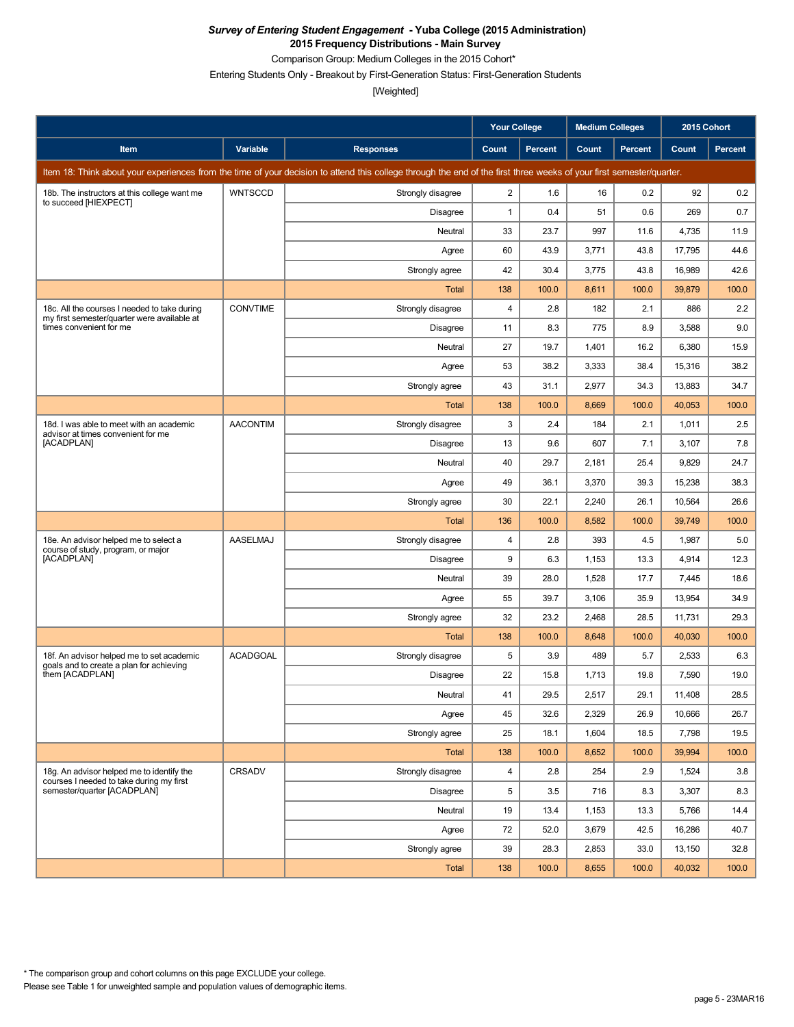# *Survey of Entering Student Engagement* - Yuba College (2015 Administration)

## 2015 Frequency Distributions - Main Survey

Comparison Group: Medium Colleges in the 2015 Cohort*

Entering Students Only - Breakout by First-Generation Status: First-Generation Students

[Weighted]

| | | | Your College | | Medium Colleges | | 2015 Cohort | |
|---|---|---|---|---|---|---|---|---|
| Item | Variable | Responses | Count | Percent | Count | Percent | Count | Percent |
| Item 18: Think about your experiences from the time of your decision to attend this college through the end of the first three weeks of your first semester/quarter. | | | | | | | | |
| 18b. The instructors at this college want me to succeed [HIEXPECT] | WNTSCCD | Strongly disagree | 2 | 1.6 | 16 | 0.2 | 92 | 0.2 |
| | | Disagree | 1 | 0.4 | 51 | 0.6 | 269 | 0.7 |
| | | Neutral | 33 | 23.7 | 997 | 11.6 | 4,735 | 11.9 |
| | | Agree | 60 | 43.9 | 3,771 | 43.8 | 17,795 | 44.6 |
| | | Strongly agree | 42 | 30.4 | 3,775 | 43.8 | 16,989 | 42.6 |
| | | Total | 138 | 100.0 | 8,611 | 100.0 | 39,879 | 100.0 |
| 18c. All the courses I needed to take during my first semester/quarter were available at times convenient for me | CONVTIME | Strongly disagree | 4 | 2.8 | 182 | 2.1 | 886 | 2.2 |
| | | Disagree | 11 | 8.3 | 775 | 8.9 | 3,588 | 9.0 |
| | | Neutral | 27 | 19.7 | 1,401 | 16.2 | 6,380 | 15.9 |
| | | Agree | 53 | 38.2 | 3,333 | 38.4 | 15,316 | 38.2 |
| | | Strongly agree | 43 | 31.1 | 2,977 | 34.3 | 13,883 | 34.7 |
| | | Total | 138 | 100.0 | 8,669 | 100.0 | 40,053 | 100.0 |
| 18d. I was able to meet with an academic advisor at times convenient for me [ACADPLAN] | AACONTIM | Strongly disagree | 3 | 2.4 | 184 | 2.1 | 1,011 | 2.5 |
| | | Disagree | 13 | 9.6 | 607 | 7.1 | 3,107 | 7.8 |
| | | Neutral | 40 | 29.7 | 2,181 | 25.4 | 9,829 | 24.7 |
| | | Agree | 49 | 36.1 | 3,370 | 39.3 | 15,238 | 38.3 |
| | | Strongly agree | 30 | 22.1 | 2,240 | 26.1 | 10,564 | 26.6 |
| | | Total | 136 | 100.0 | 8,582 | 100.0 | 39,749 | 100.0 |
| 18e. An advisor helped me to select a course of study, program, or major [ACADPLAN] | AASELMAJ | Strongly disagree | 4 | 2.8 | 393 | 4.5 | 1,987 | 5.0 |
| | | Disagree | 9 | 6.3 | 1,153 | 13.3 | 4,914 | 12.3 |
| | | Neutral | 39 | 28.0 | 1,528 | 17.7 | 7,445 | 18.6 |
| | | Agree | 55 | 39.7 | 3,106 | 35.9 | 13,954 | 34.9 |
| | | Strongly agree | 32 | 23.2 | 2,468 | 28.5 | 11,731 | 29.3 |
| | | Total | 138 | 100.0 | 8,648 | 100.0 | 40,030 | 100.0 |
| 18f. An advisor helped me to set academic goals and to create a plan for achieving them [ACADPLAN] | ACADGOAL | Strongly disagree | 5 | 3.9 | 489 | 5.7 | 2,533 | 6.3 |
| | | Disagree | 22 | 15.8 | 1,713 | 19.8 | 7,590 | 19.0 |
| | | Neutral | 41 | 29.5 | 2,517 | 29.1 | 11,408 | 28.5 |
| | | Agree | 45 | 32.6 | 2,329 | 26.9 | 10,666 | 26.7 |
| | | Strongly agree | 25 | 18.1 | 1,604 | 18.5 | 7,798 | 19.5 |
| | | Total | 138 | 100.0 | 8,652 | 100.0 | 39,994 | 100.0 |
| 18g. An advisor helped me to identify the courses I needed to take during my first semester/quarter [ACADPLAN] | CRSADV | Strongly disagree | 4 | 2.8 | 254 | 2.9 | 1,524 | 3.8 |
| | | Disagree | 5 | 3.5 | 716 | 8.3 | 3,307 | 8.3 |
| | | Neutral | 19 | 13.4 | 1,153 | 13.3 | 5,766 | 14.4 |
| | | Agree | 72 | 52.0 | 3,679 | 42.5 | 16,286 | 40.7 |
| | | Strongly agree | 39 | 28.3 | 2,853 | 33.0 | 13,150 | 32.8 |
| | | Total | 138 | 100.0 | 8,655 | 100.0 | 40,032 | 100.0 |

\* The comparison group and cohort columns on this page EXCLUDE your college.

Please see Table 1 for unweighted sample and population values of demographic items.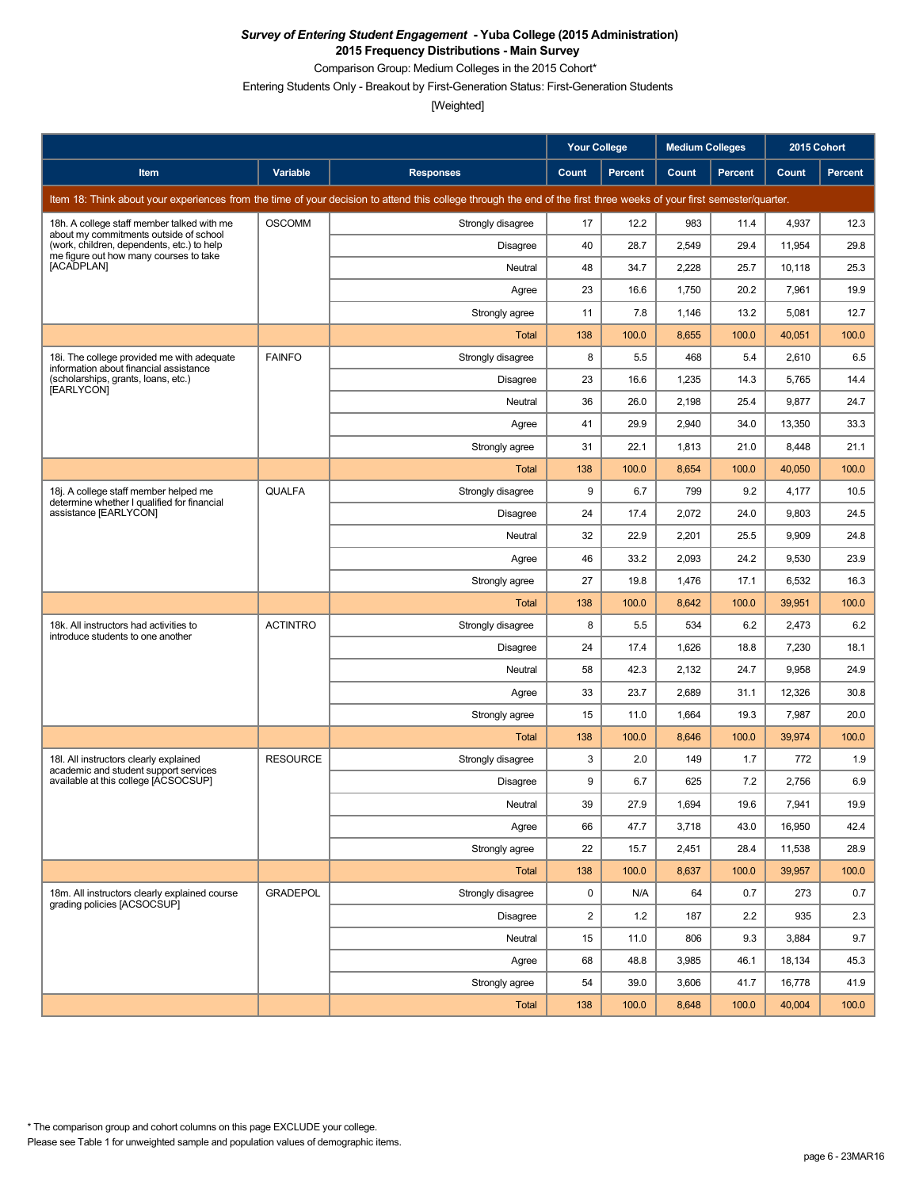***Survey of Entering Student Engagement* - Yuba College (2015 Administration)**

**2015 Frequency Distributions - Main Survey**

Comparison Group: Medium Colleges in the 2015 Cohort*

Entering Students Only - Breakout by First-Generation Status: First-Generation Students

[Weighted]

| | | | Your College | | Medium Colleges | | 2015 Cohort | |
|---|---|---|---|---|---|---|---|---|
| **Item** | **Variable** | **Responses** | **Count** | **Percent** | **Count** | **Percent** | **Count** | **Percent** |
| Item 18: Think about your experiences from the time of your decision to attend this college through the end of the first three weeks of your first semester/quarter. | | | | | | | | |
| 18h. A college staff member talked with me about my commitments outside of school (work, children, dependents, etc.) to help me figure out how many courses to take [ACADPLAN] | OSCOMM | Strongly disagree | 17 | 12.2 | 983 | 11.4 | 4,937 | 12.3 |
| | | Disagree | 40 | 28.7 | 2,549 | 29.4 | 11,954 | 29.8 |
| | | Neutral | 48 | 34.7 | 2,228 | 25.7 | 10,118 | 25.3 |
| | | Agree | 23 | 16.6 | 1,750 | 20.2 | 7,961 | 19.9 |
| | | Strongly agree | 11 | 7.8 | 1,146 | 13.2 | 5,081 | 12.7 |
| | | Total | 138 | 100.0 | 8,655 | 100.0 | 40,051 | 100.0 |
| 18i. The college provided me with adequate information about financial assistance (scholarships, grants, loans, etc.) [EARLYCON] | FAINFO | Strongly disagree | 8 | 5.5 | 468 | 5.4 | 2,610 | 6.5 |
| | | Disagree | 23 | 16.6 | 1,235 | 14.3 | 5,765 | 14.4 |
| | | Neutral | 36 | 26.0 | 2,198 | 25.4 | 9,877 | 24.7 |
| | | Agree | 41 | 29.9 | 2,940 | 34.0 | 13,350 | 33.3 |
| | | Strongly agree | 31 | 22.1 | 1,813 | 21.0 | 8,448 | 21.1 |
| | | Total | 138 | 100.0 | 8,654 | 100.0 | 40,050 | 100.0 |
| 18j. A college staff member helped me determine whether I qualified for financial assistance [EARLYCON] | QUALFA | Strongly disagree | 9 | 6.7 | 799 | 9.2 | 4,177 | 10.5 |
| | | Disagree | 24 | 17.4 | 2,072 | 24.0 | 9,803 | 24.5 |
| | | Neutral | 32 | 22.9 | 2,201 | 25.5 | 9,909 | 24.8 |
| | | Agree | 46 | 33.2 | 2,093 | 24.2 | 9,530 | 23.9 |
| | | Strongly agree | 27 | 19.8 | 1,476 | 17.1 | 6,532 | 16.3 |
| | | Total | 138 | 100.0 | 8,642 | 100.0 | 39,951 | 100.0 |
| 18k. All instructors had activities to introduce students to one another | ACTINTRO | Strongly disagree | 8 | 5.5 | 534 | 6.2 | 2,473 | 6.2 |
| | | Disagree | 24 | 17.4 | 1,626 | 18.8 | 7,230 | 18.1 |
| | | Neutral | 58 | 42.3 | 2,132 | 24.7 | 9,958 | 24.9 |
| | | Agree | 33 | 23.7 | 2,689 | 31.1 | 12,326 | 30.8 |
| | | Strongly agree | 15 | 11.0 | 1,664 | 19.3 | 7,987 | 20.0 |
| | | Total | 138 | 100.0 | 8,646 | 100.0 | 39,974 | 100.0 |
| 18l. All instructors clearly explained academic and student support services available at this college [ACSOCSUP] | RESOURCE | Strongly disagree | 3 | 2.0 | 149 | 1.7 | 772 | 1.9 |
| | | Disagree | 9 | 6.7 | 625 | 7.2 | 2,756 | 6.9 |
| | | Neutral | 39 | 27.9 | 1,694 | 19.6 | 7,941 | 19.9 |
| | | Agree | 66 | 47.7 | 3,718 | 43.0 | 16,950 | 42.4 |
| | | Strongly agree | 22 | 15.7 | 2,451 | 28.4 | 11,538 | 28.9 |
| | | Total | 138 | 100.0 | 8,637 | 100.0 | 39,957 | 100.0 |
| 18m. All instructors clearly explained course grading policies [ACSOCSUP] | GRADEPOL | Strongly disagree | 0 | N/A | 64 | 0.7 | 273 | 0.7 |
| | | Disagree | 2 | 1.2 | 187 | 2.2 | 935 | 2.3 |
| | | Neutral | 15 | 11.0 | 806 | 9.3 | 3,884 | 9.7 |
| | | Agree | 68 | 48.8 | 3,985 | 46.1 | 18,134 | 45.3 |
| | | Strongly agree | 54 | 39.0 | 3,606 | 41.7 | 16,778 | 41.9 |
| | | Total | 138 | 100.0 | 8,648 | 100.0 | 40,004 | 100.0 |

* The comparison group and cohort columns on this page EXCLUDE your college.

Please see Table 1 for unweighted sample and population values of demographic items.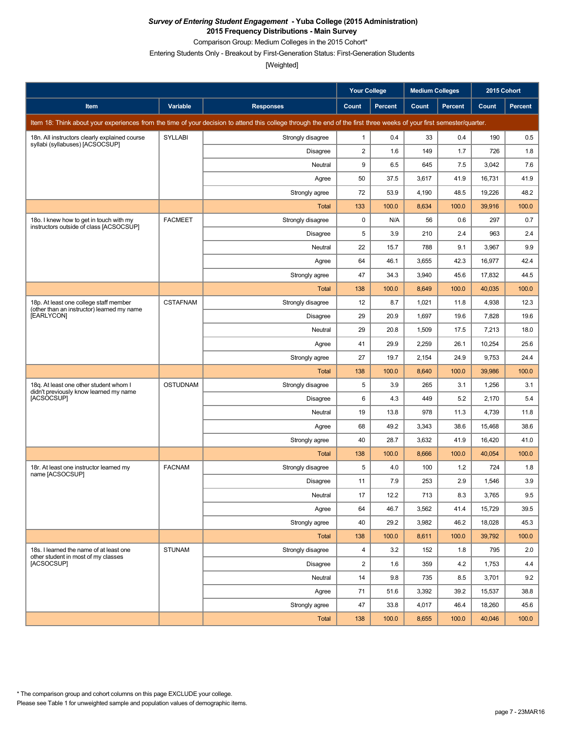***Survey of Entering Student Engagement* - Yuba College (2015 Administration)**
**2015 Frequency Distributions - Main Survey**
Comparison Group: Medium Colleges in the 2015 Cohort*
Entering Students Only - Breakout by First-Generation Status: First-Generation Students
[Weighted]

| Item | Variable | Responses | Your College | | Medium Colleges | | 2015 Cohort | |
|---|---|---|---|---|---|---|---|---|
| | | | Count | Percent | Count | Percent | Count | Percent |
| Item 18: Think about your experiences from the time of your decision to attend this college through the end of the first three weeks of your first semester/quarter. | | | | | | | | |
| 18n. All instructors clearly explained course syllabi (syllabuses) [ACSOCSUP] | SYLLABI | Strongly disagree | 1 | 0.4 | 33 | 0.4 | 190 | 0.5 |
| | | Disagree | 2 | 1.6 | 149 | 1.7 | 726 | 1.8 |
| | | Neutral | 9 | 6.5 | 645 | 7.5 | 3,042 | 7.6 |
| | | Agree | 50 | 37.5 | 3,617 | 41.9 | 16,731 | 41.9 |
| | | Strongly agree | 72 | 53.9 | 4,190 | 48.5 | 19,226 | 48.2 |
| | | Total | 133 | 100.0 | 8,634 | 100.0 | 39,916 | 100.0 |
| 18o. I knew how to get in touch with my instructors outside of class [ACSOCSUP] | FACMEET | Strongly disagree | 0 | N/A | 56 | 0.6 | 297 | 0.7 |
| | | Disagree | 5 | 3.9 | 210 | 2.4 | 963 | 2.4 |
| | | Neutral | 22 | 15.7 | 788 | 9.1 | 3,967 | 9.9 |
| | | Agree | 64 | 46.1 | 3,655 | 42.3 | 16,977 | 42.4 |
| | | Strongly agree | 47 | 34.3 | 3,940 | 45.6 | 17,832 | 44.5 |
| | | Total | 138 | 100.0 | 8,649 | 100.0 | 40,035 | 100.0 |
| 18p. At least one college staff member (other than an instructor) learned my name [EARLYCON] | CSTAFNAM | Strongly disagree | 12 | 8.7 | 1,021 | 11.8 | 4,938 | 12.3 |
| | | Disagree | 29 | 20.9 | 1,697 | 19.6 | 7,828 | 19.6 |
| | | Neutral | 29 | 20.8 | 1,509 | 17.5 | 7,213 | 18.0 |
| | | Agree | 41 | 29.9 | 2,259 | 26.1 | 10,254 | 25.6 |
| | | Strongly agree | 27 | 19.7 | 2,154 | 24.9 | 9,753 | 24.4 |
| | | Total | 138 | 100.0 | 8,640 | 100.0 | 39,986 | 100.0 |
| 18q. At least one other student whom I didn't previously know learned my name [ACSOCSUP] | OSTUDNAM | Strongly disagree | 5 | 3.9 | 265 | 3.1 | 1,256 | 3.1 |
| | | Disagree | 6 | 4.3 | 449 | 5.2 | 2,170 | 5.4 |
| | | Neutral | 19 | 13.8 | 978 | 11.3 | 4,739 | 11.8 |
| | | Agree | 68 | 49.2 | 3,343 | 38.6 | 15,468 | 38.6 |
| | | Strongly agree | 40 | 28.7 | 3,632 | 41.9 | 16,420 | 41.0 |
| | | Total | 138 | 100.0 | 8,666 | 100.0 | 40,054 | 100.0 |
| 18r. At least one instructor learned my name [ACSOCSUP] | FACNAM | Strongly disagree | 5 | 4.0 | 100 | 1.2 | 724 | 1.8 |
| | | Disagree | 11 | 7.9 | 253 | 2.9 | 1,546 | 3.9 |
| | | Neutral | 17 | 12.2 | 713 | 8.3 | 3,765 | 9.5 |
| | | Agree | 64 | 46.7 | 3,562 | 41.4 | 15,729 | 39.5 |
| | | Strongly agree | 40 | 29.2 | 3,982 | 46.2 | 18,028 | 45.3 |
| | | Total | 138 | 100.0 | 8,611 | 100.0 | 39,792 | 100.0 |
| 18s. I learned the name of at least one other student in most of my classes [ACSOCSUP] | STUNAM | Strongly disagree | 4 | 3.2 | 152 | 1.8 | 795 | 2.0 |
| | | Disagree | 2 | 1.6 | 359 | 4.2 | 1,753 | 4.4 |
| | | Neutral | 14 | 9.8 | 735 | 8.5 | 3,701 | 9.2 |
| | | Agree | 71 | 51.6 | 3,392 | 39.2 | 15,537 | 38.8 |
| | | Strongly agree | 47 | 33.8 | 4,017 | 46.4 | 18,260 | 45.6 |
| | | Total | 138 | 100.0 | 8,655 | 100.0 | 40,046 | 100.0 |

* The comparison group and cohort columns on this page EXCLUDE your college.
Please see Table 1 for unweighted sample and population values of demographic items.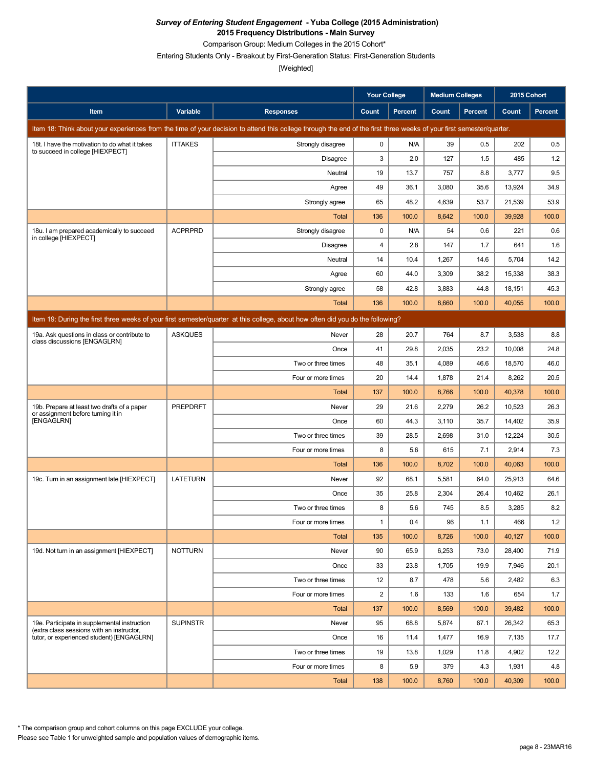***Survey of Entering Student Engagement* - Yuba College (2015 Administration)**
**2015 Frequency Distributions - Main Survey**
Comparison Group: Medium Colleges in the 2015 Cohort*
Entering Students Only - Breakout by First-Generation Status: First-Generation Students
[Weighted]

| Item | Variable | Responses | Your College | | Medium Colleges | | 2015 Cohort | |
|---|---|---|---|---|---|---|---|---|
| | | | Count | Percent | Count | Percent | Count | Percent |
| Item 18: Think about your experiences from the time of your decision to attend this college through the end of the first three weeks of your first semester/quarter. | | | | | | | | |
| 18t. I have the motivation to do what it takes to succeed in college [HIEXPECT] | ITTAKES | Strongly disagree | 0 | N/A | 39 | 0.5 | 202 | 0.5 |
| | | Disagree | 3 | 2.0 | 127 | 1.5 | 485 | 1.2 |
| | | Neutral | 19 | 13.7 | 757 | 8.8 | 3,777 | 9.5 |
| | | Agree | 49 | 36.1 | 3,080 | 35.6 | 13,924 | 34.9 |
| | | Strongly agree | 65 | 48.2 | 4,639 | 53.7 | 21,539 | 53.9 |
| | | Total | 136 | 100.0 | 8,642 | 100.0 | 39,928 | 100.0 |
| 18u. I am prepared academically to succeed in college [HIEXPECT] | ACPRPRD | Strongly disagree | 0 | N/A | 54 | 0.6 | 221 | 0.6 |
| | | Disagree | 4 | 2.8 | 147 | 1.7 | 641 | 1.6 |
| | | Neutral | 14 | 10.4 | 1,267 | 14.6 | 5,704 | 14.2 |
| | | Agree | 60 | 44.0 | 3,309 | 38.2 | 15,338 | 38.3 |
| | | Strongly agree | 58 | 42.8 | 3,883 | 44.8 | 18,151 | 45.3 |
| | | Total | 136 | 100.0 | 8,660 | 100.0 | 40,055 | 100.0 |
| Item 19: During the first three weeks of your first semester/quarter at this college, about how often did you do the following? | | | | | | | | |
| 19a. Ask questions in class or contribute to class discussions [ENGAGLRN] | ASKQUES | Never | 28 | 20.7 | 764 | 8.7 | 3,538 | 8.8 |
| | | Once | 41 | 29.8 | 2,035 | 23.2 | 10,008 | 24.8 |
| | | Two or three times | 48 | 35.1 | 4,089 | 46.6 | 18,570 | 46.0 |
| | | Four or more times | 20 | 14.4 | 1,878 | 21.4 | 8,262 | 20.5 |
| | | Total | 137 | 100.0 | 8,766 | 100.0 | 40,378 | 100.0 |
| 19b. Prepare at least two drafts of a paper or assignment before turning it in [ENGAGLRN] | PREPDRFT | Never | 29 | 21.6 | 2,279 | 26.2 | 10,523 | 26.3 |
| | | Once | 60 | 44.3 | 3,110 | 35.7 | 14,402 | 35.9 |
| | | Two or three times | 39 | 28.5 | 2,698 | 31.0 | 12,224 | 30.5 |
| | | Four or more times | 8 | 5.6 | 615 | 7.1 | 2,914 | 7.3 |
| | | Total | 136 | 100.0 | 8,702 | 100.0 | 40,063 | 100.0 |
| 19c. Turn in an assignment late [HIEXPECT] | LATETURN | Never | 92 | 68.1 | 5,581 | 64.0 | 25,913 | 64.6 |
| | | Once | 35 | 25.8 | 2,304 | 26.4 | 10,462 | 26.1 |
| | | Two or three times | 8 | 5.6 | 745 | 8.5 | 3,285 | 8.2 |
| | | Four or more times | 1 | 0.4 | 96 | 1.1 | 466 | 1.2 |
| | | Total | 135 | 100.0 | 8,726 | 100.0 | 40,127 | 100.0 |
| 19d. Not turn in an assignment [HIEXPECT] | NOTTURN | Never | 90 | 65.9 | 6,253 | 73.0 | 28,400 | 71.9 |
| | | Once | 33 | 23.8 | 1,705 | 19.9 | 7,946 | 20.1 |
| | | Two or three times | 12 | 8.7 | 478 | 5.6 | 2,482 | 6.3 |
| | | Four or more times | 2 | 1.6 | 133 | 1.6 | 654 | 1.7 |
| | | Total | 137 | 100.0 | 8,569 | 100.0 | 39,482 | 100.0 |
| 19e. Participate in supplemental instruction (extra class sessions with an instructor, tutor, or experienced student) [ENGAGLRN] | SUPINSTR | Never | 95 | 68.8 | 5,874 | 67.1 | 26,342 | 65.3 |
| | | Once | 16 | 11.4 | 1,477 | 16.9 | 7,135 | 17.7 |
| | | Two or three times | 19 | 13.8 | 1,029 | 11.8 | 4,902 | 12.2 |
| | | Four or more times | 8 | 5.9 | 379 | 4.3 | 1,931 | 4.8 |
| | | Total | 138 | 100.0 | 8,760 | 100.0 | 40,309 | 100.0 |

* The comparison group and cohort columns on this page EXCLUDE your college.
Please see Table 1 for unweighted sample and population values of demographic items.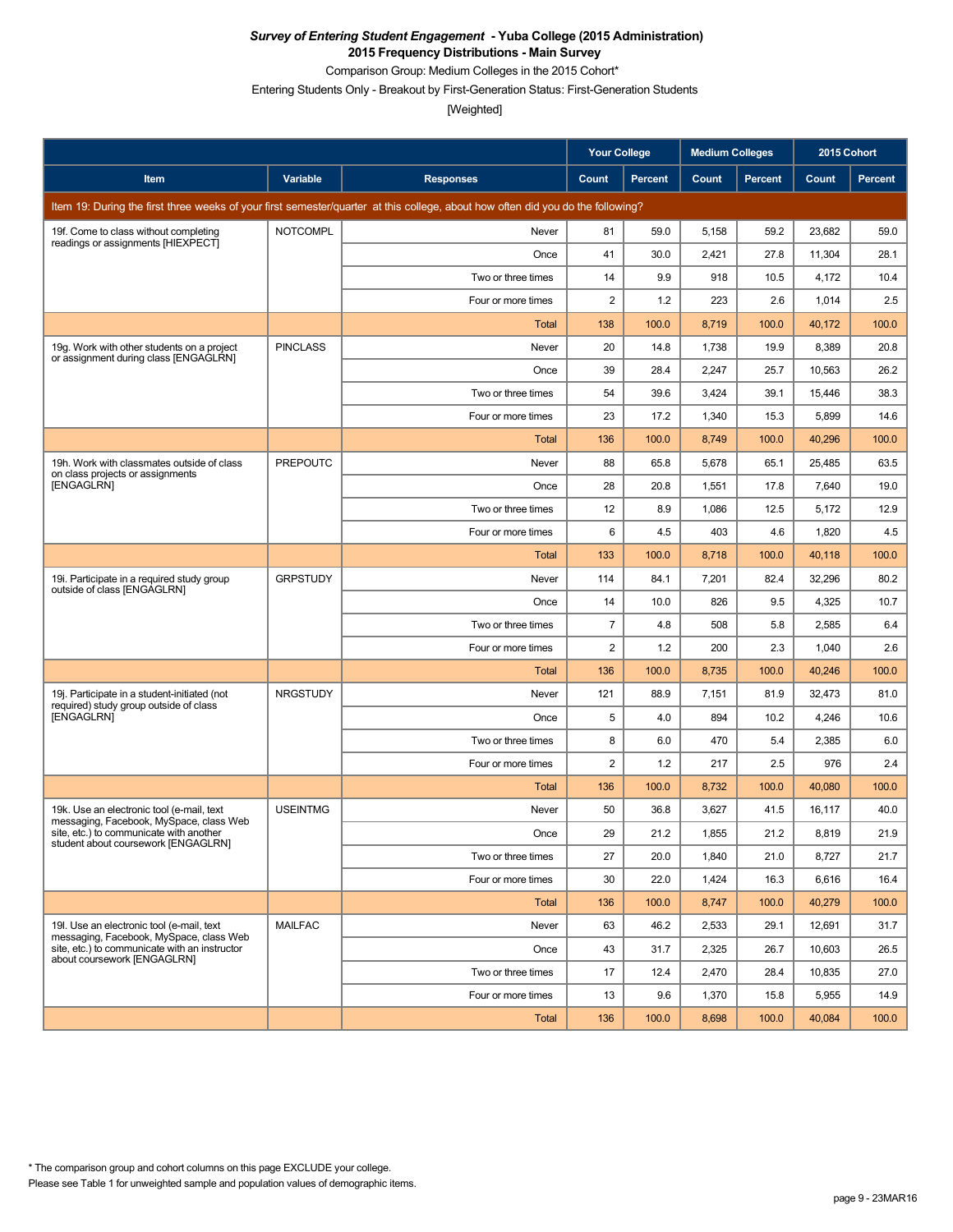***Survey of Entering Student Engagement* - Yuba College (2015 Administration)**
**2015 Frequency Distributions - Main Survey**
Comparison Group: Medium Colleges in the 2015 Cohort*
Entering Students Only - Breakout by First-Generation Status: First-Generation Students
[Weighted]

| | | | Your College | | Medium Colleges | | 2015 Cohort | |
|---|---|---|---|---|---|---|---|---|
| Item | Variable | Responses | Count | Percent | Count | Percent | Count | Percent |
| Item 19: During the first three weeks of your first semester/quarter at this college, about how often did you do the following? | | | | | | | | |
| 19f. Come to class without completing readings or assignments [HIEXPECT] | NOTCOMPL | Never | 81 | 59.0 | 5,158 | 59.2 | 23,682 | 59.0 |
| | | Once | 41 | 30.0 | 2,421 | 27.8 | 11,304 | 28.1 |
| | | Two or three times | 14 | 9.9 | 918 | 10.5 | 4,172 | 10.4 |
| | | Four or more times | 2 | 1.2 | 223 | 2.6 | 1,014 | 2.5 |
| | | Total | 138 | 100.0 | 8,719 | 100.0 | 40,172 | 100.0 |
| 19g. Work with other students on a project or assignment during class [ENGAGLRN] | PINCLASS | Never | 20 | 14.8 | 1,738 | 19.9 | 8,389 | 20.8 |
| | | Once | 39 | 28.4 | 2,247 | 25.7 | 10,563 | 26.2 |
| | | Two or three times | 54 | 39.6 | 3,424 | 39.1 | 15,446 | 38.3 |
| | | Four or more times | 23 | 17.2 | 1,340 | 15.3 | 5,899 | 14.6 |
| | | Total | 136 | 100.0 | 8,749 | 100.0 | 40,296 | 100.0 |
| 19h. Work with classmates outside of class on class projects or assignments [ENGAGLRN] | PREPOUTC | Never | 88 | 65.8 | 5,678 | 65.1 | 25,485 | 63.5 |
| | | Once | 28 | 20.8 | 1,551 | 17.8 | 7,640 | 19.0 |
| | | Two or three times | 12 | 8.9 | 1,086 | 12.5 | 5,172 | 12.9 |
| | | Four or more times | 6 | 4.5 | 403 | 4.6 | 1,820 | 4.5 |
| | | Total | 133 | 100.0 | 8,718 | 100.0 | 40,118 | 100.0 |
| 19i. Participate in a required study group outside of class [ENGAGLRN] | GRPSTUDY | Never | 114 | 84.1 | 7,201 | 82.4 | 32,296 | 80.2 |
| | | Once | 14 | 10.0 | 826 | 9.5 | 4,325 | 10.7 |
| | | Two or three times | 7 | 4.8 | 508 | 5.8 | 2,585 | 6.4 |
| | | Four or more times | 2 | 1.2 | 200 | 2.3 | 1,040 | 2.6 |
| | | Total | 136 | 100.0 | 8,735 | 100.0 | 40,246 | 100.0 |
| 19j. Participate in a student-initiated (not required) study group outside of class [ENGAGLRN] | NRGSTUDY | Never | 121 | 88.9 | 7,151 | 81.9 | 32,473 | 81.0 |
| | | Once | 5 | 4.0 | 894 | 10.2 | 4,246 | 10.6 |
| | | Two or three times | 8 | 6.0 | 470 | 5.4 | 2,385 | 6.0 |
| | | Four or more times | 2 | 1.2 | 217 | 2.5 | 976 | 2.4 |
| | | Total | 136 | 100.0 | 8,732 | 100.0 | 40,080 | 100.0 |
| 19k. Use an electronic tool (e-mail, text messaging, Facebook, MySpace, class Web site, etc.) to communicate with another student about coursework [ENGAGLRN] | USEINTMG | Never | 50 | 36.8 | 3,627 | 41.5 | 16,117 | 40.0 |
| | | Once | 29 | 21.2 | 1,855 | 21.2 | 8,819 | 21.9 |
| | | Two or three times | 27 | 20.0 | 1,840 | 21.0 | 8,727 | 21.7 |
| | | Four or more times | 30 | 22.0 | 1,424 | 16.3 | 6,616 | 16.4 |
| | | Total | 136 | 100.0 | 8,747 | 100.0 | 40,279 | 100.0 |
| 19l. Use an electronic tool (e-mail, text messaging, Facebook, MySpace, class Web site, etc.) to communicate with an instructor about coursework [ENGAGLRN] | MAILFAC | Never | 63 | 46.2 | 2,533 | 29.1 | 12,691 | 31.7 |
| | | Once | 43 | 31.7 | 2,325 | 26.7 | 10,603 | 26.5 |
| | | Two or three times | 17 | 12.4 | 2,470 | 28.4 | 10,835 | 27.0 |
| | | Four or more times | 13 | 9.6 | 1,370 | 15.8 | 5,955 | 14.9 |
| | | Total | 136 | 100.0 | 8,698 | 100.0 | 40,084 | 100.0 |

* The comparison group and cohort columns on this page EXCLUDE your college.
Please see Table 1 for unweighted sample and population values of demographic items.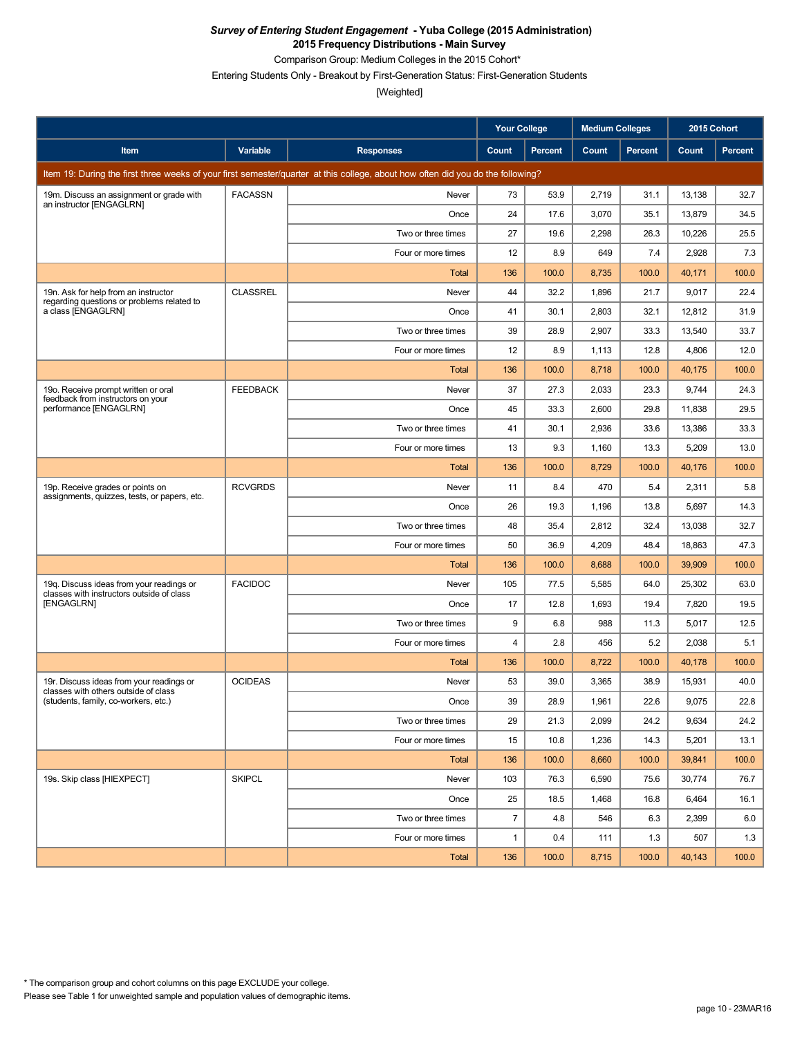***Survey of Entering Student Engagement* - Yuba College (2015 Administration)**
**2015 Frequency Distributions - Main Survey**
Comparison Group: Medium Colleges in the 2015 Cohort*
Entering Students Only - Breakout by First-Generation Status: First-Generation Students
[Weighted]

| | | | Your College | | Medium Colleges | | 2015 Cohort | |
|---|---|---|---|---|---|---|---|---|
| **Item** | **Variable** | **Responses** | **Count** | **Percent** | **Count** | **Percent** | **Count** | **Percent** |
| Item 19: During the first three weeks of your first semester/quarter at this college, about how often did you do the following? | | | | | | | | |
| 19m. Discuss an assignment or grade with an instructor [ENGAGLRN] | FACASSN | Never | 73 | 53.9 | 2,719 | 31.1 | 13,138 | 32.7 |
| | | Once | 24 | 17.6 | 3,070 | 35.1 | 13,879 | 34.5 |
| | | Two or three times | 27 | 19.6 | 2,298 | 26.3 | 10,226 | 25.5 |
| | | Four or more times | 12 | 8.9 | 649 | 7.4 | 2,928 | 7.3 |
| | | Total | 136 | 100.0 | 8,735 | 100.0 | 40,171 | 100.0 |
| 19n. Ask for help from an instructor regarding questions or problems related to a class [ENGAGLRN] | CLASSREL | Never | 44 | 32.2 | 1,896 | 21.7 | 9,017 | 22.4 |
| | | Once | 41 | 30.1 | 2,803 | 32.1 | 12,812 | 31.9 |
| | | Two or three times | 39 | 28.9 | 2,907 | 33.3 | 13,540 | 33.7 |
| | | Four or more times | 12 | 8.9 | 1,113 | 12.8 | 4,806 | 12.0 |
| | | Total | 136 | 100.0 | 8,718 | 100.0 | 40,175 | 100.0 |
| 19o. Receive prompt written or oral feedback from instructors on your performance [ENGAGLRN] | FEEDBACK | Never | 37 | 27.3 | 2,033 | 23.3 | 9,744 | 24.3 |
| | | Once | 45 | 33.3 | 2,600 | 29.8 | 11,838 | 29.5 |
| | | Two or three times | 41 | 30.1 | 2,936 | 33.6 | 13,386 | 33.3 |
| | | Four or more times | 13 | 9.3 | 1,160 | 13.3 | 5,209 | 13.0 |
| | | Total | 136 | 100.0 | 8,729 | 100.0 | 40,176 | 100.0 |
| 19p. Receive grades or points on assignments, quizzes, tests, or papers, etc. | RCVGRDS | Never | 11 | 8.4 | 470 | 5.4 | 2,311 | 5.8 |
| | | Once | 26 | 19.3 | 1,196 | 13.8 | 5,697 | 14.3 |
| | | Two or three times | 48 | 35.4 | 2,812 | 32.4 | 13,038 | 32.7 |
| | | Four or more times | 50 | 36.9 | 4,209 | 48.4 | 18,863 | 47.3 |
| | | Total | 136 | 100.0 | 8,688 | 100.0 | 39,909 | 100.0 |
| 19q. Discuss ideas from your readings or classes with instructors outside of class [ENGAGLRN] | FACIDOC | Never | 105 | 77.5 | 5,585 | 64.0 | 25,302 | 63.0 |
| | | Once | 17 | 12.8 | 1,693 | 19.4 | 7,820 | 19.5 |
| | | Two or three times | 9 | 6.8 | 988 | 11.3 | 5,017 | 12.5 |
| | | Four or more times | 4 | 2.8 | 456 | 5.2 | 2,038 | 5.1 |
| | | Total | 136 | 100.0 | 8,722 | 100.0 | 40,178 | 100.0 |
| 19r. Discuss ideas from your readings or classes with others outside of class (students, family, co-workers, etc.) | OCIDEAS | Never | 53 | 39.0 | 3,365 | 38.9 | 15,931 | 40.0 |
| | | Once | 39 | 28.9 | 1,961 | 22.6 | 9,075 | 22.8 |
| | | Two or three times | 29 | 21.3 | 2,099 | 24.2 | 9,634 | 24.2 |
| | | Four or more times | 15 | 10.8 | 1,236 | 14.3 | 5,201 | 13.1 |
| | | Total | 136 | 100.0 | 8,660 | 100.0 | 39,841 | 100.0 |
| 19s. Skip class [HIEXPECT] | SKIPCL | Never | 103 | 76.3 | 6,590 | 75.6 | 30,774 | 76.7 |
| | | Once | 25 | 18.5 | 1,468 | 16.8 | 6,464 | 16.1 |
| | | Two or three times | 7 | 4.8 | 546 | 6.3 | 2,399 | 6.0 |
| | | Four or more times | 1 | 0.4 | 111 | 1.3 | 507 | 1.3 |
| | | Total | 136 | 100.0 | 8,715 | 100.0 | 40,143 | 100.0 |

* The comparison group and cohort columns on this page EXCLUDE your college.
Please see Table 1 for unweighted sample and population values of demographic items.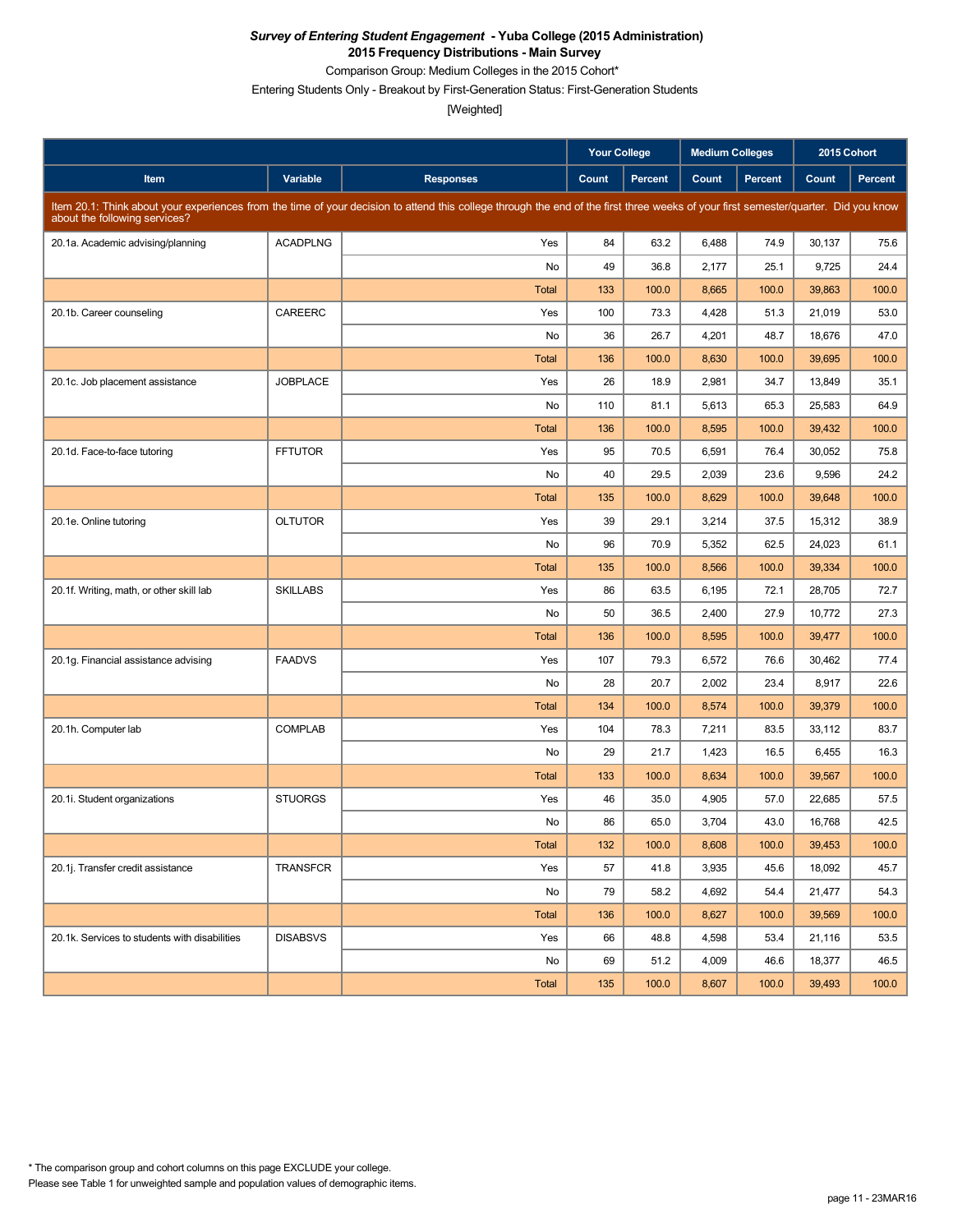***Survey of Entering Student Engagement* - Yuba College (2015 Administration)**

**2015 Frequency Distributions - Main Survey**

Comparison Group: Medium Colleges in the 2015 Cohort*

Entering Students Only - Breakout by First-Generation Status: First-Generation Students

[Weighted]

| Item | Variable | Responses | Your College Count | Your College Percent | Medium Colleges Count | Medium Colleges Percent | 2015 Cohort Count | 2015 Cohort Percent |
|---|---|---|---|---|---|---|---|---|
| Item 20.1: Think about your experiences from the time of your decision to attend this college through the end of the first three weeks of your first semester/quarter. Did you know about the following services? | | | | | | | | |
| 20.1a. Academic advising/planning | ACADPLNG | Yes | 84 | 63.2 | 6,488 | 74.9 | 30,137 | 75.6 |
| | | No | 49 | 36.8 | 2,177 | 25.1 | 9,725 | 24.4 |
| | | Total | 133 | 100.0 | 8,665 | 100.0 | 39,863 | 100.0 |
| 20.1b. Career counseling | CAREERC | Yes | 100 | 73.3 | 4,428 | 51.3 | 21,019 | 53.0 |
| | | No | 36 | 26.7 | 4,201 | 48.7 | 18,676 | 47.0 |
| | | Total | 136 | 100.0 | 8,630 | 100.0 | 39,695 | 100.0 |
| 20.1c. Job placement assistance | JOBPLACE | Yes | 26 | 18.9 | 2,981 | 34.7 | 13,849 | 35.1 |
| | | No | 110 | 81.1 | 5,613 | 65.3 | 25,583 | 64.9 |
| | | Total | 136 | 100.0 | 8,595 | 100.0 | 39,432 | 100.0 |
| 20.1d. Face-to-face tutoring | FFTUTOR | Yes | 95 | 70.5 | 6,591 | 76.4 | 30,052 | 75.8 |
| | | No | 40 | 29.5 | 2,039 | 23.6 | 9,596 | 24.2 |
| | | Total | 135 | 100.0 | 8,629 | 100.0 | 39,648 | 100.0 |
| 20.1e. Online tutoring | OLTUTOR | Yes | 39 | 29.1 | 3,214 | 37.5 | 15,312 | 38.9 |
| | | No | 96 | 70.9 | 5,352 | 62.5 | 24,023 | 61.1 |
| | | Total | 135 | 100.0 | 8,566 | 100.0 | 39,334 | 100.0 |
| 20.1f. Writing, math, or other skill lab | SKILLABS | Yes | 86 | 63.5 | 6,195 | 72.1 | 28,705 | 72.7 |
| | | No | 50 | 36.5 | 2,400 | 27.9 | 10,772 | 27.3 |
| | | Total | 136 | 100.0 | 8,595 | 100.0 | 39,477 | 100.0 |
| 20.1g. Financial assistance advising | FAADVS | Yes | 107 | 79.3 | 6,572 | 76.6 | 30,462 | 77.4 |
| | | No | 28 | 20.7 | 2,002 | 23.4 | 8,917 | 22.6 |
| | | Total | 134 | 100.0 | 8,574 | 100.0 | 39,379 | 100.0 |
| 20.1h. Computer lab | COMPLAB | Yes | 104 | 78.3 | 7,211 | 83.5 | 33,112 | 83.7 |
| | | No | 29 | 21.7 | 1,423 | 16.5 | 6,455 | 16.3 |
| | | Total | 133 | 100.0 | 8,634 | 100.0 | 39,567 | 100.0 |
| 20.1i. Student organizations | STUORGS | Yes | 46 | 35.0 | 4,905 | 57.0 | 22,685 | 57.5 |
| | | No | 86 | 65.0 | 3,704 | 43.0 | 16,768 | 42.5 |
| | | Total | 132 | 100.0 | 8,608 | 100.0 | 39,453 | 100.0 |
| 20.1j. Transfer credit assistance | TRANSFCR | Yes | 57 | 41.8 | 3,935 | 45.6 | 18,092 | 45.7 |
| | | No | 79 | 58.2 | 4,692 | 54.4 | 21,477 | 54.3 |
| | | Total | 136 | 100.0 | 8,627 | 100.0 | 39,569 | 100.0 |
| 20.1k. Services to students with disabilities | DISABSVS | Yes | 66 | 48.8 | 4,598 | 53.4 | 21,116 | 53.5 |
| | | No | 69 | 51.2 | 4,009 | 46.6 | 18,377 | 46.5 |
| | | Total | 135 | 100.0 | 8,607 | 100.0 | 39,493 | 100.0 |

* The comparison group and cohort columns on this page EXCLUDE your college.

Please see Table 1 for unweighted sample and population values of demographic items.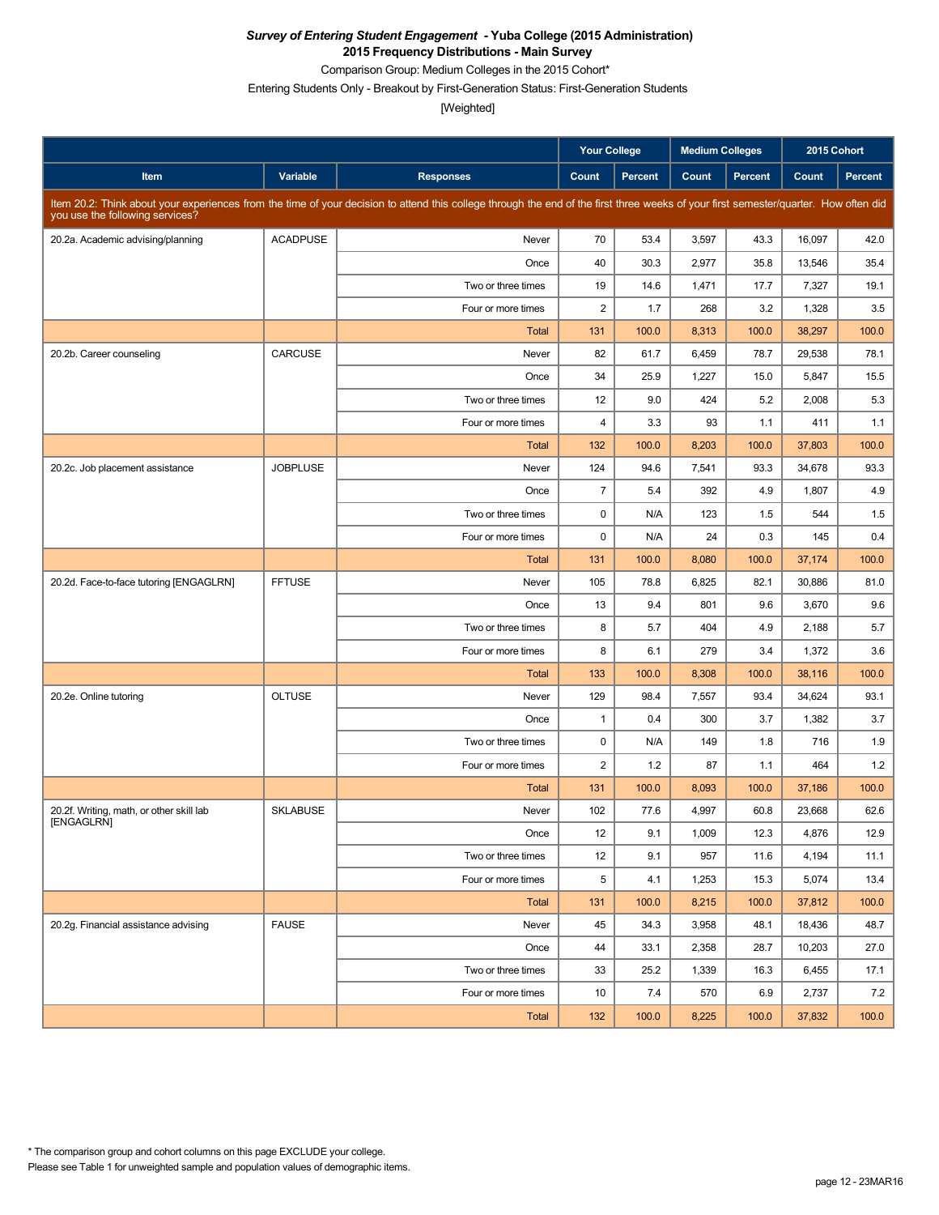***Survey of Entering Student Engagement* - Yuba College (2015 Administration)**
**2015 Frequency Distributions - Main Survey**
Comparison Group: Medium Colleges in the 2015 Cohort*
Entering Students Only - Breakout by First-Generation Status: First-Generation Students
[Weighted]

| | | | Your College | | Medium Colleges | | 2015 Cohort | |
|---|---|---|---|---|---|---|---|---|
| **Item** | **Variable** | **Responses** | **Count** | **Percent** | **Count** | **Percent** | **Count** | **Percent** |
| Item 20.2: Think about your experiences from the time of your decision to attend this college through the end of the first three weeks of your first semester/quarter. How often did you use the following services? | | | | | | | | |
| 20.2a. Academic advising/planning | ACADPUSE | Never | 70 | 53.4 | 3,597 | 43.3 | 16,097 | 42.0 |
| | | Once | 40 | 30.3 | 2,977 | 35.8 | 13,546 | 35.4 |
| | | Two or three times | 19 | 14.6 | 1,471 | 17.7 | 7,327 | 19.1 |
| | | Four or more times | 2 | 1.7 | 268 | 3.2 | 1,328 | 3.5 |
| | | Total | 131 | 100.0 | 8,313 | 100.0 | 38,297 | 100.0 |
| 20.2b. Career counseling | CARCUSE | Never | 82 | 61.7 | 6,459 | 78.7 | 29,538 | 78.1 |
| | | Once | 34 | 25.9 | 1,227 | 15.0 | 5,847 | 15.5 |
| | | Two or three times | 12 | 9.0 | 424 | 5.2 | 2,008 | 5.3 |
| | | Four or more times | 4 | 3.3 | 93 | 1.1 | 411 | 1.1 |
| | | Total | 132 | 100.0 | 8,203 | 100.0 | 37,803 | 100.0 |
| 20.2c. Job placement assistance | JOBPLUSE | Never | 124 | 94.6 | 7,541 | 93.3 | 34,678 | 93.3 |
| | | Once | 7 | 5.4 | 392 | 4.9 | 1,807 | 4.9 |
| | | Two or three times | 0 | N/A | 123 | 1.5 | 544 | 1.5 |
| | | Four or more times | 0 | N/A | 24 | 0.3 | 145 | 0.4 |
| | | Total | 131 | 100.0 | 8,080 | 100.0 | 37,174 | 100.0 |
| 20.2d. Face-to-face tutoring [ENGAGLRN] | FFTUSE | Never | 105 | 78.8 | 6,825 | 82.1 | 30,886 | 81.0 |
| | | Once | 13 | 9.4 | 801 | 9.6 | 3,670 | 9.6 |
| | | Two or three times | 8 | 5.7 | 404 | 4.9 | 2,188 | 5.7 |
| | | Four or more times | 8 | 6.1 | 279 | 3.4 | 1,372 | 3.6 |
| | | Total | 133 | 100.0 | 8,308 | 100.0 | 38,116 | 100.0 |
| 20.2e. Online tutoring | OLTUSE | Never | 129 | 98.4 | 7,557 | 93.4 | 34,624 | 93.1 |
| | | Once | 1 | 0.4 | 300 | 3.7 | 1,382 | 3.7 |
| | | Two or three times | 0 | N/A | 149 | 1.8 | 716 | 1.9 |
| | | Four or more times | 2 | 1.2 | 87 | 1.1 | 464 | 1.2 |
| | | Total | 131 | 100.0 | 8,093 | 100.0 | 37,186 | 100.0 |
| 20.2f. Writing, math, or other skill lab [ENGAGLRN] | SKLABUSE | Never | 102 | 77.6 | 4,997 | 60.8 | 23,668 | 62.6 |
| | | Once | 12 | 9.1 | 1,009 | 12.3 | 4,876 | 12.9 |
| | | Two or three times | 12 | 9.1 | 957 | 11.6 | 4,194 | 11.1 |
| | | Four or more times | 5 | 4.1 | 1,253 | 15.3 | 5,074 | 13.4 |
| | | Total | 131 | 100.0 | 8,215 | 100.0 | 37,812 | 100.0 |
| 20.2g. Financial assistance advising | FAUSE | Never | 45 | 34.3 | 3,958 | 48.1 | 18,436 | 48.7 |
| | | Once | 44 | 33.1 | 2,358 | 28.7 | 10,203 | 27.0 |
| | | Two or three times | 33 | 25.2 | 1,339 | 16.3 | 6,455 | 17.1 |
| | | Four or more times | 10 | 7.4 | 570 | 6.9 | 2,737 | 7.2 |
| | | Total | 132 | 100.0 | 8,225 | 100.0 | 37,832 | 100.0 |

* The comparison group and cohort columns on this page EXCLUDE your college.
Please see Table 1 for unweighted sample and population values of demographic items.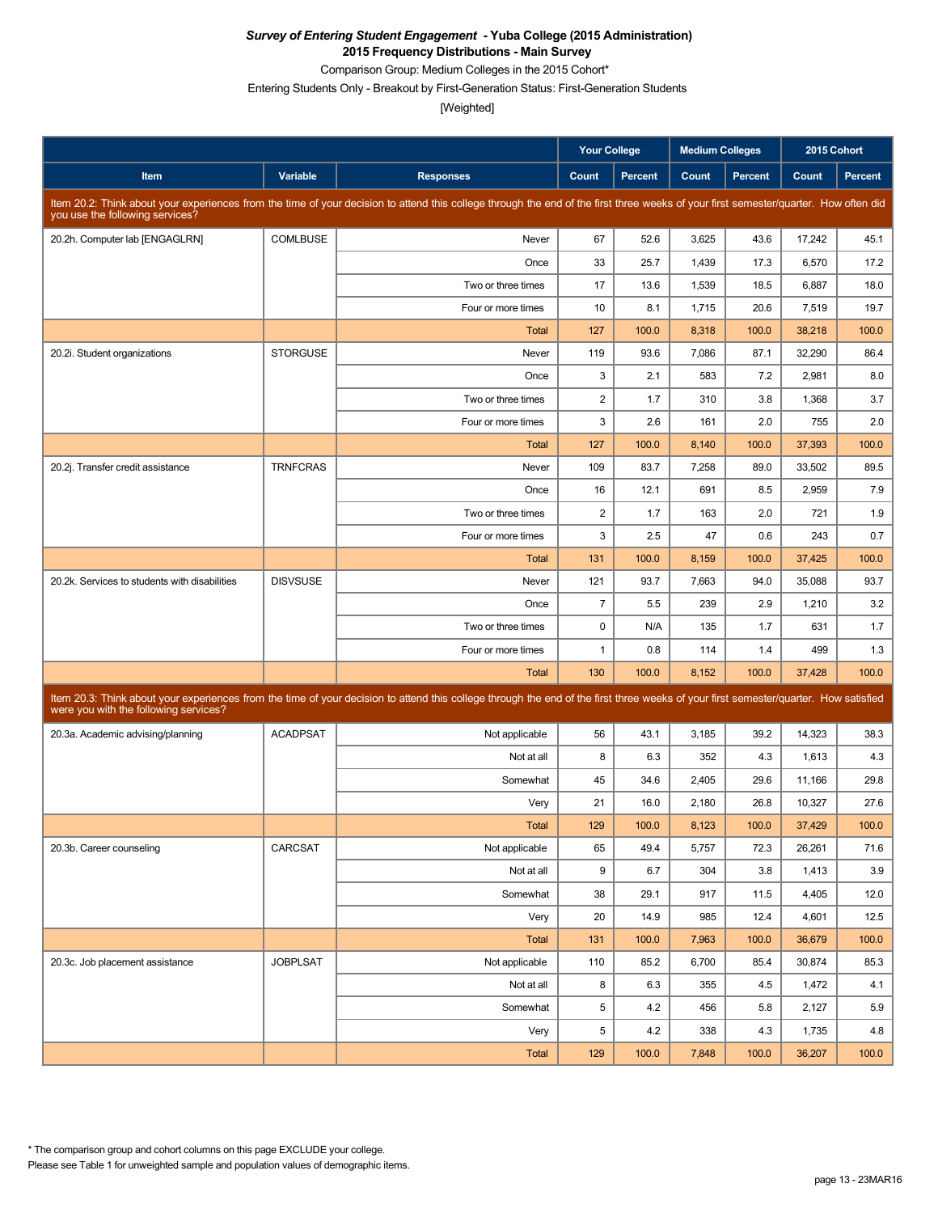***Survey of Entering Student Engagement* - Yuba College (2015 Administration)**

**2015 Frequency Distributions - Main Survey**

Comparison Group: Medium Colleges in the 2015 Cohort*

Entering Students Only - Breakout by First-Generation Status: First-Generation Students

[Weighted]

| Item | Variable | Responses | Your College Count | Your College Percent | Medium Colleges Count | Medium Colleges Percent | 2015 Cohort Count | 2015 Cohort Percent |
|---|---|---|---|---|---|---|---|---|
| **Item 20.2: Think about your experiences from the time of your decision to attend this college through the end of the first three weeks of your first semester/quarter. How often did you use the following services?** | | | | | | | | |
| 20.2h. Computer lab [ENGAGLRN] | COMLBUSE | Never | 67 | 52.6 | 3,625 | 43.6 | 17,242 | 45.1 |
| | | Once | 33 | 25.7 | 1,439 | 17.3 | 6,570 | 17.2 |
| | | Two or three times | 17 | 13.6 | 1,539 | 18.5 | 6,887 | 18.0 |
| | | Four or more times | 10 | 8.1 | 1,715 | 20.6 | 7,519 | 19.7 |
| | | Total | 127 | 100.0 | 8,318 | 100.0 | 38,218 | 100.0 |
| 20.2i. Student organizations | STORGUSE | Never | 119 | 93.6 | 7,086 | 87.1 | 32,290 | 86.4 |
| | | Once | 3 | 2.1 | 583 | 7.2 | 2,981 | 8.0 |
| | | Two or three times | 2 | 1.7 | 310 | 3.8 | 1,368 | 3.7 |
| | | Four or more times | 3 | 2.6 | 161 | 2.0 | 755 | 2.0 |
| | | Total | 127 | 100.0 | 8,140 | 100.0 | 37,393 | 100.0 |
| 20.2j. Transfer credit assistance | TRNFCRAS | Never | 109 | 83.7 | 7,258 | 89.0 | 33,502 | 89.5 |
| | | Once | 16 | 12.1 | 691 | 8.5 | 2,959 | 7.9 |
| | | Two or three times | 2 | 1.7 | 163 | 2.0 | 721 | 1.9 |
| | | Four or more times | 3 | 2.5 | 47 | 0.6 | 243 | 0.7 |
| | | Total | 131 | 100.0 | 8,159 | 100.0 | 37,425 | 100.0 |
| 20.2k. Services to students with disabilities | DISVSUSE | Never | 121 | 93.7 | 7,663 | 94.0 | 35,088 | 93.7 |
| | | Once | 7 | 5.5 | 239 | 2.9 | 1,210 | 3.2 |
| | | Two or three times | 0 | N/A | 135 | 1.7 | 631 | 1.7 |
| | | Four or more times | 1 | 0.8 | 114 | 1.4 | 499 | 1.3 |
| | | Total | 130 | 100.0 | 8,152 | 100.0 | 37,428 | 100.0 |
| **Item 20.3: Think about your experiences from the time of your decision to attend this college through the end of the first three weeks of your first semester/quarter. How satisfied were you with the following services?** | | | | | | | | |
| 20.3a. Academic advising/planning | ACADPSAT | Not applicable | 56 | 43.1 | 3,185 | 39.2 | 14,323 | 38.3 |
| | | Not at all | 8 | 6.3 | 352 | 4.3 | 1,613 | 4.3 |
| | | Somewhat | 45 | 34.6 | 2,405 | 29.6 | 11,166 | 29.8 |
| | | Very | 21 | 16.0 | 2,180 | 26.8 | 10,327 | 27.6 |
| | | Total | 129 | 100.0 | 8,123 | 100.0 | 37,429 | 100.0 |
| 20.3b. Career counseling | CARCSAT | Not applicable | 65 | 49.4 | 5,757 | 72.3 | 26,261 | 71.6 |
| | | Not at all | 9 | 6.7 | 304 | 3.8 | 1,413 | 3.9 |
| | | Somewhat | 38 | 29.1 | 917 | 11.5 | 4,405 | 12.0 |
| | | Very | 20 | 14.9 | 985 | 12.4 | 4,601 | 12.5 |
| | | Total | 131 | 100.0 | 7,963 | 100.0 | 36,679 | 100.0 |
| 20.3c. Job placement assistance | JOBPLSAT | Not applicable | 110 | 85.2 | 6,700 | 85.4 | 30,874 | 85.3 |
| | | Not at all | 8 | 6.3 | 355 | 4.5 | 1,472 | 4.1 |
| | | Somewhat | 5 | 4.2 | 456 | 5.8 | 2,127 | 5.9 |
| | | Very | 5 | 4.2 | 338 | 4.3 | 1,735 | 4.8 |
| | | Total | 129 | 100.0 | 7,848 | 100.0 | 36,207 | 100.0 |

* The comparison group and cohort columns on this page EXCLUDE your college.

Please see Table 1 for unweighted sample and population values of demographic items.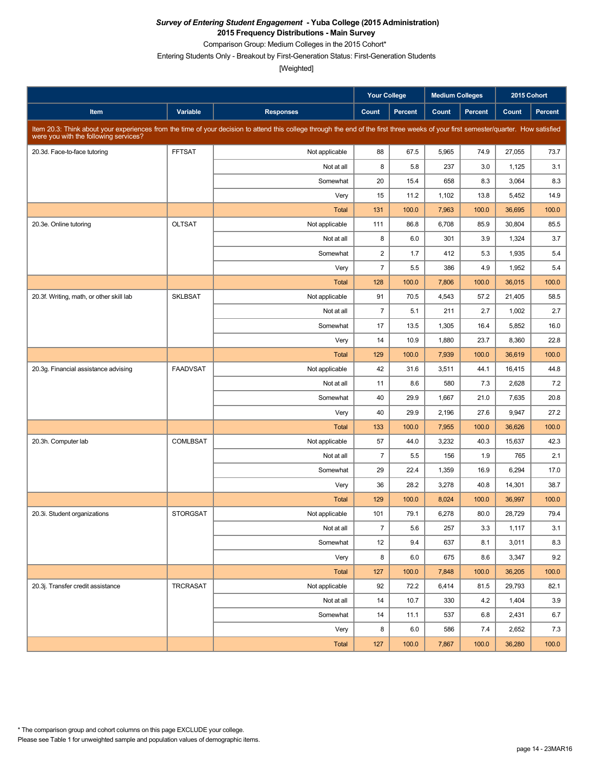***Survey of Entering Student Engagement* - Yuba College (2015 Administration)**
**2015 Frequency Distributions - Main Survey**
Comparison Group: Medium Colleges in the 2015 Cohort*
Entering Students Only - Breakout by First-Generation Status: First-Generation Students
[Weighted]

| | | | Your College | | Medium Colleges | | 2015 Cohort | |
|---|---|---|---|---|---|---|---|---|
| **Item** | **Variable** | **Responses** | **Count** | **Percent** | **Count** | **Percent** | **Count** | **Percent** |
| Item 20.3: Think about your experiences from the time of your decision to attend this college through the end of the first three weeks of your first semester/quarter. How satisfied were you with the following services? | | | | | | | | |
| 20.3d. Face-to-face tutoring | FFTSAT | Not applicable | 88 | 67.5 | 5,965 | 74.9 | 27,055 | 73.7 |
| | | Not at all | 8 | 5.8 | 237 | 3.0 | 1,125 | 3.1 |
| | | Somewhat | 20 | 15.4 | 658 | 8.3 | 3,064 | 8.3 |
| | | Very | 15 | 11.2 | 1,102 | 13.8 | 5,452 | 14.9 |
| | | Total | 131 | 100.0 | 7,963 | 100.0 | 36,695 | 100.0 |
| 20.3e. Online tutoring | OLTSAT | Not applicable | 111 | 86.8 | 6,708 | 85.9 | 30,804 | 85.5 |
| | | Not at all | 8 | 6.0 | 301 | 3.9 | 1,324 | 3.7 |
| | | Somewhat | 2 | 1.7 | 412 | 5.3 | 1,935 | 5.4 |
| | | Very | 7 | 5.5 | 386 | 4.9 | 1,952 | 5.4 |
| | | Total | 128 | 100.0 | 7,806 | 100.0 | 36,015 | 100.0 |
| 20.3f. Writing, math, or other skill lab | SKLBSAT | Not applicable | 91 | 70.5 | 4,543 | 57.2 | 21,405 | 58.5 |
| | | Not at all | 7 | 5.1 | 211 | 2.7 | 1,002 | 2.7 |
| | | Somewhat | 17 | 13.5 | 1,305 | 16.4 | 5,852 | 16.0 |
| | | Very | 14 | 10.9 | 1,880 | 23.7 | 8,360 | 22.8 |
| | | Total | 129 | 100.0 | 7,939 | 100.0 | 36,619 | 100.0 |
| 20.3g. Financial assistance advising | FAADVSAT | Not applicable | 42 | 31.6 | 3,511 | 44.1 | 16,415 | 44.8 |
| | | Not at all | 11 | 8.6 | 580 | 7.3 | 2,628 | 7.2 |
| | | Somewhat | 40 | 29.9 | 1,667 | 21.0 | 7,635 | 20.8 |
| | | Very | 40 | 29.9 | 2,196 | 27.6 | 9,947 | 27.2 |
| | | Total | 133 | 100.0 | 7,955 | 100.0 | 36,626 | 100.0 |
| 20.3h. Computer lab | COMLBSAT | Not applicable | 57 | 44.0 | 3,232 | 40.3 | 15,637 | 42.3 |
| | | Not at all | 7 | 5.5 | 156 | 1.9 | 765 | 2.1 |
| | | Somewhat | 29 | 22.4 | 1,359 | 16.9 | 6,294 | 17.0 |
| | | Very | 36 | 28.2 | 3,278 | 40.8 | 14,301 | 38.7 |
| | | Total | 129 | 100.0 | 8,024 | 100.0 | 36,997 | 100.0 |
| 20.3i. Student organizations | STORGSAT | Not applicable | 101 | 79.1 | 6,278 | 80.0 | 28,729 | 79.4 |
| | | Not at all | 7 | 5.6 | 257 | 3.3 | 1,117 | 3.1 |
| | | Somewhat | 12 | 9.4 | 637 | 8.1 | 3,011 | 8.3 |
| | | Very | 8 | 6.0 | 675 | 8.6 | 3,347 | 9.2 |
| | | Total | 127 | 100.0 | 7,848 | 100.0 | 36,205 | 100.0 |
| 20.3j. Transfer credit assistance | TRCRASAT | Not applicable | 92 | 72.2 | 6,414 | 81.5 | 29,793 | 82.1 |
| | | Not at all | 14 | 10.7 | 330 | 4.2 | 1,404 | 3.9 |
| | | Somewhat | 14 | 11.1 | 537 | 6.8 | 2,431 | 6.7 |
| | | Very | 8 | 6.0 | 586 | 7.4 | 2,652 | 7.3 |
| | | Total | 127 | 100.0 | 7,867 | 100.0 | 36,280 | 100.0 |

* The comparison group and cohort columns on this page EXCLUDE your college.
Please see Table 1 for unweighted sample and population values of demographic items.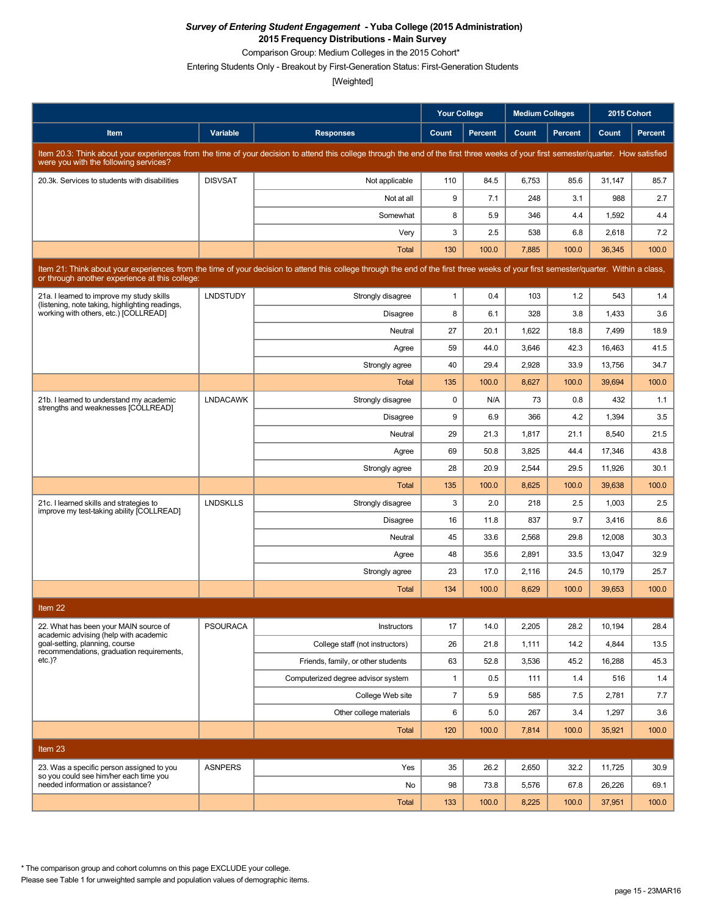***Survey of Entering Student Engagement* - Yuba College (2015 Administration)**
**2015 Frequency Distributions - Main Survey**
Comparison Group: Medium Colleges in the 2015 Cohort*
Entering Students Only - Breakout by First-Generation Status: First-Generation Students
[Weighted]

| Item | Variable | Responses | Your College Count | Your College Percent | Medium Colleges Count | Medium Colleges Percent | 2015 Cohort Count | 2015 Cohort Percent |
|---|---|---|---|---|---|---|---|---|
| Item 20.3: Think about your experiences from the time of your decision to attend this college through the end of the first three weeks of your first semester/quarter. How satisfied were you with the following services? | | | | | | | | |
| 20.3k. Services to students with disabilities | DISVSAT | Not applicable | 110 | 84.5 | 6,753 | 85.6 | 31,147 | 85.7 |
| | | Not at all | 9 | 7.1 | 248 | 3.1 | 988 | 2.7 |
| | | Somewhat | 8 | 5.9 | 346 | 4.4 | 1,592 | 4.4 |
| | | Very | 3 | 2.5 | 538 | 6.8 | 2,618 | 7.2 |
| | | Total | 130 | 100.0 | 7,885 | 100.0 | 36,345 | 100.0 |
| Item 21: Think about your experiences from the time of your decision to attend this college through the end of the first three weeks of your first semester/quarter. Within a class, or through another experience at this college: | | | | | | | | |
| 21a. I learned to improve my study skills (listening, note taking, highlighting readings, working with others, etc.) [COLLREAD] | LNDSTUDY | Strongly disagree | 1 | 0.4 | 103 | 1.2 | 543 | 1.4 |
| | | Disagree | 8 | 6.1 | 328 | 3.8 | 1,433 | 3.6 |
| | | Neutral | 27 | 20.1 | 1,622 | 18.8 | 7,499 | 18.9 |
| | | Agree | 59 | 44.0 | 3,646 | 42.3 | 16,463 | 41.5 |
| | | Strongly agree | 40 | 29.4 | 2,928 | 33.9 | 13,756 | 34.7 |
| | | Total | 135 | 100.0 | 8,627 | 100.0 | 39,694 | 100.0 |
| 21b. I learned to understand my academic strengths and weaknesses [COLLREAD] | LNDACAWK | Strongly disagree | 0 | N/A | 73 | 0.8 | 432 | 1.1 |
| | | Disagree | 9 | 6.9 | 366 | 4.2 | 1,394 | 3.5 |
| | | Neutral | 29 | 21.3 | 1,817 | 21.1 | 8,540 | 21.5 |
| | | Agree | 69 | 50.8 | 3,825 | 44.4 | 17,346 | 43.8 |
| | | Strongly agree | 28 | 20.9 | 2,544 | 29.5 | 11,926 | 30.1 |
| | | Total | 135 | 100.0 | 8,625 | 100.0 | 39,638 | 100.0 |
| 21c. I learned skills and strategies to improve my test-taking ability [COLLREAD] | LNDSKLLS | Strongly disagree | 3 | 2.0 | 218 | 2.5 | 1,003 | 2.5 |
| | | Disagree | 16 | 11.8 | 837 | 9.7 | 3,416 | 8.6 |
| | | Neutral | 45 | 33.6 | 2,568 | 29.8 | 12,008 | 30.3 |
| | | Agree | 48 | 35.6 | 2,891 | 33.5 | 13,047 | 32.9 |
| | | Strongly agree | 23 | 17.0 | 2,116 | 24.5 | 10,179 | 25.7 |
| | | Total | 134 | 100.0 | 8,629 | 100.0 | 39,653 | 100.0 |
| Item 22 | | | | | | | | |
| 22. What has been your MAIN source of academic advising (help with academic goal-setting, planning, course recommendations, graduation requirements, etc.)? | PSOURACA | Instructors | 17 | 14.0 | 2,205 | 28.2 | 10,194 | 28.4 |
| | | College staff (not instructors) | 26 | 21.8 | 1,111 | 14.2 | 4,844 | 13.5 |
| | | Friends, family, or other students | 63 | 52.8 | 3,536 | 45.2 | 16,288 | 45.3 |
| | | Computerized degree advisor system | 1 | 0.5 | 111 | 1.4 | 516 | 1.4 |
| | | College Web site | 7 | 5.9 | 585 | 7.5 | 2,781 | 7.7 |
| | | Other college materials | 6 | 5.0 | 267 | 3.4 | 1,297 | 3.6 |
| | | Total | 120 | 100.0 | 7,814 | 100.0 | 35,921 | 100.0 |
| Item 23 | | | | | | | | |
| 23. Was a specific person assigned to you so you could see him/her each time you needed information or assistance? | ASNPERS | Yes | 35 | 26.2 | 2,650 | 32.2 | 11,725 | 30.9 |
| | | No | 98 | 73.8 | 5,576 | 67.8 | 26,226 | 69.1 |
| | | Total | 133 | 100.0 | 8,225 | 100.0 | 37,951 | 100.0 |

* The comparison group and cohort columns on this page EXCLUDE your college.
Please see Table 1 for unweighted sample and population values of demographic items.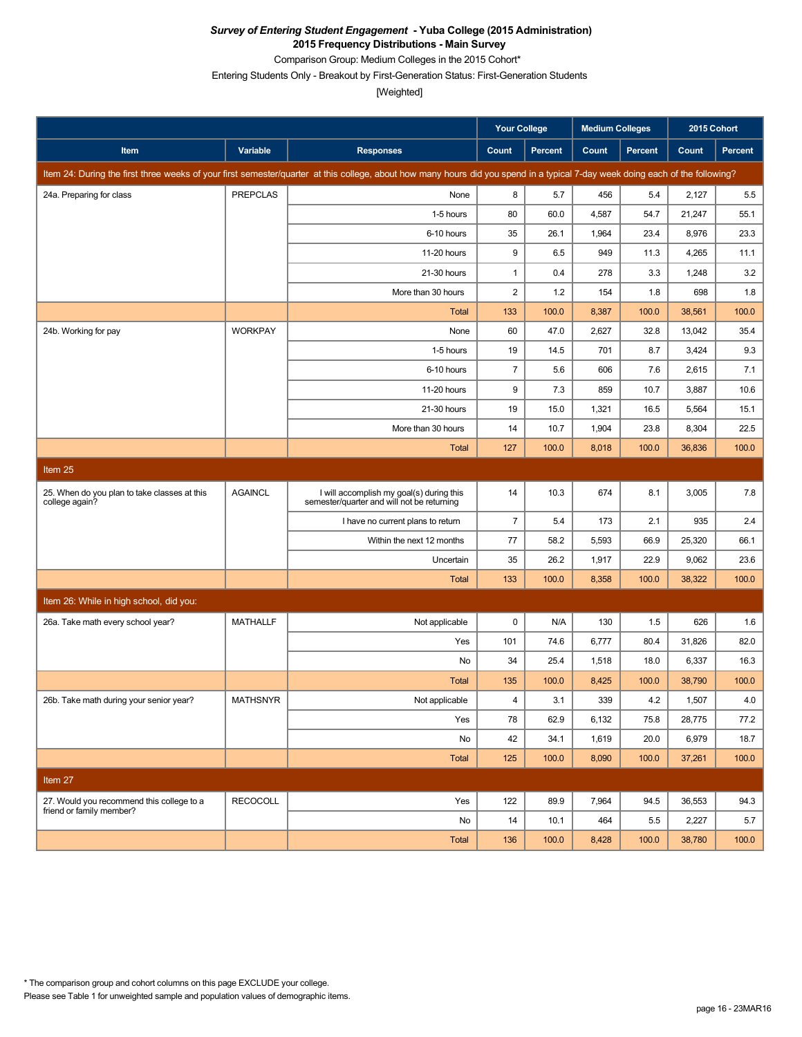***Survey of Entering Student Engagement* - Yuba College (2015 Administration)**

**2015 Frequency Distributions - Main Survey**

Comparison Group: Medium Colleges in the 2015 Cohort*

Entering Students Only - Breakout by First-Generation Status: First-Generation Students

[Weighted]

| Item | Variable | Responses | Your College Count | Your College Percent | Medium Colleges Count | Medium Colleges Percent | 2015 Cohort Count | 2015 Cohort Percent |
|---|---|---|---|---|---|---|---|---|
| **Item 24: During the first three weeks of your first semester/quarter at this college, about how many hours did you spend in a typical 7-day week doing each of the following?** | | | | | | | | |
| 24a. Preparing for class | PREPCLAS | None | 8 | 5.7 | 456 | 5.4 | 2,127 | 5.5 |
| | | 1-5 hours | 80 | 60.0 | 4,587 | 54.7 | 21,247 | 55.1 |
| | | 6-10 hours | 35 | 26.1 | 1,964 | 23.4 | 8,976 | 23.3 |
| | | 11-20 hours | 9 | 6.5 | 949 | 11.3 | 4,265 | 11.1 |
| | | 21-30 hours | 1 | 0.4 | 278 | 3.3 | 1,248 | 3.2 |
| | | More than 30 hours | 2 | 1.2 | 154 | 1.8 | 698 | 1.8 |
| | | Total | 133 | 100.0 | 8,387 | 100.0 | 38,561 | 100.0 |
| 24b. Working for pay | WORKPAY | None | 60 | 47.0 | 2,627 | 32.8 | 13,042 | 35.4 |
| | | 1-5 hours | 19 | 14.5 | 701 | 8.7 | 3,424 | 9.3 |
| | | 6-10 hours | 7 | 5.6 | 606 | 7.6 | 2,615 | 7.1 |
| | | 11-20 hours | 9 | 7.3 | 859 | 10.7 | 3,887 | 10.6 |
| | | 21-30 hours | 19 | 15.0 | 1,321 | 16.5 | 5,564 | 15.1 |
| | | More than 30 hours | 14 | 10.7 | 1,904 | 23.8 | 8,304 | 22.5 |
| | | Total | 127 | 100.0 | 8,018 | 100.0 | 36,836 | 100.0 |
| **Item 25** | | | | | | | | |
| 25. When do you plan to take classes at this college again? | AGAINCL | I will accomplish my goal(s) during this semester/quarter and will not be returning | 14 | 10.3 | 674 | 8.1 | 3,005 | 7.8 |
| | | I have no current plans to return | 7 | 5.4 | 173 | 2.1 | 935 | 2.4 |
| | | Within the next 12 months | 77 | 58.2 | 5,593 | 66.9 | 25,320 | 66.1 |
| | | Uncertain | 35 | 26.2 | 1,917 | 22.9 | 9,062 | 23.6 |
| | | Total | 133 | 100.0 | 8,358 | 100.0 | 38,322 | 100.0 |
| **Item 26: While in high school, did you:** | | | | | | | | |
| 26a. Take math every school year? | MATHALLF | Not applicable | 0 | N/A | 130 | 1.5 | 626 | 1.6 |
| | | Yes | 101 | 74.6 | 6,777 | 80.4 | 31,826 | 82.0 |
| | | No | 34 | 25.4 | 1,518 | 18.0 | 6,337 | 16.3 |
| | | Total | 135 | 100.0 | 8,425 | 100.0 | 38,790 | 100.0 |
| 26b. Take math during your senior year? | MATHSNYR | Not applicable | 4 | 3.1 | 339 | 4.2 | 1,507 | 4.0 |
| | | Yes | 78 | 62.9 | 6,132 | 75.8 | 28,775 | 77.2 |
| | | No | 42 | 34.1 | 1,619 | 20.0 | 6,979 | 18.7 |
| | | Total | 125 | 100.0 | 8,090 | 100.0 | 37,261 | 100.0 |
| **Item 27** | | | | | | | | |
| 27. Would you recommend this college to a friend or family member? | RECOCOLL | Yes | 122 | 89.9 | 7,964 | 94.5 | 36,553 | 94.3 |
| | | No | 14 | 10.1 | 464 | 5.5 | 2,227 | 5.7 |
| | | Total | 136 | 100.0 | 8,428 | 100.0 | 38,780 | 100.0 |

* The comparison group and cohort columns on this page EXCLUDE your college.

Please see Table 1 for unweighted sample and population values of demographic items.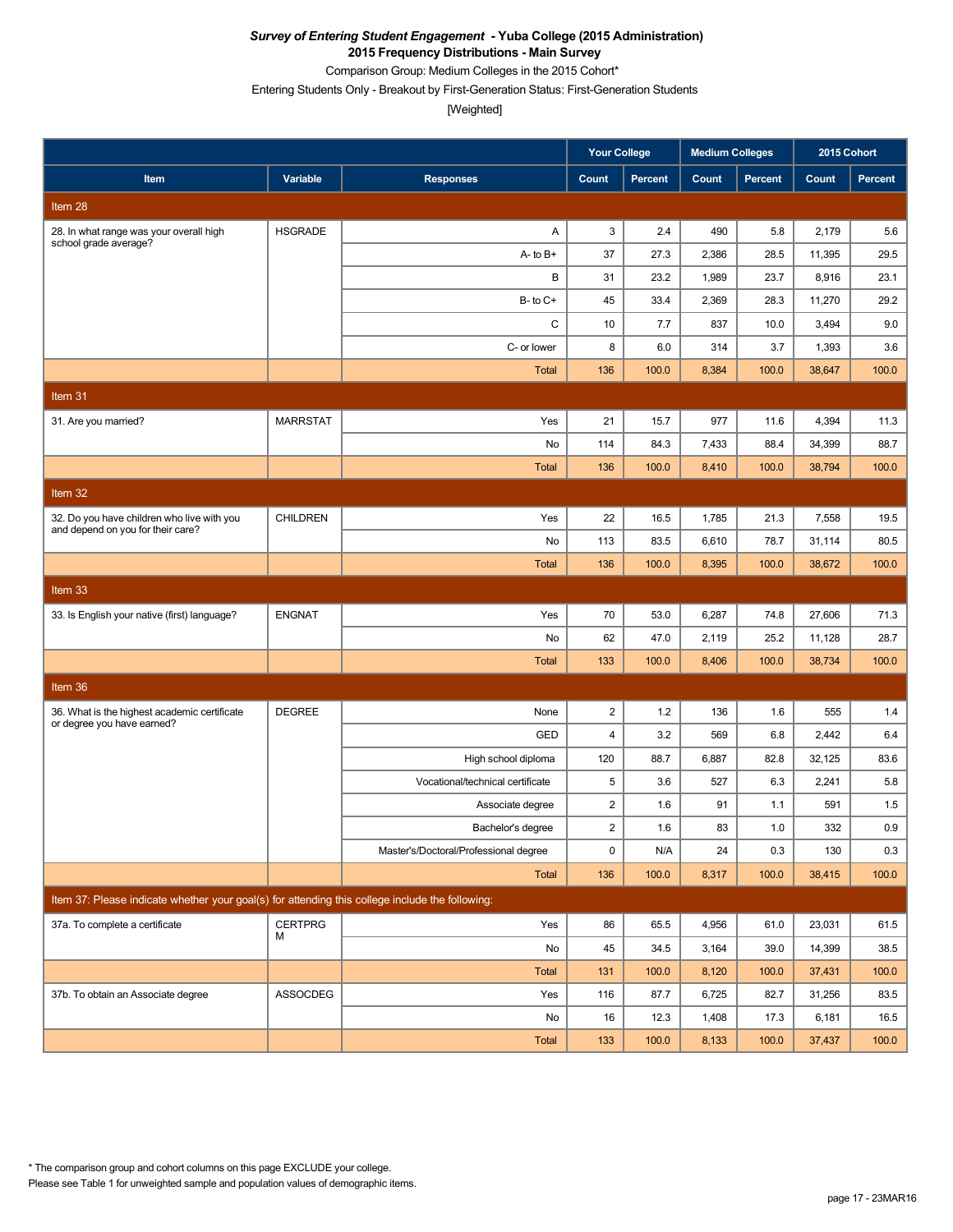***Survey of Entering Student Engagement* - Yuba College (2015 Administration)**
**2015 Frequency Distributions - Main Survey**
Comparison Group: Medium Colleges in the 2015 Cohort*
Entering Students Only - Breakout by First-Generation Status: First-Generation Students
[Weighted]

| Item | Variable | Responses | Your College | | Medium Colleges | | 2015 Cohort | |
|---|---|---|---|---|---|---|---|---|
| | | | Count | Percent | Count | Percent | Count | Percent |
| **Item 28** | | | | | | | | |
| 28. In what range was your overall high school grade average? | HSGRADE | A | 3 | 2.4 | 490 | 5.8 | 2,179 | 5.6 |
| | | A- to B+ | 37 | 27.3 | 2,386 | 28.5 | 11,395 | 29.5 |
| | | B | 31 | 23.2 | 1,989 | 23.7 | 8,916 | 23.1 |
| | | B- to C+ | 45 | 33.4 | 2,369 | 28.3 | 11,270 | 29.2 |
| | | C | 10 | 7.7 | 837 | 10.0 | 3,494 | 9.0 |
| | | C- or lower | 8 | 6.0 | 314 | 3.7 | 1,393 | 3.6 |
| | | Total | 136 | 100.0 | 8,384 | 100.0 | 38,647 | 100.0 |
| **Item 31** | | | | | | | | |
| 31. Are you married? | MARRSTAT | Yes | 21 | 15.7 | 977 | 11.6 | 4,394 | 11.3 |
| | | No | 114 | 84.3 | 7,433 | 88.4 | 34,399 | 88.7 |
| | | Total | 136 | 100.0 | 8,410 | 100.0 | 38,794 | 100.0 |
| **Item 32** | | | | | | | | |
| 32. Do you have children who live with you and depend on you for their care? | CHILDREN | Yes | 22 | 16.5 | 1,785 | 21.3 | 7,558 | 19.5 |
| | | No | 113 | 83.5 | 6,610 | 78.7 | 31,114 | 80.5 |
| | | Total | 136 | 100.0 | 8,395 | 100.0 | 38,672 | 100.0 |
| **Item 33** | | | | | | | | |
| 33. Is English your native (first) language? | ENGNAT | Yes | 70 | 53.0 | 6,287 | 74.8 | 27,606 | 71.3 |
| | | No | 62 | 47.0 | 2,119 | 25.2 | 11,128 | 28.7 |
| | | Total | 133 | 100.0 | 8,406 | 100.0 | 38,734 | 100.0 |
| **Item 36** | | | | | | | | |
| 36. What is the highest academic certificate or degree you have earned? | DEGREE | None | 2 | 1.2 | 136 | 1.6 | 555 | 1.4 |
| | | GED | 4 | 3.2 | 569 | 6.8 | 2,442 | 6.4 |
| | | High school diploma | 120 | 88.7 | 6,887 | 82.8 | 32,125 | 83.6 |
| | | Vocational/technical certificate | 5 | 3.6 | 527 | 6.3 | 2,241 | 5.8 |
| | | Associate degree | 2 | 1.6 | 91 | 1.1 | 591 | 1.5 |
| | | Bachelor's degree | 2 | 1.6 | 83 | 1.0 | 332 | 0.9 |
| | | Master's/Doctoral/Professional degree | 0 | N/A | 24 | 0.3 | 130 | 0.3 |
| | | Total | 136 | 100.0 | 8,317 | 100.0 | 38,415 | 100.0 |
| **Item 37: Please indicate whether your goal(s) for attending this college include the following:** | | | | | | | | |
| 37a. To complete a certificate | CERTPRGM | Yes | 86 | 65.5 | 4,956 | 61.0 | 23,031 | 61.5 |
| | | No | 45 | 34.5 | 3,164 | 39.0 | 14,399 | 38.5 |
| | | Total | 131 | 100.0 | 8,120 | 100.0 | 37,431 | 100.0 |
| 37b. To obtain an Associate degree | ASSOCDEG | Yes | 116 | 87.7 | 6,725 | 82.7 | 31,256 | 83.5 |
| | | No | 16 | 12.3 | 1,408 | 17.3 | 6,181 | 16.5 |
| | | Total | 133 | 100.0 | 8,133 | 100.0 | 37,437 | 100.0 |

* The comparison group and cohort columns on this page EXCLUDE your college.
Please see Table 1 for unweighted sample and population values of demographic items.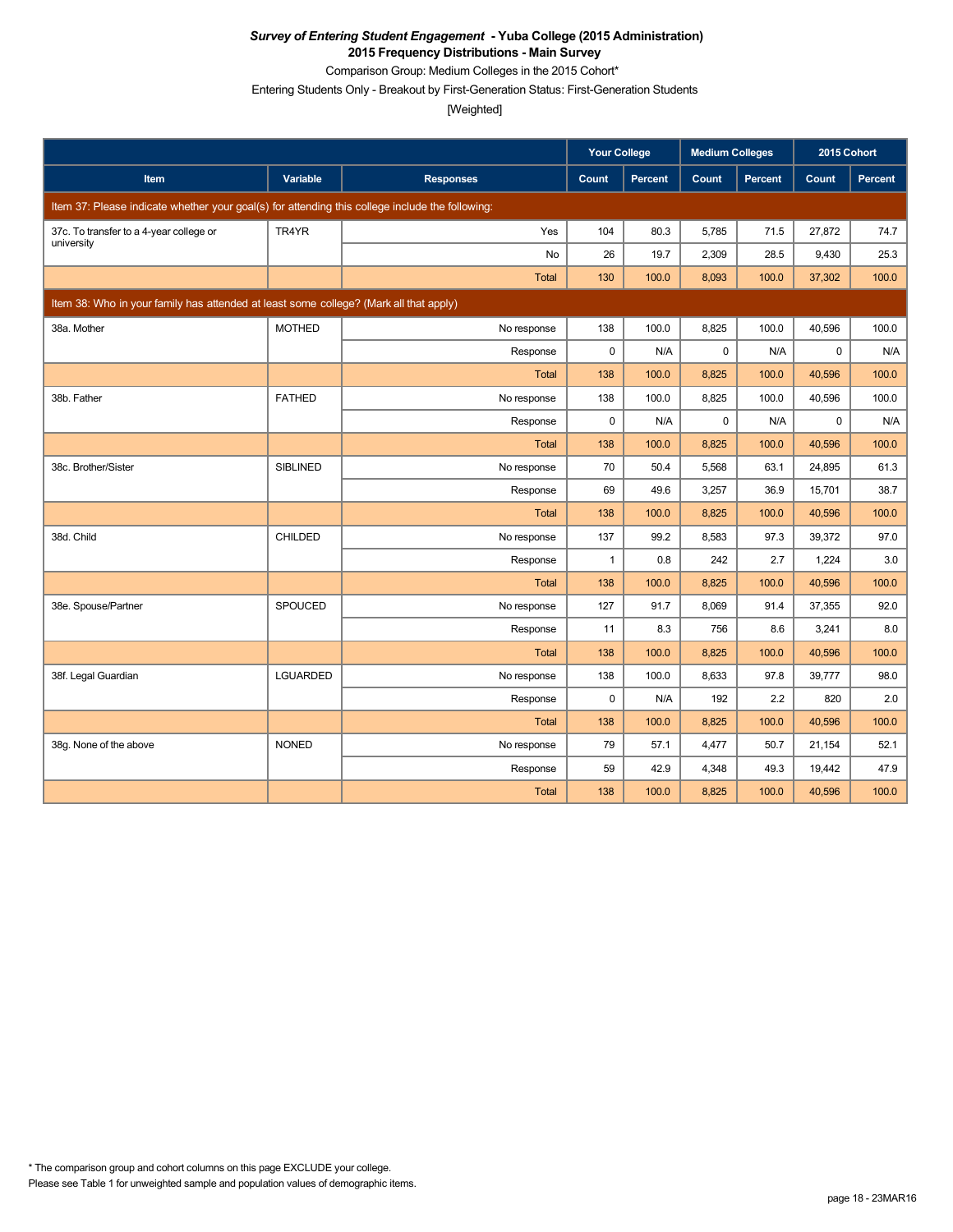***Survey of Entering Student Engagement* - Yuba College (2015 Administration)**
**2015 Frequency Distributions - Main Survey**

Comparison Group: Medium Colleges in the 2015 Cohort*

Entering Students Only - Breakout by First-Generation Status: First-Generation Students

[Weighted]

| | | | Your College | | Medium Colleges | | 2015 Cohort | |
|---|---|---|---|---|---|---|---|---|
| **Item** | **Variable** | **Responses** | **Count** | **Percent** | **Count** | **Percent** | **Count** | **Percent** |
| Item 37: Please indicate whether your goal(s) for attending this college include the following: | | | | | | | | |
| 37c. To transfer to a 4-year college or university | TR4YR | Yes | 104 | 80.3 | 5,785 | 71.5 | 27,872 | 74.7 |
| | | No | 26 | 19.7 | 2,309 | 28.5 | 9,430 | 25.3 |
| | | Total | 130 | 100.0 | 8,093 | 100.0 | 37,302 | 100.0 |
| Item 38: Who in your family has attended at least some college? (Mark all that apply) | | | | | | | | |
| 38a. Mother | MOTHED | No response | 138 | 100.0 | 8,825 | 100.0 | 40,596 | 100.0 |
| | | Response | 0 | N/A | 0 | N/A | 0 | N/A |
| | | Total | 138 | 100.0 | 8,825 | 100.0 | 40,596 | 100.0 |
| 38b. Father | FATHED | No response | 138 | 100.0 | 8,825 | 100.0 | 40,596 | 100.0 |
| | | Response | 0 | N/A | 0 | N/A | 0 | N/A |
| | | Total | 138 | 100.0 | 8,825 | 100.0 | 40,596 | 100.0 |
| 38c. Brother/Sister | SIBLINED | No response | 70 | 50.4 | 5,568 | 63.1 | 24,895 | 61.3 |
| | | Response | 69 | 49.6 | 3,257 | 36.9 | 15,701 | 38.7 |
| | | Total | 138 | 100.0 | 8,825 | 100.0 | 40,596 | 100.0 |
| 38d. Child | CHILDED | No response | 137 | 99.2 | 8,583 | 97.3 | 39,372 | 97.0 |
| | | Response | 1 | 0.8 | 242 | 2.7 | 1,224 | 3.0 |
| | | Total | 138 | 100.0 | 8,825 | 100.0 | 40,596 | 100.0 |
| 38e. Spouse/Partner | SPOUCED | No response | 127 | 91.7 | 8,069 | 91.4 | 37,355 | 92.0 |
| | | Response | 11 | 8.3 | 756 | 8.6 | 3,241 | 8.0 |
| | | Total | 138 | 100.0 | 8,825 | 100.0 | 40,596 | 100.0 |
| 38f. Legal Guardian | LGUARDED | No response | 138 | 100.0 | 8,633 | 97.8 | 39,777 | 98.0 |
| | | Response | 0 | N/A | 192 | 2.2 | 820 | 2.0 |
| | | Total | 138 | 100.0 | 8,825 | 100.0 | 40,596 | 100.0 |
| 38g. None of the above | NONED | No response | 79 | 57.1 | 4,477 | 50.7 | 21,154 | 52.1 |
| | | Response | 59 | 42.9 | 4,348 | 49.3 | 19,442 | 47.9 |
| | | Total | 138 | 100.0 | 8,825 | 100.0 | 40,596 | 100.0 |

* The comparison group and cohort columns on this page EXCLUDE your college.

Please see Table 1 for unweighted sample and population values of demographic items.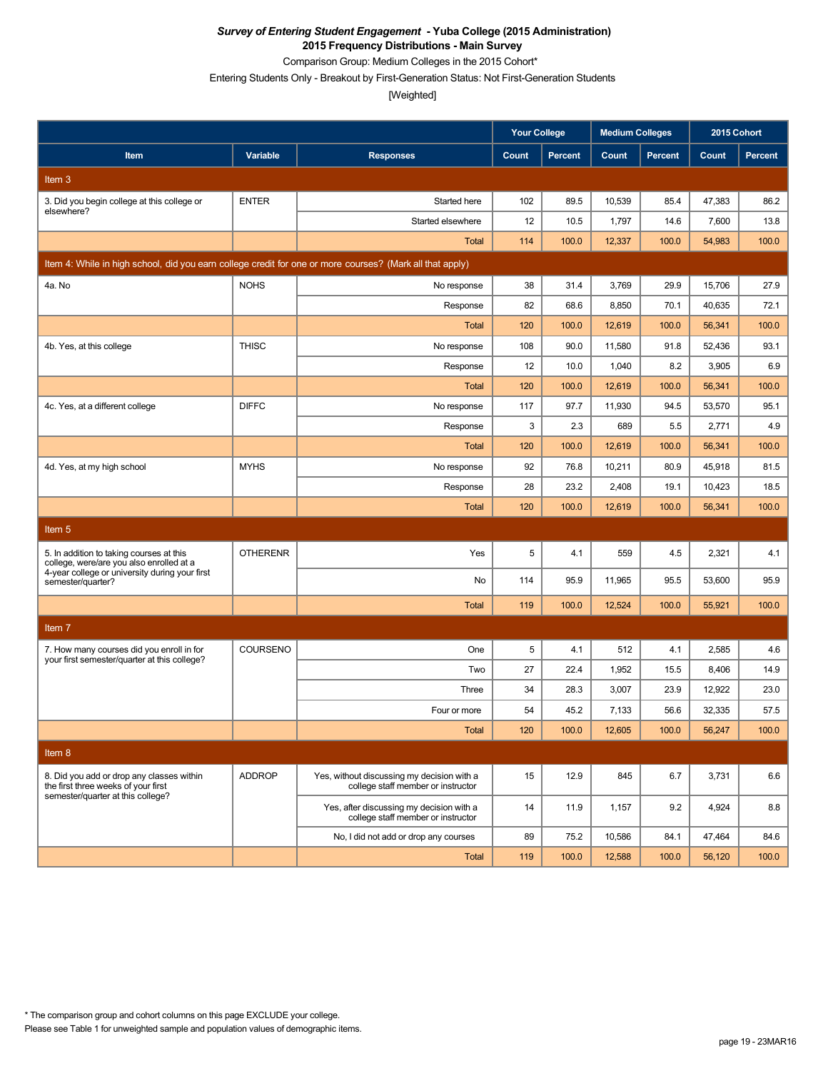***Survey of Entering Student Engagement* - Yuba College (2015 Administration)**
**2015 Frequency Distributions - Main Survey**

Comparison Group: Medium Colleges in the 2015 Cohort*

Entering Students Only - Breakout by First-Generation Status: Not First-Generation Students

[Weighted]

| | | | Your College | | Medium Colleges | | 2015 Cohort | |
|---|---|---|---|---|---|---|---|---|
| **Item** | **Variable** | **Responses** | **Count** | **Percent** | **Count** | **Percent** | **Count** | **Percent** |
| **Item 3** | | | | | | | | |
| 3. Did you begin college at this college or elsewhere? | ENTER | Started here | 102 | 89.5 | 10,539 | 85.4 | 47,383 | 86.2 |
| | | Started elsewhere | 12 | 10.5 | 1,797 | 14.6 | 7,600 | 13.8 |
| | | Total | 114 | 100.0 | 12,337 | 100.0 | 54,983 | 100.0 |
| **Item 4: While in high school, did you earn college credit for one or more courses? (Mark all that apply)** | | | | | | | | |
| 4a. No | NOHS | No response | 38 | 31.4 | 3,769 | 29.9 | 15,706 | 27.9 |
| | | Response | 82 | 68.6 | 8,850 | 70.1 | 40,635 | 72.1 |
| | | Total | 120 | 100.0 | 12,619 | 100.0 | 56,341 | 100.0 |
| 4b. Yes, at this college | THISC | No response | 108 | 90.0 | 11,580 | 91.8 | 52,436 | 93.1 |
| | | Response | 12 | 10.0 | 1,040 | 8.2 | 3,905 | 6.9 |
| | | Total | 120 | 100.0 | 12,619 | 100.0 | 56,341 | 100.0 |
| 4c. Yes, at a different college | DIFFC | No response | 117 | 97.7 | 11,930 | 94.5 | 53,570 | 95.1 |
| | | Response | 3 | 2.3 | 689 | 5.5 | 2,771 | 4.9 |
| | | Total | 120 | 100.0 | 12,619 | 100.0 | 56,341 | 100.0 |
| 4d. Yes, at my high school | MYHS | No response | 92 | 76.8 | 10,211 | 80.9 | 45,918 | 81.5 |
| | | Response | 28 | 23.2 | 2,408 | 19.1 | 10,423 | 18.5 |
| | | Total | 120 | 100.0 | 12,619 | 100.0 | 56,341 | 100.0 |
| **Item 5** | | | | | | | | |
| 5. In addition to taking courses at this college, were/are you also enrolled at a 4-year college or university during your first semester/quarter? | OTHERENR | Yes | 5 | 4.1 | 559 | 4.5 | 2,321 | 4.1 |
| | | No | 114 | 95.9 | 11,965 | 95.5 | 53,600 | 95.9 |
| | | Total | 119 | 100.0 | 12,524 | 100.0 | 55,921 | 100.0 |
| **Item 7** | | | | | | | | |
| 7. How many courses did you enroll in for your first semester/quarter at this college? | COURSENO | One | 5 | 4.1 | 512 | 4.1 | 2,585 | 4.6 |
| | | Two | 27 | 22.4 | 1,952 | 15.5 | 8,406 | 14.9 |
| | | Three | 34 | 28.3 | 3,007 | 23.9 | 12,922 | 23.0 |
| | | Four or more | 54 | 45.2 | 7,133 | 56.6 | 32,335 | 57.5 |
| | | Total | 120 | 100.0 | 12,605 | 100.0 | 56,247 | 100.0 |
| **Item 8** | | | | | | | | |
| 8. Did you add or drop any classes within the first three weeks of your first semester/quarter at this college? | ADDROP | Yes, without discussing my decision with a college staff member or instructor | 15 | 12.9 | 845 | 6.7 | 3,731 | 6.6 |
| | | Yes, after discussing my decision with a college staff member or instructor | 14 | 11.9 | 1,157 | 9.2 | 4,924 | 8.8 |
| | | No, I did not add or drop any courses | 89 | 75.2 | 10,586 | 84.1 | 47,464 | 84.6 |
| | | Total | 119 | 100.0 | 12,588 | 100.0 | 56,120 | 100.0 |

\* The comparison group and cohort columns on this page EXCLUDE your college.

Please see Table 1 for unweighted sample and population values of demographic items.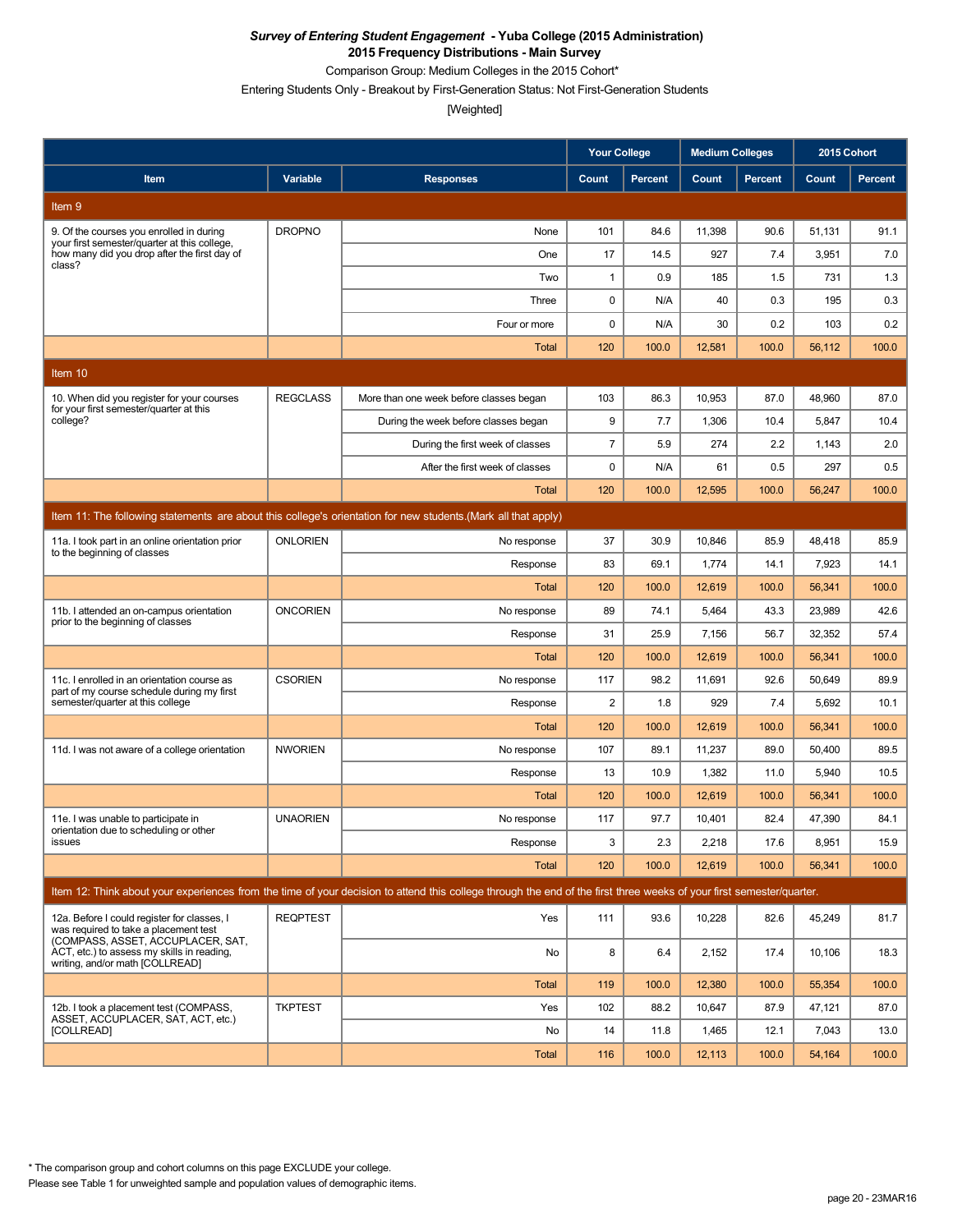***Survey of Entering Student Engagement* - Yuba College (2015 Administration)**
**2015 Frequency Distributions - Main Survey**
Comparison Group: Medium Colleges in the 2015 Cohort*
Entering Students Only - Breakout by First-Generation Status: Not First-Generation Students
[Weighted]

| Item | Variable | Responses | Your College | | Medium Colleges | | 2015 Cohort | |
|---|---|---|---|---|---|---|---|---|
| | | | Count | Percent | Count | Percent | Count | Percent |
| **Item 9** | | | | | | | | |
| 9. Of the courses you enrolled in during your first semester/quarter at this college, how many did you drop after the first day of class? | DROPNO | None | 101 | 84.6 | 11,398 | 90.6 | 51,131 | 91.1 |
| | | One | 17 | 14.5 | 927 | 7.4 | 3,951 | 7.0 |
| | | Two | 1 | 0.9 | 185 | 1.5 | 731 | 1.3 |
| | | Three | 0 | N/A | 40 | 0.3 | 195 | 0.3 |
| | | Four or more | 0 | N/A | 30 | 0.2 | 103 | 0.2 |
| | | Total | 120 | 100.0 | 12,581 | 100.0 | 56,112 | 100.0 |
| **Item 10** | | | | | | | | |
| 10. When did you register for your courses for your first semester/quarter at this college? | REGCLASS | More than one week before classes began | 103 | 86.3 | 10,953 | 87.0 | 48,960 | 87.0 |
| | | During the week before classes began | 9 | 7.7 | 1,306 | 10.4 | 5,847 | 10.4 |
| | | During the first week of classes | 7 | 5.9 | 274 | 2.2 | 1,143 | 2.0 |
| | | After the first week of classes | 0 | N/A | 61 | 0.5 | 297 | 0.5 |
| | | Total | 120 | 100.0 | 12,595 | 100.0 | 56,247 | 100.0 |
| **Item 11: The following statements are about this college's orientation for new students.(Mark all that apply)** | | | | | | | | |
| 11a. I took part in an online orientation prior to the beginning of classes | ONLORIEN | No response | 37 | 30.9 | 10,846 | 85.9 | 48,418 | 85.9 |
| | | Response | 83 | 69.1 | 1,774 | 14.1 | 7,923 | 14.1 |
| | | Total | 120 | 100.0 | 12,619 | 100.0 | 56,341 | 100.0 |
| 11b. I attended an on-campus orientation prior to the beginning of classes | ONCORIEN | No response | 89 | 74.1 | 5,464 | 43.3 | 23,989 | 42.6 |
| | | Response | 31 | 25.9 | 7,156 | 56.7 | 32,352 | 57.4 |
| | | Total | 120 | 100.0 | 12,619 | 100.0 | 56,341 | 100.0 |
| 11c. I enrolled in an orientation course as part of my course schedule during my first semester/quarter at this college | CSORIEN | No response | 117 | 98.2 | 11,691 | 92.6 | 50,649 | 89.9 |
| | | Response | 2 | 1.8 | 929 | 7.4 | 5,692 | 10.1 |
| | | Total | 120 | 100.0 | 12,619 | 100.0 | 56,341 | 100.0 |
| 11d. I was not aware of a college orientation | NWORIEN | No response | 107 | 89.1 | 11,237 | 89.0 | 50,400 | 89.5 |
| | | Response | 13 | 10.9 | 1,382 | 11.0 | 5,940 | 10.5 |
| | | Total | 120 | 100.0 | 12,619 | 100.0 | 56,341 | 100.0 |
| 11e. I was unable to participate in orientation due to scheduling or other issues | UNAORIEN | No response | 117 | 97.7 | 10,401 | 82.4 | 47,390 | 84.1 |
| | | Response | 3 | 2.3 | 2,218 | 17.6 | 8,951 | 15.9 |
| | | Total | 120 | 100.0 | 12,619 | 100.0 | 56,341 | 100.0 |
| **Item 12: Think about your experiences from the time of your decision to attend this college through the end of the first three weeks of your first semester/quarter.** | | | | | | | | |
| 12a. Before I could register for classes, I was required to take a placement test (COMPASS, ASSET, ACCUPLACER, SAT, ACT, etc.) to assess my skills in reading, writing, and/or math [COLLREAD] | REQPTEST | Yes | 111 | 93.6 | 10,228 | 82.6 | 45,249 | 81.7 |
| | | No | 8 | 6.4 | 2,152 | 17.4 | 10,106 | 18.3 |
| | | Total | 119 | 100.0 | 12,380 | 100.0 | 55,354 | 100.0 |
| 12b. I took a placement test (COMPASS, ASSET, ACCUPLACER, SAT, ACT, etc.) [COLLREAD] | TKPTEST | Yes | 102 | 88.2 | 10,647 | 87.9 | 47,121 | 87.0 |
| | | No | 14 | 11.8 | 1,465 | 12.1 | 7,043 | 13.0 |
| | | Total | 116 | 100.0 | 12,113 | 100.0 | 54,164 | 100.0 |

\* The comparison group and cohort columns on this page EXCLUDE your college.
Please see Table 1 for unweighted sample and population values of demographic items.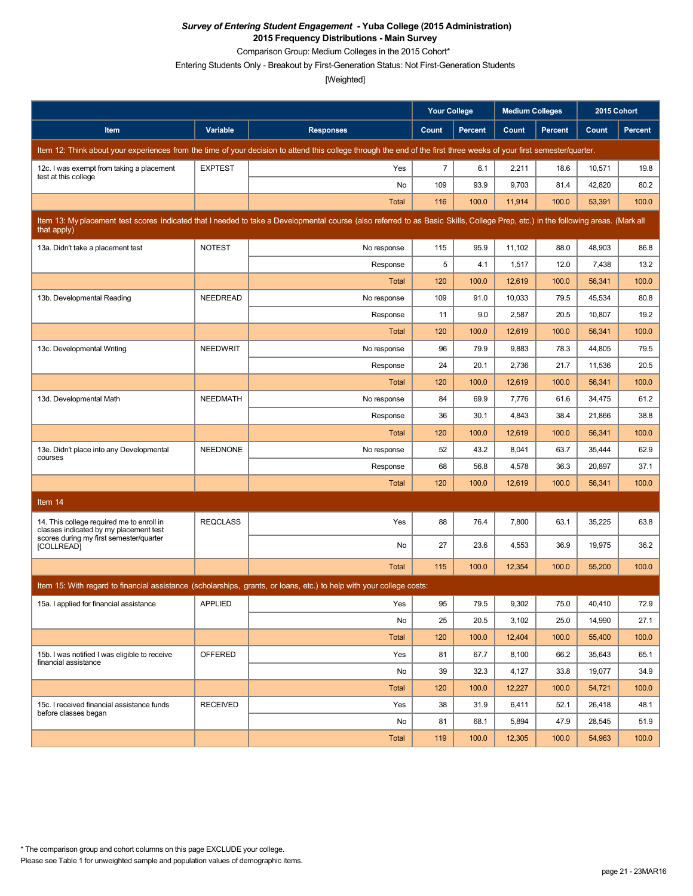***Survey of Entering Student Engagement* - Yuba College (2015 Administration)**
**2015 Frequency Distributions - Main Survey**
Comparison Group: Medium Colleges in the 2015 Cohort*
Entering Students Only - Breakout by First-Generation Status: Not First-Generation Students
[Weighted]

| | | | Your College | | Medium Colleges | | 2015 Cohort | |
|---|---|---|---|---|---|---|---|---|
| Item | Variable | Responses | Count | Percent | Count | Percent | Count | Percent |
| Item 12: Think about your experiences from the time of your decision to attend this college through the end of the first three weeks of your first semester/quarter. | | | | | | | | |
| 12c. I was exempt from taking a placement test at this college | EXPTEST | Yes | 7 | 6.1 | 2,211 | 18.6 | 10,571 | 19.8 |
| | | No | 109 | 93.9 | 9,703 | 81.4 | 42,820 | 80.2 |
| | | Total | 116 | 100.0 | 11,914 | 100.0 | 53,391 | 100.0 |
| Item 13: My placement test scores indicated that I needed to take a Developmental course (also referred to as Basic Skills, College Prep, etc.) in the following areas. (Mark all that apply) | | | | | | | | |
| 13a. Didn't take a placement test | NOTEST | No response | 115 | 95.9 | 11,102 | 88.0 | 48,903 | 86.8 |
| | | Response | 5 | 4.1 | 1,517 | 12.0 | 7,438 | 13.2 |
| | | Total | 120 | 100.0 | 12,619 | 100.0 | 56,341 | 100.0 |
| 13b. Developmental Reading | NEEDREAD | No response | 109 | 91.0 | 10,033 | 79.5 | 45,534 | 80.8 |
| | | Response | 11 | 9.0 | 2,587 | 20.5 | 10,807 | 19.2 |
| | | Total | 120 | 100.0 | 12,619 | 100.0 | 56,341 | 100.0 |
| 13c. Developmental Writing | NEEDWRIT | No response | 96 | 79.9 | 9,883 | 78.3 | 44,805 | 79.5 |
| | | Response | 24 | 20.1 | 2,736 | 21.7 | 11,536 | 20.5 |
| | | Total | 120 | 100.0 | 12,619 | 100.0 | 56,341 | 100.0 |
| 13d. Developmental Math | NEEDMATH | No response | 84 | 69.9 | 7,776 | 61.6 | 34,475 | 61.2 |
| | | Response | 36 | 30.1 | 4,843 | 38.4 | 21,866 | 38.8 |
| | | Total | 120 | 100.0 | 12,619 | 100.0 | 56,341 | 100.0 |
| 13e. Didn't place into any Developmental courses | NEEDNONE | No response | 52 | 43.2 | 8,041 | 63.7 | 35,444 | 62.9 |
| | | Response | 68 | 56.8 | 4,578 | 36.3 | 20,897 | 37.1 |
| | | Total | 120 | 100.0 | 12,619 | 100.0 | 56,341 | 100.0 |
| Item 14 | | | | | | | | |
| 14. This college required me to enroll in classes indicated by my placement test scores during my first semester/quarter [COLLREAD] | REQCLASS | Yes | 88 | 76.4 | 7,800 | 63.1 | 35,225 | 63.8 |
| | | No | 27 | 23.6 | 4,553 | 36.9 | 19,975 | 36.2 |
| | | Total | 115 | 100.0 | 12,354 | 100.0 | 55,200 | 100.0 |
| Item 15: With regard to financial assistance (scholarships, grants, or loans, etc.) to help with your college costs: | | | | | | | | |
| 15a. I applied for financial assistance | APPLIED | Yes | 95 | 79.5 | 9,302 | 75.0 | 40,410 | 72.9 |
| | | No | 25 | 20.5 | 3,102 | 25.0 | 14,990 | 27.1 |
| | | Total | 120 | 100.0 | 12,404 | 100.0 | 55,400 | 100.0 |
| 15b. I was notified I was eligible to receive financial assistance | OFFERED | Yes | 81 | 67.7 | 8,100 | 66.2 | 35,643 | 65.1 |
| | | No | 39 | 32.3 | 4,127 | 33.8 | 19,077 | 34.9 |
| | | Total | 120 | 100.0 | 12,227 | 100.0 | 54,721 | 100.0 |
| 15c. I received financial assistance funds before classes began | RECEIVED | Yes | 38 | 31.9 | 6,411 | 52.1 | 26,418 | 48.1 |
| | | No | 81 | 68.1 | 5,894 | 47.9 | 28,545 | 51.9 |
| | | Total | 119 | 100.0 | 12,305 | 100.0 | 54,963 | 100.0 |

\* The comparison group and cohort columns on this page EXCLUDE your college.
Please see Table 1 for unweighted sample and population values of demographic items.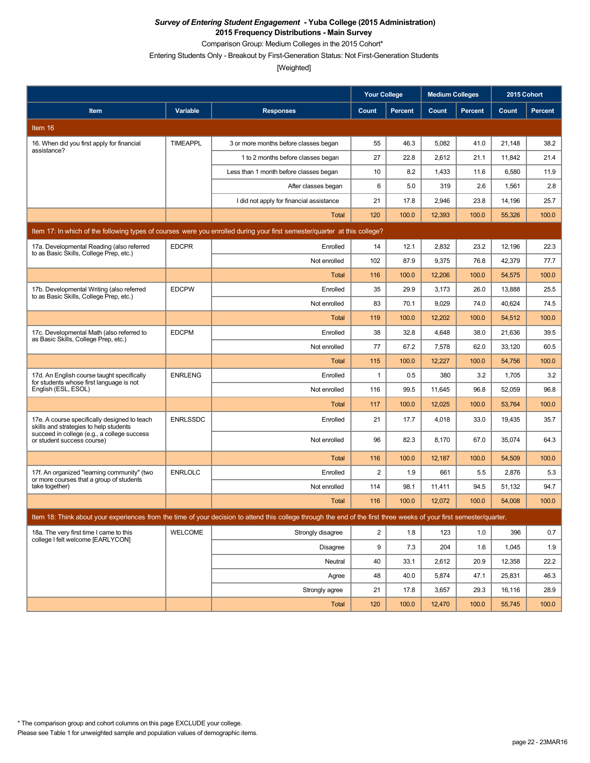***Survey of Entering Student Engagement* - Yuba College (2015 Administration)**
**2015 Frequency Distributions - Main Survey**
Comparison Group: Medium Colleges in the 2015 Cohort*
Entering Students Only - Breakout by First-Generation Status: Not First-Generation Students
[Weighted]

| Item | Variable | Responses | Your College | | Medium Colleges | | 2015 Cohort | |
|---|---|---|---|---|---|---|---|---|
| | | | Count | Percent | Count | Percent | Count | Percent |
| **Item 16** | | | | | | | | |
| 16. When did you first apply for financial assistance? | TIMEAPPL | 3 or more months before classes began | 55 | 46.3 | 5,082 | 41.0 | 21,148 | 38.2 |
| | | 1 to 2 months before classes began | 27 | 22.8 | 2,612 | 21.1 | 11,842 | 21.4 |
| | | Less than 1 month before classes began | 10 | 8.2 | 1,433 | 11.6 | 6,580 | 11.9 |
| | | After classes began | 6 | 5.0 | 319 | 2.6 | 1,561 | 2.8 |
| | | I did not apply for financial assistance | 21 | 17.8 | 2,946 | 23.8 | 14,196 | 25.7 |
| | | Total | 120 | 100.0 | 12,393 | 100.0 | 55,326 | 100.0 |
| **Item 17: In which of the following types of courses were you enrolled during your first semester/quarter at this college?** | | | | | | | | |
| 17a. Developmental Reading (also referred to as Basic Skills, College Prep, etc.) | EDCPR | Enrolled | 14 | 12.1 | 2,832 | 23.2 | 12,196 | 22.3 |
| | | Not enrolled | 102 | 87.9 | 9,375 | 76.8 | 42,379 | 77.7 |
| | | Total | 116 | 100.0 | 12,206 | 100.0 | 54,575 | 100.0 |
| 17b. Developmental Writing (also referred to as Basic Skills, College Prep, etc.) | EDCPW | Enrolled | 35 | 29.9 | 3,173 | 26.0 | 13,888 | 25.5 |
| | | Not enrolled | 83 | 70.1 | 9,029 | 74.0 | 40,624 | 74.5 |
| | | Total | 119 | 100.0 | 12,202 | 100.0 | 54,512 | 100.0 |
| 17c. Developmental Math (also referred to as Basic Skills, College Prep, etc.) | EDCPM | Enrolled | 38 | 32.8 | 4,648 | 38.0 | 21,636 | 39.5 |
| | | Not enrolled | 77 | 67.2 | 7,578 | 62.0 | 33,120 | 60.5 |
| | | Total | 115 | 100.0 | 12,227 | 100.0 | 54,756 | 100.0 |
| 17d. An English course taught specifically for students whose first language is not English (ESL, ESOL) | ENRLENG | Enrolled | 1 | 0.5 | 380 | 3.2 | 1,705 | 3.2 |
| | | Not enrolled | 116 | 99.5 | 11,645 | 96.8 | 52,059 | 96.8 |
| | | Total | 117 | 100.0 | 12,025 | 100.0 | 53,764 | 100.0 |
| 17e. A course specifically designed to teach skills and strategies to help students succeed in college (e.g., a college success or student success course) | ENRLSSDC | Enrolled | 21 | 17.7 | 4,018 | 33.0 | 19,435 | 35.7 |
| | | Not enrolled | 96 | 82.3 | 8,170 | 67.0 | 35,074 | 64.3 |
| | | Total | 116 | 100.0 | 12,187 | 100.0 | 54,509 | 100.0 |
| 17f. An organized "learning community" (two or more courses that a group of students take together) | ENRLOLC | Enrolled | 2 | 1.9 | 661 | 5.5 | 2,876 | 5.3 |
| | | Not enrolled | 114 | 98.1 | 11,411 | 94.5 | 51,132 | 94.7 |
| | | Total | 116 | 100.0 | 12,072 | 100.0 | 54,008 | 100.0 |
| **Item 18: Think about your experiences from the time of your decision to attend this college through the end of the first three weeks of your first semester/quarter.** | | | | | | | | |
| 18a. The very first time I came to this college I felt welcome [EARLYCON] | WELCOME | Strongly disagree | 2 | 1.8 | 123 | 1.0 | 396 | 0.7 |
| | | Disagree | 9 | 7.3 | 204 | 1.6 | 1,045 | 1.9 |
| | | Neutral | 40 | 33.1 | 2,612 | 20.9 | 12,358 | 22.2 |
| | | Agree | 48 | 40.0 | 5,874 | 47.1 | 25,831 | 46.3 |
| | | Strongly agree | 21 | 17.8 | 3,657 | 29.3 | 16,116 | 28.9 |
| | | Total | 120 | 100.0 | 12,470 | 100.0 | 55,745 | 100.0 |

* The comparison group and cohort columns on this page EXCLUDE your college.
Please see Table 1 for unweighted sample and population values of demographic items.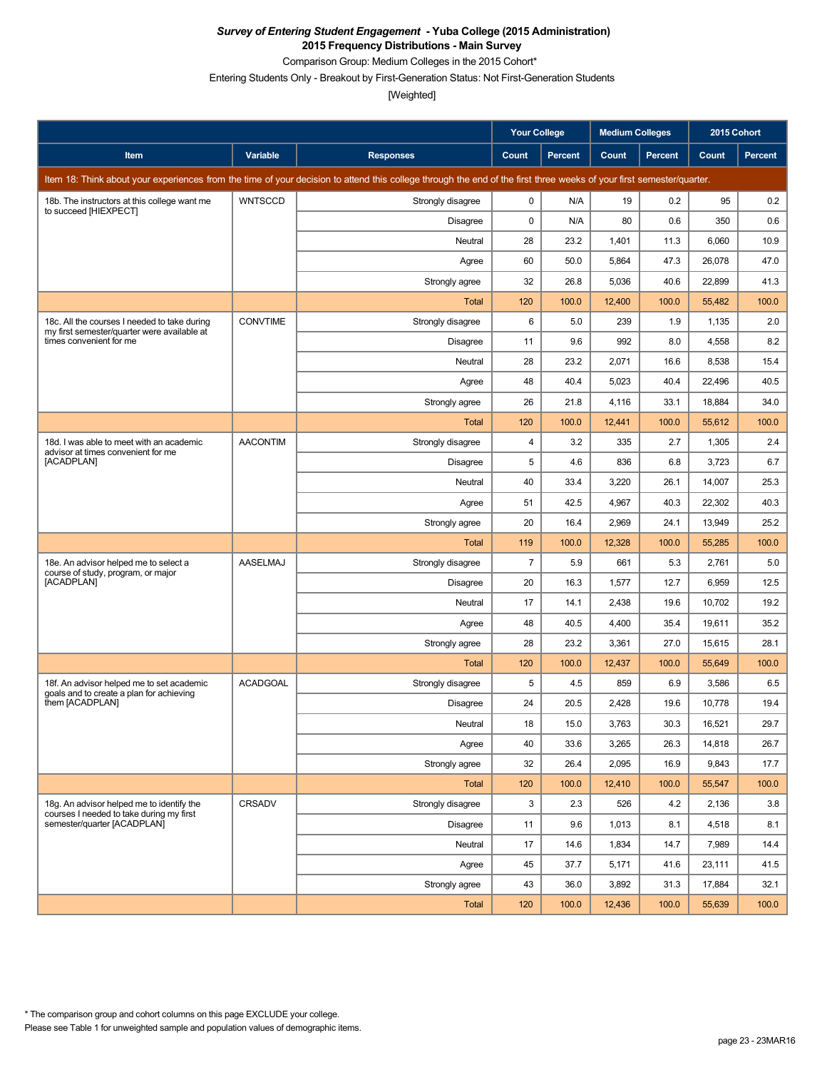***Survey of Entering Student Engagement* - Yuba College (2015 Administration)**
**2015 Frequency Distributions - Main Survey**
Comparison Group: Medium Colleges in the 2015 Cohort*
Entering Students Only - Breakout by First-Generation Status: Not First-Generation Students
[Weighted]

| | | | Your College | | Medium Colleges | | 2015 Cohort | |
|---|---|---|---|---|---|---|---|---|
| **Item** | **Variable** | **Responses** | **Count** | **Percent** | **Count** | **Percent** | **Count** | **Percent** |
| Item 18: Think about your experiences from the time of your decision to attend this college through the end of the first three weeks of your first semester/quarter. | | | | | | | | |
| 18b. The instructors at this college want me to succeed [HIEXPECT] | WNTSCCD | Strongly disagree | 0 | N/A | 19 | 0.2 | 95 | 0.2 |
| | | Disagree | 0 | N/A | 80 | 0.6 | 350 | 0.6 |
| | | Neutral | 28 | 23.2 | 1,401 | 11.3 | 6,060 | 10.9 |
| | | Agree | 60 | 50.0 | 5,864 | 47.3 | 26,078 | 47.0 |
| | | Strongly agree | 32 | 26.8 | 5,036 | 40.6 | 22,899 | 41.3 |
| | | Total | 120 | 100.0 | 12,400 | 100.0 | 55,482 | 100.0 |
| 18c. All the courses I needed to take during my first semester/quarter were available at times convenient for me | CONVTIME | Strongly disagree | 6 | 5.0 | 239 | 1.9 | 1,135 | 2.0 |
| | | Disagree | 11 | 9.6 | 992 | 8.0 | 4,558 | 8.2 |
| | | Neutral | 28 | 23.2 | 2,071 | 16.6 | 8,538 | 15.4 |
| | | Agree | 48 | 40.4 | 5,023 | 40.4 | 22,496 | 40.5 |
| | | Strongly agree | 26 | 21.8 | 4,116 | 33.1 | 18,884 | 34.0 |
| | | Total | 120 | 100.0 | 12,441 | 100.0 | 55,612 | 100.0 |
| 18d. I was able to meet with an academic advisor at times convenient for me [ACADPLAN] | AACONTIM | Strongly disagree | 4 | 3.2 | 335 | 2.7 | 1,305 | 2.4 |
| | | Disagree | 5 | 4.6 | 836 | 6.8 | 3,723 | 6.7 |
| | | Neutral | 40 | 33.4 | 3,220 | 26.1 | 14,007 | 25.3 |
| | | Agree | 51 | 42.5 | 4,967 | 40.3 | 22,302 | 40.3 |
| | | Strongly agree | 20 | 16.4 | 2,969 | 24.1 | 13,949 | 25.2 |
| | | Total | 119 | 100.0 | 12,328 | 100.0 | 55,285 | 100.0 |
| 18e. An advisor helped me to select a course of study, program, or major [ACADPLAN] | AASELMAJ | Strongly disagree | 7 | 5.9 | 661 | 5.3 | 2,761 | 5.0 |
| | | Disagree | 20 | 16.3 | 1,577 | 12.7 | 6,959 | 12.5 |
| | | Neutral | 17 | 14.1 | 2,438 | 19.6 | 10,702 | 19.2 |
| | | Agree | 48 | 40.5 | 4,400 | 35.4 | 19,611 | 35.2 |
| | | Strongly agree | 28 | 23.2 | 3,361 | 27.0 | 15,615 | 28.1 |
| | | Total | 120 | 100.0 | 12,437 | 100.0 | 55,649 | 100.0 |
| 18f. An advisor helped me to set academic goals and to create a plan for achieving them [ACADPLAN] | ACADGOAL | Strongly disagree | 5 | 4.5 | 859 | 6.9 | 3,586 | 6.5 |
| | | Disagree | 24 | 20.5 | 2,428 | 19.6 | 10,778 | 19.4 |
| | | Neutral | 18 | 15.0 | 3,763 | 30.3 | 16,521 | 29.7 |
| | | Agree | 40 | 33.6 | 3,265 | 26.3 | 14,818 | 26.7 |
| | | Strongly agree | 32 | 26.4 | 2,095 | 16.9 | 9,843 | 17.7 |
| | | Total | 120 | 100.0 | 12,410 | 100.0 | 55,547 | 100.0 |
| 18g. An advisor helped me to identify the courses I needed to take during my first semester/quarter [ACADPLAN] | CRSADV | Strongly disagree | 3 | 2.3 | 526 | 4.2 | 2,136 | 3.8 |
| | | Disagree | 11 | 9.6 | 1,013 | 8.1 | 4,518 | 8.1 |
| | | Neutral | 17 | 14.6 | 1,834 | 14.7 | 7,989 | 14.4 |
| | | Agree | 45 | 37.7 | 5,171 | 41.6 | 23,111 | 41.5 |
| | | Strongly agree | 43 | 36.0 | 3,892 | 31.3 | 17,884 | 32.1 |
| | | Total | 120 | 100.0 | 12,436 | 100.0 | 55,639 | 100.0 |

* The comparison group and cohort columns on this page EXCLUDE your college.
Please see Table 1 for unweighted sample and population values of demographic items.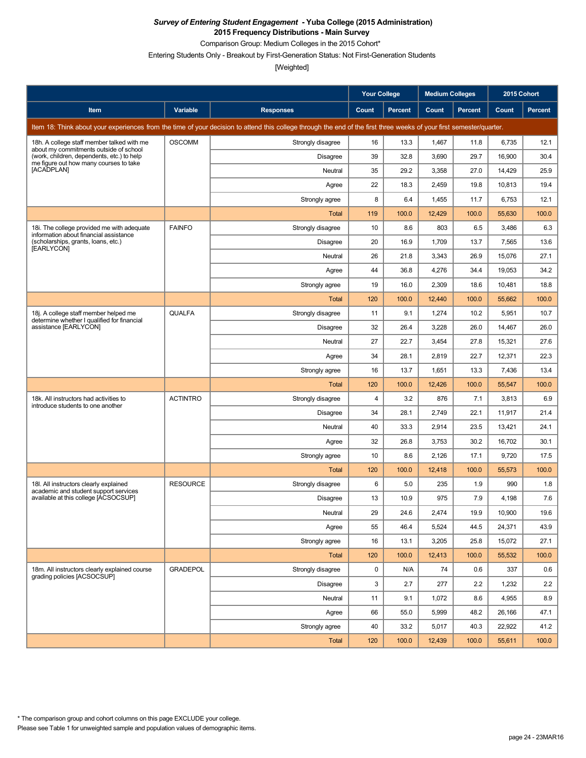***Survey of Entering Student Engagement* - Yuba College (2015 Administration)**
**2015 Frequency Distributions - Main Survey**
Comparison Group: Medium Colleges in the 2015 Cohort*
Entering Students Only - Breakout by First-Generation Status: Not First-Generation Students
[Weighted]

| Item | Variable | Responses | Your College Count | Your College Percent | Medium Colleges Count | Medium Colleges Percent | 2015 Cohort Count | 2015 Cohort Percent |
|---|---|---|---|---|---|---|---|---|
| Item 18: Think about your experiences from the time of your decision to attend this college through the end of the first three weeks of your first semester/quarter. | | | | | | | | |
| 18h. A college staff member talked with me about my commitments outside of school (work, children, dependents, etc.) to help me figure out how many courses to take [ACADPLAN] | OSCOMM | Strongly disagree | 16 | 13.3 | 1,467 | 11.8 | 6,735 | 12.1 |
| | | Disagree | 39 | 32.8 | 3,690 | 29.7 | 16,900 | 30.4 |
| | | Neutral | 35 | 29.2 | 3,358 | 27.0 | 14,429 | 25.9 |
| | | Agree | 22 | 18.3 | 2,459 | 19.8 | 10,813 | 19.4 |
| | | Strongly agree | 8 | 6.4 | 1,455 | 11.7 | 6,753 | 12.1 |
| | | Total | 119 | 100.0 | 12,429 | 100.0 | 55,630 | 100.0 |
| 18i. The college provided me with adequate information about financial assistance (scholarships, grants, loans, etc.) [EARLYCON] | FAINFO | Strongly disagree | 10 | 8.6 | 803 | 6.5 | 3,486 | 6.3 |
| | | Disagree | 20 | 16.9 | 1,709 | 13.7 | 7,565 | 13.6 |
| | | Neutral | 26 | 21.8 | 3,343 | 26.9 | 15,076 | 27.1 |
| | | Agree | 44 | 36.8 | 4,276 | 34.4 | 19,053 | 34.2 |
| | | Strongly agree | 19 | 16.0 | 2,309 | 18.6 | 10,481 | 18.8 |
| | | Total | 120 | 100.0 | 12,440 | 100.0 | 55,662 | 100.0 |
| 18j. A college staff member helped me determine whether I qualified for financial assistance [EARLYCON] | QUALFA | Strongly disagree | 11 | 9.1 | 1,274 | 10.2 | 5,951 | 10.7 |
| | | Disagree | 32 | 26.4 | 3,228 | 26.0 | 14,467 | 26.0 |
| | | Neutral | 27 | 22.7 | 3,454 | 27.8 | 15,321 | 27.6 |
| | | Agree | 34 | 28.1 | 2,819 | 22.7 | 12,371 | 22.3 |
| | | Strongly agree | 16 | 13.7 | 1,651 | 13.3 | 7,436 | 13.4 |
| | | Total | 120 | 100.0 | 12,426 | 100.0 | 55,547 | 100.0 |
| 18k. All instructors had activities to introduce students to one another | ACTINTRO | Strongly disagree | 4 | 3.2 | 876 | 7.1 | 3,813 | 6.9 |
| | | Disagree | 34 | 28.1 | 2,749 | 22.1 | 11,917 | 21.4 |
| | | Neutral | 40 | 33.3 | 2,914 | 23.5 | 13,421 | 24.1 |
| | | Agree | 32 | 26.8 | 3,753 | 30.2 | 16,702 | 30.1 |
| | | Strongly agree | 10 | 8.6 | 2,126 | 17.1 | 9,720 | 17.5 |
| | | Total | 120 | 100.0 | 12,418 | 100.0 | 55,573 | 100.0 |
| 18l. All instructors clearly explained academic and student support services available at this college [ACSOCSUP] | RESOURCE | Strongly disagree | 6 | 5.0 | 235 | 1.9 | 990 | 1.8 |
| | | Disagree | 13 | 10.9 | 975 | 7.9 | 4,198 | 7.6 |
| | | Neutral | 29 | 24.6 | 2,474 | 19.9 | 10,900 | 19.6 |
| | | Agree | 55 | 46.4 | 5,524 | 44.5 | 24,371 | 43.9 |
| | | Strongly agree | 16 | 13.1 | 3,205 | 25.8 | 15,072 | 27.1 |
| | | Total | 120 | 100.0 | 12,413 | 100.0 | 55,532 | 100.0 |
| 18m. All instructors clearly explained course grading policies [ACSOCSUP] | GRADEPOL | Strongly disagree | 0 | N/A | 74 | 0.6 | 337 | 0.6 |
| | | Disagree | 3 | 2.7 | 277 | 2.2 | 1,232 | 2.2 |
| | | Neutral | 11 | 9.1 | 1,072 | 8.6 | 4,955 | 8.9 |
| | | Agree | 66 | 55.0 | 5,999 | 48.2 | 26,166 | 47.1 |
| | | Strongly agree | 40 | 33.2 | 5,017 | 40.3 | 22,922 | 41.2 |
| | | Total | 120 | 100.0 | 12,439 | 100.0 | 55,611 | 100.0 |

* The comparison group and cohort columns on this page EXCLUDE your college.
Please see Table 1 for unweighted sample and population values of demographic items.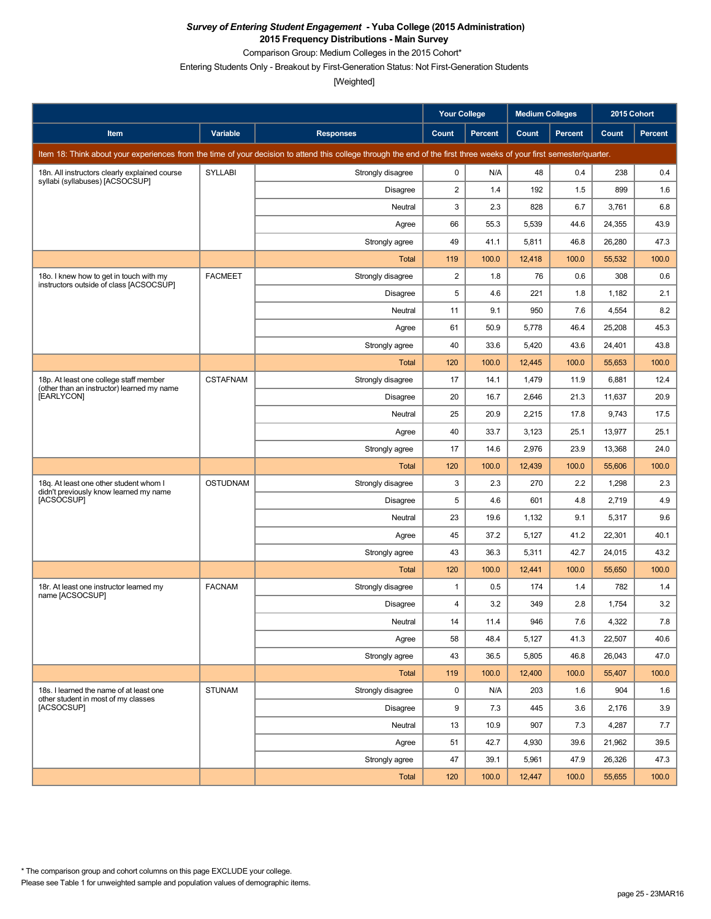***Survey of Entering Student Engagement* - Yuba College (2015 Administration)**

**2015 Frequency Distributions - Main Survey**

Comparison Group: Medium Colleges in the 2015 Cohort*

Entering Students Only - Breakout by First-Generation Status: Not First-Generation Students

[Weighted]

| | | | Your College | | Medium Colleges | | 2015 Cohort | |
|---|---|---|---|---|---|---|---|---|
| Item | Variable | Responses | Count | Percent | Count | Percent | Count | Percent |
| Item 18: Think about your experiences from the time of your decision to attend this college through the end of the first three weeks of your first semester/quarter. | | | | | | | | |
| 18n. All instructors clearly explained course syllabi (syllabuses) [ACSOCSUP] | SYLLABI | Strongly disagree | 0 | N/A | 48 | 0.4 | 238 | 0.4 |
| | | Disagree | 2 | 1.4 | 192 | 1.5 | 899 | 1.6 |
| | | Neutral | 3 | 2.3 | 828 | 6.7 | 3,761 | 6.8 |
| | | Agree | 66 | 55.3 | 5,539 | 44.6 | 24,355 | 43.9 |
| | | Strongly agree | 49 | 41.1 | 5,811 | 46.8 | 26,280 | 47.3 |
| | | Total | 119 | 100.0 | 12,418 | 100.0 | 55,532 | 100.0 |
| 18o. I knew how to get in touch with my instructors outside of class [ACSOCSUP] | FACMEET | Strongly disagree | 2 | 1.8 | 76 | 0.6 | 308 | 0.6 |
| | | Disagree | 5 | 4.6 | 221 | 1.8 | 1,182 | 2.1 |
| | | Neutral | 11 | 9.1 | 950 | 7.6 | 4,554 | 8.2 |
| | | Agree | 61 | 50.9 | 5,778 | 46.4 | 25,208 | 45.3 |
| | | Strongly agree | 40 | 33.6 | 5,420 | 43.6 | 24,401 | 43.8 |
| | | Total | 120 | 100.0 | 12,445 | 100.0 | 55,653 | 100.0 |
| 18p. At least one college staff member (other than an instructor) learned my name [EARLYCON] | CSTAFNAM | Strongly disagree | 17 | 14.1 | 1,479 | 11.9 | 6,881 | 12.4 |
| | | Disagree | 20 | 16.7 | 2,646 | 21.3 | 11,637 | 20.9 |
| | | Neutral | 25 | 20.9 | 2,215 | 17.8 | 9,743 | 17.5 |
| | | Agree | 40 | 33.7 | 3,123 | 25.1 | 13,977 | 25.1 |
| | | Strongly agree | 17 | 14.6 | 2,976 | 23.9 | 13,368 | 24.0 |
| | | Total | 120 | 100.0 | 12,439 | 100.0 | 55,606 | 100.0 |
| 18q. At least one other student whom I didn't previously know learned my name [ACSOCSUP] | OSTUDNAM | Strongly disagree | 3 | 2.3 | 270 | 2.2 | 1,298 | 2.3 |
| | | Disagree | 5 | 4.6 | 601 | 4.8 | 2,719 | 4.9 |
| | | Neutral | 23 | 19.6 | 1,132 | 9.1 | 5,317 | 9.6 |
| | | Agree | 45 | 37.2 | 5,127 | 41.2 | 22,301 | 40.1 |
| | | Strongly agree | 43 | 36.3 | 5,311 | 42.7 | 24,015 | 43.2 |
| | | Total | 120 | 100.0 | 12,441 | 100.0 | 55,650 | 100.0 |
| 18r. At least one instructor learned my name [ACSOCSUP] | FACNAM | Strongly disagree | 1 | 0.5 | 174 | 1.4 | 782 | 1.4 |
| | | Disagree | 4 | 3.2 | 349 | 2.8 | 1,754 | 3.2 |
| | | Neutral | 14 | 11.4 | 946 | 7.6 | 4,322 | 7.8 |
| | | Agree | 58 | 48.4 | 5,127 | 41.3 | 22,507 | 40.6 |
| | | Strongly agree | 43 | 36.5 | 5,805 | 46.8 | 26,043 | 47.0 |
| | | Total | 119 | 100.0 | 12,400 | 100.0 | 55,407 | 100.0 |
| 18s. I learned the name of at least one other student in most of my classes [ACSOCSUP] | STUNAM | Strongly disagree | 0 | N/A | 203 | 1.6 | 904 | 1.6 |
| | | Disagree | 9 | 7.3 | 445 | 3.6 | 2,176 | 3.9 |
| | | Neutral | 13 | 10.9 | 907 | 7.3 | 4,287 | 7.7 |
| | | Agree | 51 | 42.7 | 4,930 | 39.6 | 21,962 | 39.5 |
| | | Strongly agree | 47 | 39.1 | 5,961 | 47.9 | 26,326 | 47.3 |
| | | Total | 120 | 100.0 | 12,447 | 100.0 | 55,655 | 100.0 |

* The comparison group and cohort columns on this page EXCLUDE your college.

Please see Table 1 for unweighted sample and population values of demographic items.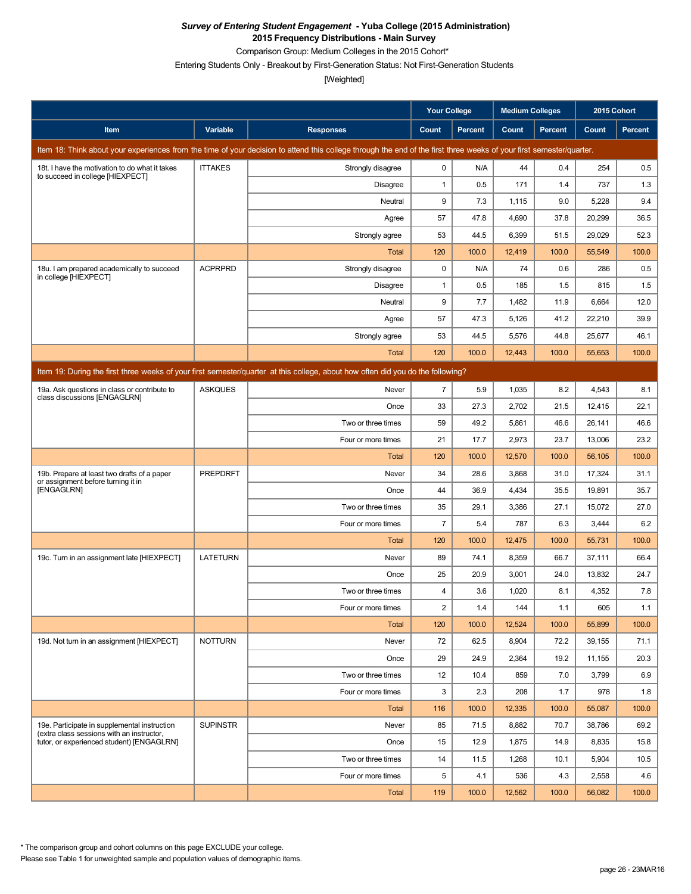***Survey of Entering Student Engagement* - Yuba College (2015 Administration)**

**2015 Frequency Distributions - Main Survey**

Comparison Group: Medium Colleges in the 2015 Cohort*

Entering Students Only - Breakout by First-Generation Status: Not First-Generation Students

[Weighted]

| | | | Your College | | Medium Colleges | | 2015 Cohort | |
|---|---|---|---|---|---|---|---|---|
| Item | Variable | Responses | Count | Percent | Count | Percent | Count | Percent |
| Item 18: Think about your experiences from the time of your decision to attend this college through the end of the first three weeks of your first semester/quarter. | | | | | | | | |
| 18t. I have the motivation to do what it takes to succeed in college [HIEXPECT] | ITTAKES | Strongly disagree | 0 | N/A | 44 | 0.4 | 254 | 0.5 |
| | | Disagree | 1 | 0.5 | 171 | 1.4 | 737 | 1.3 |
| | | Neutral | 9 | 7.3 | 1,115 | 9.0 | 5,228 | 9.4 |
| | | Agree | 57 | 47.8 | 4,690 | 37.8 | 20,299 | 36.5 |
| | | Strongly agree | 53 | 44.5 | 6,399 | 51.5 | 29,029 | 52.3 |
| | | Total | 120 | 100.0 | 12,419 | 100.0 | 55,549 | 100.0 |
| 18u. I am prepared academically to succeed in college [HIEXPECT] | ACPRPRD | Strongly disagree | 0 | N/A | 74 | 0.6 | 286 | 0.5 |
| | | Disagree | 1 | 0.5 | 185 | 1.5 | 815 | 1.5 |
| | | Neutral | 9 | 7.7 | 1,482 | 11.9 | 6,664 | 12.0 |
| | | Agree | 57 | 47.3 | 5,126 | 41.2 | 22,210 | 39.9 |
| | | Strongly agree | 53 | 44.5 | 5,576 | 44.8 | 25,677 | 46.1 |
| | | Total | 120 | 100.0 | 12,443 | 100.0 | 55,653 | 100.0 |
| Item 19: During the first three weeks of your first semester/quarter at this college, about how often did you do the following? | | | | | | | | |
| 19a. Ask questions in class or contribute to class discussions [ENGAGLRN] | ASKQUES | Never | 7 | 5.9 | 1,035 | 8.2 | 4,543 | 8.1 |
| | | Once | 33 | 27.3 | 2,702 | 21.5 | 12,415 | 22.1 |
| | | Two or three times | 59 | 49.2 | 5,861 | 46.6 | 26,141 | 46.6 |
| | | Four or more times | 21 | 17.7 | 2,973 | 23.7 | 13,006 | 23.2 |
| | | Total | 120 | 100.0 | 12,570 | 100.0 | 56,105 | 100.0 |
| 19b. Prepare at least two drafts of a paper or assignment before turning it in [ENGAGLRN] | PREPDRFT | Never | 34 | 28.6 | 3,868 | 31.0 | 17,324 | 31.1 |
| | | Once | 44 | 36.9 | 4,434 | 35.5 | 19,891 | 35.7 |
| | | Two or three times | 35 | 29.1 | 3,386 | 27.1 | 15,072 | 27.0 |
| | | Four or more times | 7 | 5.4 | 787 | 6.3 | 3,444 | 6.2 |
| | | Total | 120 | 100.0 | 12,475 | 100.0 | 55,731 | 100.0 |
| 19c. Turn in an assignment late [HIEXPECT] | LATETURN | Never | 89 | 74.1 | 8,359 | 66.7 | 37,111 | 66.4 |
| | | Once | 25 | 20.9 | 3,001 | 24.0 | 13,832 | 24.7 |
| | | Two or three times | 4 | 3.6 | 1,020 | 8.1 | 4,352 | 7.8 |
| | | Four or more times | 2 | 1.4 | 144 | 1.1 | 605 | 1.1 |
| | | Total | 120 | 100.0 | 12,524 | 100.0 | 55,899 | 100.0 |
| 19d. Not turn in an assignment [HIEXPECT] | NOTTURN | Never | 72 | 62.5 | 8,904 | 72.2 | 39,155 | 71.1 |
| | | Once | 29 | 24.9 | 2,364 | 19.2 | 11,155 | 20.3 |
| | | Two or three times | 12 | 10.4 | 859 | 7.0 | 3,799 | 6.9 |
| | | Four or more times | 3 | 2.3 | 208 | 1.7 | 978 | 1.8 |
| | | Total | 116 | 100.0 | 12,335 | 100.0 | 55,087 | 100.0 |
| 19e. Participate in supplemental instruction (extra class sessions with an instructor, tutor, or experienced student) [ENGAGLRN] | SUPINSTR | Never | 85 | 71.5 | 8,882 | 70.7 | 38,786 | 69.2 |
| | | Once | 15 | 12.9 | 1,875 | 14.9 | 8,835 | 15.8 |
| | | Two or three times | 14 | 11.5 | 1,268 | 10.1 | 5,904 | 10.5 |
| | | Four or more times | 5 | 4.1 | 536 | 4.3 | 2,558 | 4.6 |
| | | Total | 119 | 100.0 | 12,562 | 100.0 | 56,082 | 100.0 |

* The comparison group and cohort columns on this page EXCLUDE your college.

Please see Table 1 for unweighted sample and population values of demographic items.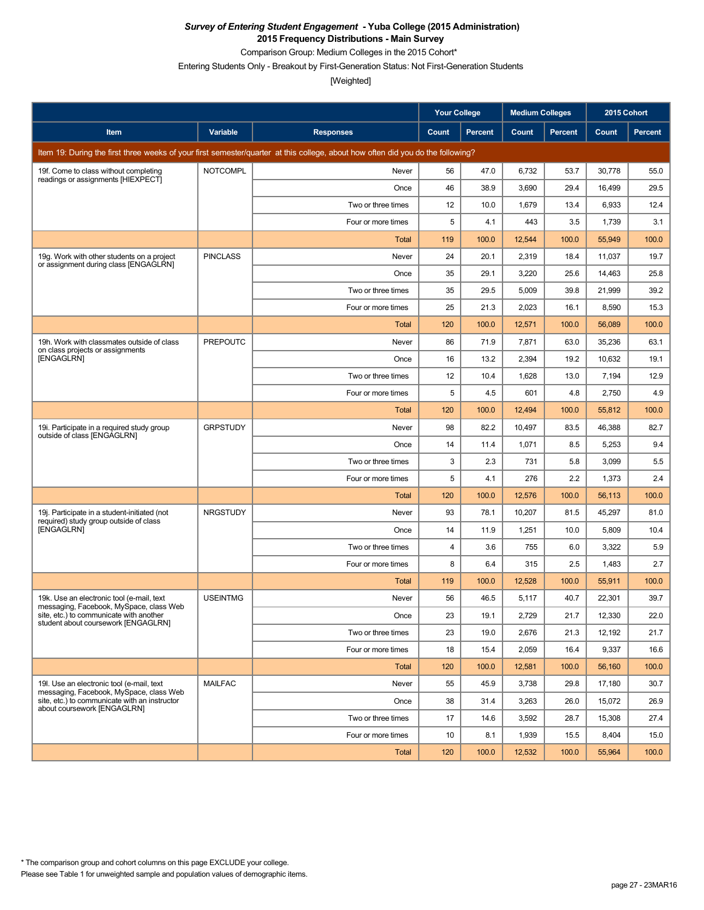***Survey of Entering Student Engagement* - Yuba College (2015 Administration)**
**2015 Frequency Distributions - Main Survey**

Comparison Group: Medium Colleges in the 2015 Cohort*

Entering Students Only - Breakout by First-Generation Status: Not First-Generation Students

[Weighted]

| Item | Variable | Responses | Your College | | Medium Colleges | | 2015 Cohort | |
|---|---|---|---|---|---|---|---|---|
| | | | Count | Percent | Count | Percent | Count | Percent |
| Item 19: During the first three weeks of your first semester/quarter at this college, about how often did you do the following? | | | | | | | | |
| 19f. Come to class without completing readings or assignments [HIEXPECT] | NOTCOMPL | Never | 56 | 47.0 | 6,732 | 53.7 | 30,778 | 55.0 |
| | | Once | 46 | 38.9 | 3,690 | 29.4 | 16,499 | 29.5 |
| | | Two or three times | 12 | 10.0 | 1,679 | 13.4 | 6,933 | 12.4 |
| | | Four or more times | 5 | 4.1 | 443 | 3.5 | 1,739 | 3.1 |
| | | Total | 119 | 100.0 | 12,544 | 100.0 | 55,949 | 100.0 |
| 19g. Work with other students on a project or assignment during class [ENGAGLRN] | PINCLASS | Never | 24 | 20.1 | 2,319 | 18.4 | 11,037 | 19.7 |
| | | Once | 35 | 29.1 | 3,220 | 25.6 | 14,463 | 25.8 |
| | | Two or three times | 35 | 29.5 | 5,009 | 39.8 | 21,999 | 39.2 |
| | | Four or more times | 25 | 21.3 | 2,023 | 16.1 | 8,590 | 15.3 |
| | | Total | 120 | 100.0 | 12,571 | 100.0 | 56,089 | 100.0 |
| 19h. Work with classmates outside of class on class projects or assignments [ENGAGLRN] | PREPOUTC | Never | 86 | 71.9 | 7,871 | 63.0 | 35,236 | 63.1 |
| | | Once | 16 | 13.2 | 2,394 | 19.2 | 10,632 | 19.1 |
| | | Two or three times | 12 | 10.4 | 1,628 | 13.0 | 7,194 | 12.9 |
| | | Four or more times | 5 | 4.5 | 601 | 4.8 | 2,750 | 4.9 |
| | | Total | 120 | 100.0 | 12,494 | 100.0 | 55,812 | 100.0 |
| 19i. Participate in a required study group outside of class [ENGAGLRN] | GRPSTUDY | Never | 98 | 82.2 | 10,497 | 83.5 | 46,388 | 82.7 |
| | | Once | 14 | 11.4 | 1,071 | 8.5 | 5,253 | 9.4 |
| | | Two or three times | 3 | 2.3 | 731 | 5.8 | 3,099 | 5.5 |
| | | Four or more times | 5 | 4.1 | 276 | 2.2 | 1,373 | 2.4 |
| | | Total | 120 | 100.0 | 12,576 | 100.0 | 56,113 | 100.0 |
| 19j. Participate in a student-initiated (not required) study group outside of class [ENGAGLRN] | NRGSTUDY | Never | 93 | 78.1 | 10,207 | 81.5 | 45,297 | 81.0 |
| | | Once | 14 | 11.9 | 1,251 | 10.0 | 5,809 | 10.4 |
| | | Two or three times | 4 | 3.6 | 755 | 6.0 | 3,322 | 5.9 |
| | | Four or more times | 8 | 6.4 | 315 | 2.5 | 1,483 | 2.7 |
| | | Total | 119 | 100.0 | 12,528 | 100.0 | 55,911 | 100.0 |
| 19k. Use an electronic tool (e-mail, text messaging, Facebook, MySpace, class Web site, etc.) to communicate with another student about coursework [ENGAGLRN] | USEINTMG | Never | 56 | 46.5 | 5,117 | 40.7 | 22,301 | 39.7 |
| | | Once | 23 | 19.1 | 2,729 | 21.7 | 12,330 | 22.0 |
| | | Two or three times | 23 | 19.0 | 2,676 | 21.3 | 12,192 | 21.7 |
| | | Four or more times | 18 | 15.4 | 2,059 | 16.4 | 9,337 | 16.6 |
| | | Total | 120 | 100.0 | 12,581 | 100.0 | 56,160 | 100.0 |
| 19l. Use an electronic tool (e-mail, text messaging, Facebook, MySpace, class Web site, etc.) to communicate with an instructor about coursework [ENGAGLRN] | MAILFAC | Never | 55 | 45.9 | 3,738 | 29.8 | 17,180 | 30.7 |
| | | Once | 38 | 31.4 | 3,263 | 26.0 | 15,072 | 26.9 |
| | | Two or three times | 17 | 14.6 | 3,592 | 28.7 | 15,308 | 27.4 |
| | | Four or more times | 10 | 8.1 | 1,939 | 15.5 | 8,404 | 15.0 |
| | | Total | 120 | 100.0 | 12,532 | 100.0 | 55,964 | 100.0 |

\* The comparison group and cohort columns on this page EXCLUDE your college.

Please see Table 1 for unweighted sample and population values of demographic items.

page 27 - 23MAR16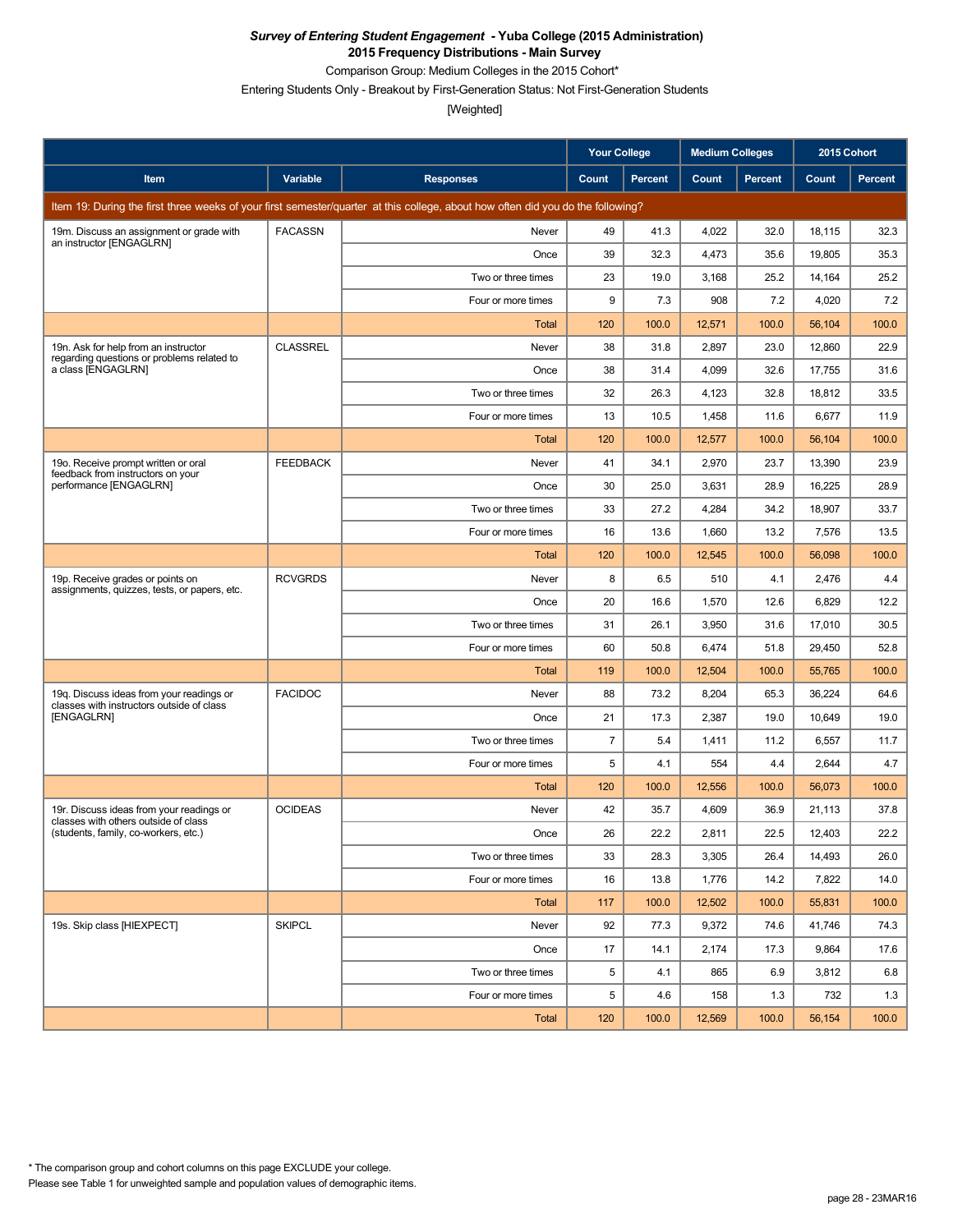***Survey of Entering Student Engagement* - Yuba College (2015 Administration)**
**2015 Frequency Distributions - Main Survey**
Comparison Group: Medium Colleges in the 2015 Cohort*
Entering Students Only - Breakout by First-Generation Status: Not First-Generation Students
[Weighted]

| Item | Variable | Responses | Your College | | Medium Colleges | | 2015 Cohort | |
|---|---|---|---|---|---|---|---|---|
| | | | Count | Percent | Count | Percent | Count | Percent |
| Item 19: During the first three weeks of your first semester/quarter at this college, about how often did you do the following? | | | | | | | | |
| 19m. Discuss an assignment or grade with an instructor [ENGAGLRN] | FACASSN | Never | 49 | 41.3 | 4,022 | 32.0 | 18,115 | 32.3 |
| | | Once | 39 | 32.3 | 4,473 | 35.6 | 19,805 | 35.3 |
| | | Two or three times | 23 | 19.0 | 3,168 | 25.2 | 14,164 | 25.2 |
| | | Four or more times | 9 | 7.3 | 908 | 7.2 | 4,020 | 7.2 |
| | | Total | 120 | 100.0 | 12,571 | 100.0 | 56,104 | 100.0 |
| 19n. Ask for help from an instructor regarding questions or problems related to a class [ENGAGLRN] | CLASSREL | Never | 38 | 31.8 | 2,897 | 23.0 | 12,860 | 22.9 |
| | | Once | 38 | 31.4 | 4,099 | 32.6 | 17,755 | 31.6 |
| | | Two or three times | 32 | 26.3 | 4,123 | 32.8 | 18,812 | 33.5 |
| | | Four or more times | 13 | 10.5 | 1,458 | 11.6 | 6,677 | 11.9 |
| | | Total | 120 | 100.0 | 12,577 | 100.0 | 56,104 | 100.0 |
| 19o. Receive prompt written or oral feedback from instructors on your performance [ENGAGLRN] | FEEDBACK | Never | 41 | 34.1 | 2,970 | 23.7 | 13,390 | 23.9 |
| | | Once | 30 | 25.0 | 3,631 | 28.9 | 16,225 | 28.9 |
| | | Two or three times | 33 | 27.2 | 4,284 | 34.2 | 18,907 | 33.7 |
| | | Four or more times | 16 | 13.6 | 1,660 | 13.2 | 7,576 | 13.5 |
| | | Total | 120 | 100.0 | 12,545 | 100.0 | 56,098 | 100.0 |
| 19p. Receive grades or points on assignments, quizzes, tests, or papers, etc. | RCVGRDS | Never | 8 | 6.5 | 510 | 4.1 | 2,476 | 4.4 |
| | | Once | 20 | 16.6 | 1,570 | 12.6 | 6,829 | 12.2 |
| | | Two or three times | 31 | 26.1 | 3,950 | 31.6 | 17,010 | 30.5 |
| | | Four or more times | 60 | 50.8 | 6,474 | 51.8 | 29,450 | 52.8 |
| | | Total | 119 | 100.0 | 12,504 | 100.0 | 55,765 | 100.0 |
| 19q. Discuss ideas from your readings or classes with instructors outside of class [ENGAGLRN] | FACIDOC | Never | 88 | 73.2 | 8,204 | 65.3 | 36,224 | 64.6 |
| | | Once | 21 | 17.3 | 2,387 | 19.0 | 10,649 | 19.0 |
| | | Two or three times | 7 | 5.4 | 1,411 | 11.2 | 6,557 | 11.7 |
| | | Four or more times | 5 | 4.1 | 554 | 4.4 | 2,644 | 4.7 |
| | | Total | 120 | 100.0 | 12,556 | 100.0 | 56,073 | 100.0 |
| 19r. Discuss ideas from your readings or classes with others outside of class (students, family, co-workers, etc.) | OCIDEAS | Never | 42 | 35.7 | 4,609 | 36.9 | 21,113 | 37.8 |
| | | Once | 26 | 22.2 | 2,811 | 22.5 | 12,403 | 22.2 |
| | | Two or three times | 33 | 28.3 | 3,305 | 26.4 | 14,493 | 26.0 |
| | | Four or more times | 16 | 13.8 | 1,776 | 14.2 | 7,822 | 14.0 |
| | | Total | 117 | 100.0 | 12,502 | 100.0 | 55,831 | 100.0 |
| 19s. Skip class [HIEXPECT] | SKIPCL | Never | 92 | 77.3 | 9,372 | 74.6 | 41,746 | 74.3 |
| | | Once | 17 | 14.1 | 2,174 | 17.3 | 9,864 | 17.6 |
| | | Two or three times | 5 | 4.1 | 865 | 6.9 | 3,812 | 6.8 |
| | | Four or more times | 5 | 4.6 | 158 | 1.3 | 732 | 1.3 |
| | | Total | 120 | 100.0 | 12,569 | 100.0 | 56,154 | 100.0 |

* The comparison group and cohort columns on this page EXCLUDE your college.
Please see Table 1 for unweighted sample and population values of demographic items.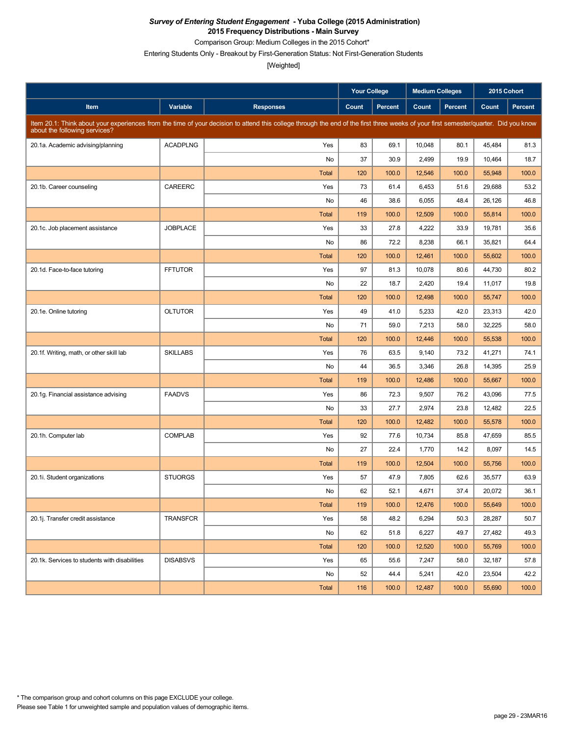***Survey of Entering Student Engagement* - Yuba College (2015 Administration)**
**2015 Frequency Distributions - Main Survey**
Comparison Group: Medium Colleges in the 2015 Cohort*
Entering Students Only - Breakout by First-Generation Status: Not First-Generation Students
[Weighted]

| Item | Variable | Responses | Your College | | Medium Colleges | | 2015 Cohort | |
|---|---|---|---|---|---|---|---|---|
| | | | Count | Percent | Count | Percent | Count | Percent |
| Item 20.1: Think about your experiences from the time of your decision to attend this college through the end of the first three weeks of your first semester/quarter. Did you know about the following services? | | | | | | | | |
| 20.1a. Academic advising/planning | ACADPLNG | Yes | 83 | 69.1 | 10,048 | 80.1 | 45,484 | 81.3 |
| | | No | 37 | 30.9 | 2,499 | 19.9 | 10,464 | 18.7 |
| | | Total | 120 | 100.0 | 12,546 | 100.0 | 55,948 | 100.0 |
| 20.1b. Career counseling | CAREERC | Yes | 73 | 61.4 | 6,453 | 51.6 | 29,688 | 53.2 |
| | | No | 46 | 38.6 | 6,055 | 48.4 | 26,126 | 46.8 |
| | | Total | 119 | 100.0 | 12,509 | 100.0 | 55,814 | 100.0 |
| 20.1c. Job placement assistance | JOBPLACE | Yes | 33 | 27.8 | 4,222 | 33.9 | 19,781 | 35.6 |
| | | No | 86 | 72.2 | 8,238 | 66.1 | 35,821 | 64.4 |
| | | Total | 120 | 100.0 | 12,461 | 100.0 | 55,602 | 100.0 |
| 20.1d. Face-to-face tutoring | FFTUTOR | Yes | 97 | 81.3 | 10,078 | 80.6 | 44,730 | 80.2 |
| | | No | 22 | 18.7 | 2,420 | 19.4 | 11,017 | 19.8 |
| | | Total | 120 | 100.0 | 12,498 | 100.0 | 55,747 | 100.0 |
| 20.1e. Online tutoring | OLTUTOR | Yes | 49 | 41.0 | 5,233 | 42.0 | 23,313 | 42.0 |
| | | No | 71 | 59.0 | 7,213 | 58.0 | 32,225 | 58.0 |
| | | Total | 120 | 100.0 | 12,446 | 100.0 | 55,538 | 100.0 |
| 20.1f. Writing, math, or other skill lab | SKILLABS | Yes | 76 | 63.5 | 9,140 | 73.2 | 41,271 | 74.1 |
| | | No | 44 | 36.5 | 3,346 | 26.8 | 14,395 | 25.9 |
| | | Total | 119 | 100.0 | 12,486 | 100.0 | 55,667 | 100.0 |
| 20.1g. Financial assistance advising | FAADVS | Yes | 86 | 72.3 | 9,507 | 76.2 | 43,096 | 77.5 |
| | | No | 33 | 27.7 | 2,974 | 23.8 | 12,482 | 22.5 |
| | | Total | 120 | 100.0 | 12,482 | 100.0 | 55,578 | 100.0 |
| 20.1h. Computer lab | COMPLAB | Yes | 92 | 77.6 | 10,734 | 85.8 | 47,659 | 85.5 |
| | | No | 27 | 22.4 | 1,770 | 14.2 | 8,097 | 14.5 |
| | | Total | 119 | 100.0 | 12,504 | 100.0 | 55,756 | 100.0 |
| 20.1i. Student organizations | STUORGS | Yes | 57 | 47.9 | 7,805 | 62.6 | 35,577 | 63.9 |
| | | No | 62 | 52.1 | 4,671 | 37.4 | 20,072 | 36.1 |
| | | Total | 119 | 100.0 | 12,476 | 100.0 | 55,649 | 100.0 |
| 20.1j. Transfer credit assistance | TRANSFCR | Yes | 58 | 48.2 | 6,294 | 50.3 | 28,287 | 50.7 |
| | | No | 62 | 51.8 | 6,227 | 49.7 | 27,482 | 49.3 |
| | | Total | 120 | 100.0 | 12,520 | 100.0 | 55,769 | 100.0 |
| 20.1k. Services to students with disabilities | DISABSVS | Yes | 65 | 55.6 | 7,247 | 58.0 | 32,187 | 57.8 |
| | | No | 52 | 44.4 | 5,241 | 42.0 | 23,504 | 42.2 |
| | | Total | 116 | 100.0 | 12,487 | 100.0 | 55,690 | 100.0 |

* The comparison group and cohort columns on this page EXCLUDE your college.
Please see Table 1 for unweighted sample and population values of demographic items.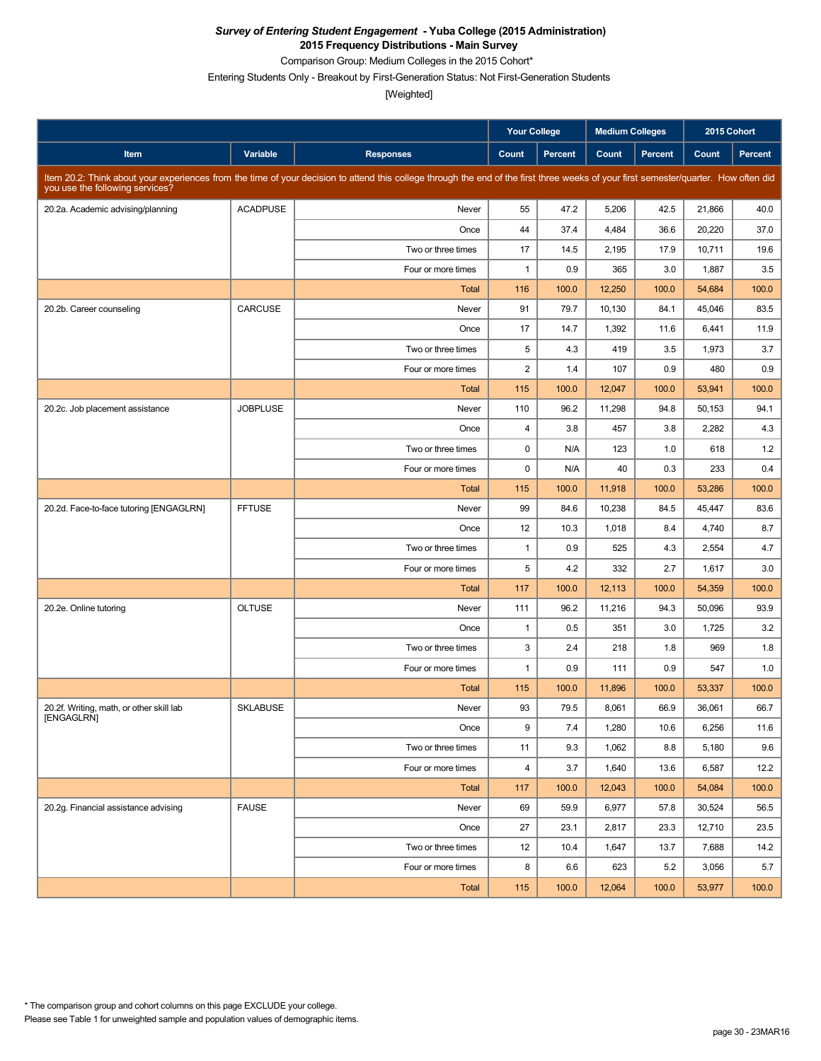***Survey of Entering Student Engagement* - Yuba College (2015 Administration)**
**2015 Frequency Distributions - Main Survey**
Comparison Group: Medium Colleges in the 2015 Cohort*
Entering Students Only - Breakout by First-Generation Status: Not First-Generation Students
[Weighted]

| Item | Variable | Responses | Your College Count | Your College Percent | Medium Colleges Count | Medium Colleges Percent | 2015 Cohort Count | 2015 Cohort Percent |
|---|---|---|---|---|---|---|---|---|
| Item 20.2: Think about your experiences from the time of your decision to attend this college through the end of the first three weeks of your first semester/quarter. How often did you use the following services? | | | | | | | | |
| 20.2a. Academic advising/planning | ACADPUSE | Never | 55 | 47.2 | 5,206 | 42.5 | 21,866 | 40.0 |
| | | Once | 44 | 37.4 | 4,484 | 36.6 | 20,220 | 37.0 |
| | | Two or three times | 17 | 14.5 | 2,195 | 17.9 | 10,711 | 19.6 |
| | | Four or more times | 1 | 0.9 | 365 | 3.0 | 1,887 | 3.5 |
| | | Total | 116 | 100.0 | 12,250 | 100.0 | 54,684 | 100.0 |
| 20.2b. Career counseling | CARCUSE | Never | 91 | 79.7 | 10,130 | 84.1 | 45,046 | 83.5 |
| | | Once | 17 | 14.7 | 1,392 | 11.6 | 6,441 | 11.9 |
| | | Two or three times | 5 | 4.3 | 419 | 3.5 | 1,973 | 3.7 |
| | | Four or more times | 2 | 1.4 | 107 | 0.9 | 480 | 0.9 |
| | | Total | 115 | 100.0 | 12,047 | 100.0 | 53,941 | 100.0 |
| 20.2c. Job placement assistance | JOBPLUSE | Never | 110 | 96.2 | 11,298 | 94.8 | 50,153 | 94.1 |
| | | Once | 4 | 3.8 | 457 | 3.8 | 2,282 | 4.3 |
| | | Two or three times | 0 | N/A | 123 | 1.0 | 618 | 1.2 |
| | | Four or more times | 0 | N/A | 40 | 0.3 | 233 | 0.4 |
| | | Total | 115 | 100.0 | 11,918 | 100.0 | 53,286 | 100.0 |
| 20.2d. Face-to-face tutoring [ENGAGLRN] | FFTUSE | Never | 99 | 84.6 | 10,238 | 84.5 | 45,447 | 83.6 |
| | | Once | 12 | 10.3 | 1,018 | 8.4 | 4,740 | 8.7 |
| | | Two or three times | 1 | 0.9 | 525 | 4.3 | 2,554 | 4.7 |
| | | Four or more times | 5 | 4.2 | 332 | 2.7 | 1,617 | 3.0 |
| | | Total | 117 | 100.0 | 12,113 | 100.0 | 54,359 | 100.0 |
| 20.2e. Online tutoring | OLTUSE | Never | 111 | 96.2 | 11,216 | 94.3 | 50,096 | 93.9 |
| | | Once | 1 | 0.5 | 351 | 3.0 | 1,725 | 3.2 |
| | | Two or three times | 3 | 2.4 | 218 | 1.8 | 969 | 1.8 |
| | | Four or more times | 1 | 0.9 | 111 | 0.9 | 547 | 1.0 |
| | | Total | 115 | 100.0 | 11,896 | 100.0 | 53,337 | 100.0 |
| 20.2f. Writing, math, or other skill lab [ENGAGLRN] | SKLABUSE | Never | 93 | 79.5 | 8,061 | 66.9 | 36,061 | 66.7 |
| | | Once | 9 | 7.4 | 1,280 | 10.6 | 6,256 | 11.6 |
| | | Two or three times | 11 | 9.3 | 1,062 | 8.8 | 5,180 | 9.6 |
| | | Four or more times | 4 | 3.7 | 1,640 | 13.6 | 6,587 | 12.2 |
| | | Total | 117 | 100.0 | 12,043 | 100.0 | 54,084 | 100.0 |
| 20.2g. Financial assistance advising | FAUSE | Never | 69 | 59.9 | 6,977 | 57.8 | 30,524 | 56.5 |
| | | Once | 27 | 23.1 | 2,817 | 23.3 | 12,710 | 23.5 |
| | | Two or three times | 12 | 10.4 | 1,647 | 13.7 | 7,688 | 14.2 |
| | | Four or more times | 8 | 6.6 | 623 | 5.2 | 3,056 | 5.7 |
| | | Total | 115 | 100.0 | 12,064 | 100.0 | 53,977 | 100.0 |

* The comparison group and cohort columns on this page EXCLUDE your college.
Please see Table 1 for unweighted sample and population values of demographic items.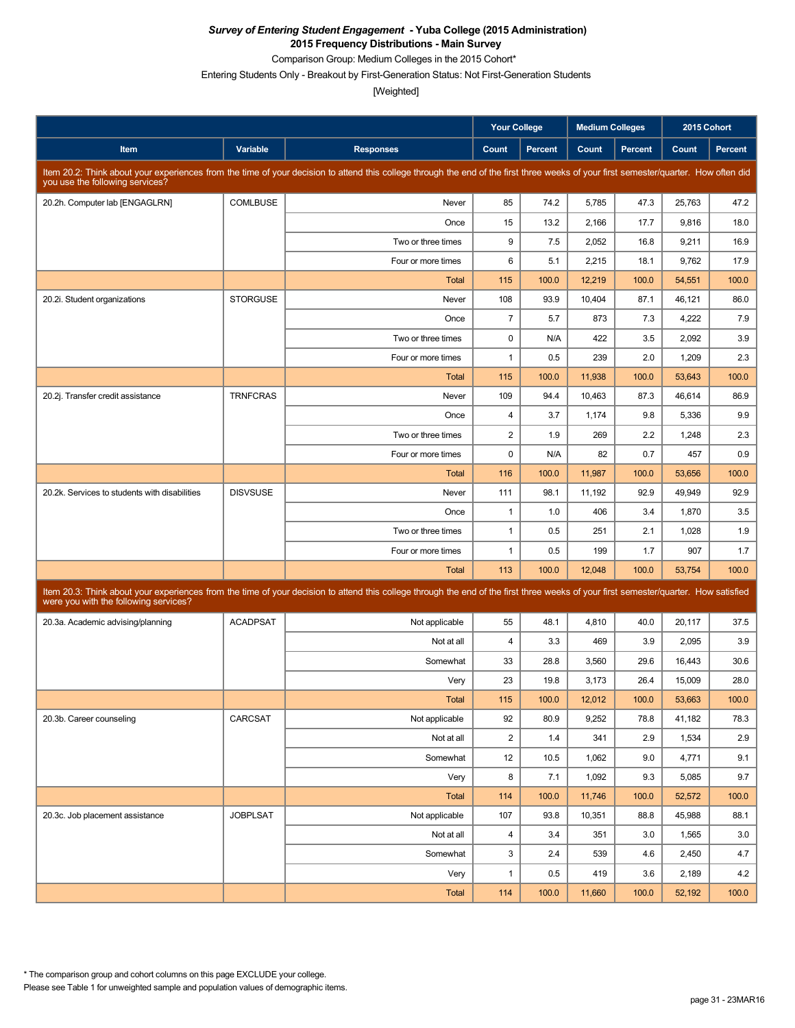***Survey of Entering Student Engagement* - Yuba College (2015 Administration)**
**2015 Frequency Distributions - Main Survey**
Comparison Group: Medium Colleges in the 2015 Cohort*
Entering Students Only - Breakout by First-Generation Status: Not First-Generation Students
[Weighted]

| | | | Your College | | Medium Colleges | | 2015 Cohort | |
|---|---|---|---|---|---|---|---|---|
| **Item** | **Variable** | **Responses** | **Count** | **Percent** | **Count** | **Percent** | **Count** | **Percent** |
| Item 20.2: Think about your experiences from the time of your decision to attend this college through the end of the first three weeks of your first semester/quarter. How often did you use the following services? | | | | | | | | |
| 20.2h. Computer lab [ENGAGLRN] | COMLBUSE | Never | 85 | 74.2 | 5,785 | 47.3 | 25,763 | 47.2 |
| | | Once | 15 | 13.2 | 2,166 | 17.7 | 9,816 | 18.0 |
| | | Two or three times | 9 | 7.5 | 2,052 | 16.8 | 9,211 | 16.9 |
| | | Four or more times | 6 | 5.1 | 2,215 | 18.1 | 9,762 | 17.9 |
| | | Total | 115 | 100.0 | 12,219 | 100.0 | 54,551 | 100.0 |
| 20.2i. Student organizations | STORGUSE | Never | 108 | 93.9 | 10,404 | 87.1 | 46,121 | 86.0 |
| | | Once | 7 | 5.7 | 873 | 7.3 | 4,222 | 7.9 |
| | | Two or three times | 0 | N/A | 422 | 3.5 | 2,092 | 3.9 |
| | | Four or more times | 1 | 0.5 | 239 | 2.0 | 1,209 | 2.3 |
| | | Total | 115 | 100.0 | 11,938 | 100.0 | 53,643 | 100.0 |
| 20.2j. Transfer credit assistance | TRNFCRAS | Never | 109 | 94.4 | 10,463 | 87.3 | 46,614 | 86.9 |
| | | Once | 4 | 3.7 | 1,174 | 9.8 | 5,336 | 9.9 |
| | | Two or three times | 2 | 1.9 | 269 | 2.2 | 1,248 | 2.3 |
| | | Four or more times | 0 | N/A | 82 | 0.7 | 457 | 0.9 |
| | | Total | 116 | 100.0 | 11,987 | 100.0 | 53,656 | 100.0 |
| 20.2k. Services to students with disabilities | DISVSUSE | Never | 111 | 98.1 | 11,192 | 92.9 | 49,949 | 92.9 |
| | | Once | 1 | 1.0 | 406 | 3.4 | 1,870 | 3.5 |
| | | Two or three times | 1 | 0.5 | 251 | 2.1 | 1,028 | 1.9 |
| | | Four or more times | 1 | 0.5 | 199 | 1.7 | 907 | 1.7 |
| | | Total | 113 | 100.0 | 12,048 | 100.0 | 53,754 | 100.0 |
| Item 20.3: Think about your experiences from the time of your decision to attend this college through the end of the first three weeks of your first semester/quarter. How satisfied were you with the following services? | | | | | | | | |
| 20.3a. Academic advising/planning | ACADPSAT | Not applicable | 55 | 48.1 | 4,810 | 40.0 | 20,117 | 37.5 |
| | | Not at all | 4 | 3.3 | 469 | 3.9 | 2,095 | 3.9 |
| | | Somewhat | 33 | 28.8 | 3,560 | 29.6 | 16,443 | 30.6 |
| | | Very | 23 | 19.8 | 3,173 | 26.4 | 15,009 | 28.0 |
| | | Total | 115 | 100.0 | 12,012 | 100.0 | 53,663 | 100.0 |
| 20.3b. Career counseling | CARCSAT | Not applicable | 92 | 80.9 | 9,252 | 78.8 | 41,182 | 78.3 |
| | | Not at all | 2 | 1.4 | 341 | 2.9 | 1,534 | 2.9 |
| | | Somewhat | 12 | 10.5 | 1,062 | 9.0 | 4,771 | 9.1 |
| | | Very | 8 | 7.1 | 1,092 | 9.3 | 5,085 | 9.7 |
| | | Total | 114 | 100.0 | 11,746 | 100.0 | 52,572 | 100.0 |
| 20.3c. Job placement assistance | JOBPLSAT | Not applicable | 107 | 93.8 | 10,351 | 88.8 | 45,988 | 88.1 |
| | | Not at all | 4 | 3.4 | 351 | 3.0 | 1,565 | 3.0 |
| | | Somewhat | 3 | 2.4 | 539 | 4.6 | 2,450 | 4.7 |
| | | Very | 1 | 0.5 | 419 | 3.6 | 2,189 | 4.2 |
| | | Total | 114 | 100.0 | 11,660 | 100.0 | 52,192 | 100.0 |

* The comparison group and cohort columns on this page EXCLUDE your college.
Please see Table 1 for unweighted sample and population values of demographic items.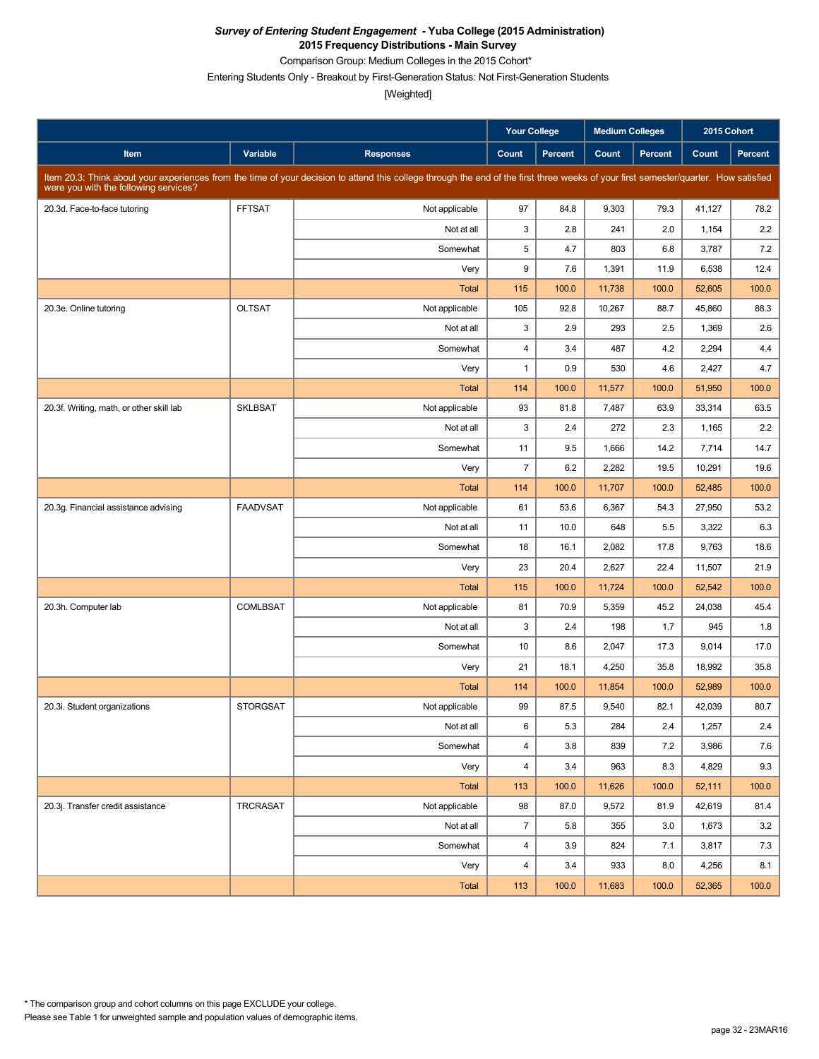***Survey of Entering Student Engagement* - Yuba College (2015 Administration)**
**2015 Frequency Distributions - Main Survey**
Comparison Group: Medium Colleges in the 2015 Cohort*
Entering Students Only - Breakout by First-Generation Status: Not First-Generation Students
[Weighted]

| Item | Variable | Responses | Your College | | Medium Colleges | | 2015 Cohort | |
|---|---|---|---|---|---|---|---|---|
| | | | Count | Percent | Count | Percent | Count | Percent |
| Item 20.3: Think about your experiences from the time of your decision to attend this college through the end of the first three weeks of your first semester/quarter. How satisfied were you with the following services? | | | | | | | | |
| 20.3d. Face-to-face tutoring | FFTSAT | Not applicable | 97 | 84.8 | 9,303 | 79.3 | 41,127 | 78.2 |
| | | Not at all | 3 | 2.8 | 241 | 2.0 | 1,154 | 2.2 |
| | | Somewhat | 5 | 4.7 | 803 | 6.8 | 3,787 | 7.2 |
| | | Very | 9 | 7.6 | 1,391 | 11.9 | 6,538 | 12.4 |
| | | Total | 115 | 100.0 | 11,738 | 100.0 | 52,605 | 100.0 |
| 20.3e. Online tutoring | OLTSAT | Not applicable | 105 | 92.8 | 10,267 | 88.7 | 45,860 | 88.3 |
| | | Not at all | 3 | 2.9 | 293 | 2.5 | 1,369 | 2.6 |
| | | Somewhat | 4 | 3.4 | 487 | 4.2 | 2,294 | 4.4 |
| | | Very | 1 | 0.9 | 530 | 4.6 | 2,427 | 4.7 |
| | | Total | 114 | 100.0 | 11,577 | 100.0 | 51,950 | 100.0 |
| 20.3f. Writing, math, or other skill lab | SKLBSAT | Not applicable | 93 | 81.8 | 7,487 | 63.9 | 33,314 | 63.5 |
| | | Not at all | 3 | 2.4 | 272 | 2.3 | 1,165 | 2.2 |
| | | Somewhat | 11 | 9.5 | 1,666 | 14.2 | 7,714 | 14.7 |
| | | Very | 7 | 6.2 | 2,282 | 19.5 | 10,291 | 19.6 |
| | | Total | 114 | 100.0 | 11,707 | 100.0 | 52,485 | 100.0 |
| 20.3g. Financial assistance advising | FAADVSAT | Not applicable | 61 | 53.6 | 6,367 | 54.3 | 27,950 | 53.2 |
| | | Not at all | 11 | 10.0 | 648 | 5.5 | 3,322 | 6.3 |
| | | Somewhat | 18 | 16.1 | 2,082 | 17.8 | 9,763 | 18.6 |
| | | Very | 23 | 20.4 | 2,627 | 22.4 | 11,507 | 21.9 |
| | | Total | 115 | 100.0 | 11,724 | 100.0 | 52,542 | 100.0 |
| 20.3h. Computer lab | COMLBSAT | Not applicable | 81 | 70.9 | 5,359 | 45.2 | 24,038 | 45.4 |
| | | Not at all | 3 | 2.4 | 198 | 1.7 | 945 | 1.8 |
| | | Somewhat | 10 | 8.6 | 2,047 | 17.3 | 9,014 | 17.0 |
| | | Very | 21 | 18.1 | 4,250 | 35.8 | 18,992 | 35.8 |
| | | Total | 114 | 100.0 | 11,854 | 100.0 | 52,989 | 100.0 |
| 20.3i. Student organizations | STORGSAT | Not applicable | 99 | 87.5 | 9,540 | 82.1 | 42,039 | 80.7 |
| | | Not at all | 6 | 5.3 | 284 | 2.4 | 1,257 | 2.4 |
| | | Somewhat | 4 | 3.8 | 839 | 7.2 | 3,986 | 7.6 |
| | | Very | 4 | 3.4 | 963 | 8.3 | 4,829 | 9.3 |
| | | Total | 113 | 100.0 | 11,626 | 100.0 | 52,111 | 100.0 |
| 20.3j. Transfer credit assistance | TRCRASAT | Not applicable | 98 | 87.0 | 9,572 | 81.9 | 42,619 | 81.4 |
| | | Not at all | 7 | 5.8 | 355 | 3.0 | 1,673 | 3.2 |
| | | Somewhat | 4 | 3.9 | 824 | 7.1 | 3,817 | 7.3 |
| | | Very | 4 | 3.4 | 933 | 8.0 | 4,256 | 8.1 |
| | | Total | 113 | 100.0 | 11,683 | 100.0 | 52,365 | 100.0 |

* The comparison group and cohort columns on this page EXCLUDE your college.
Please see Table 1 for unweighted sample and population values of demographic items.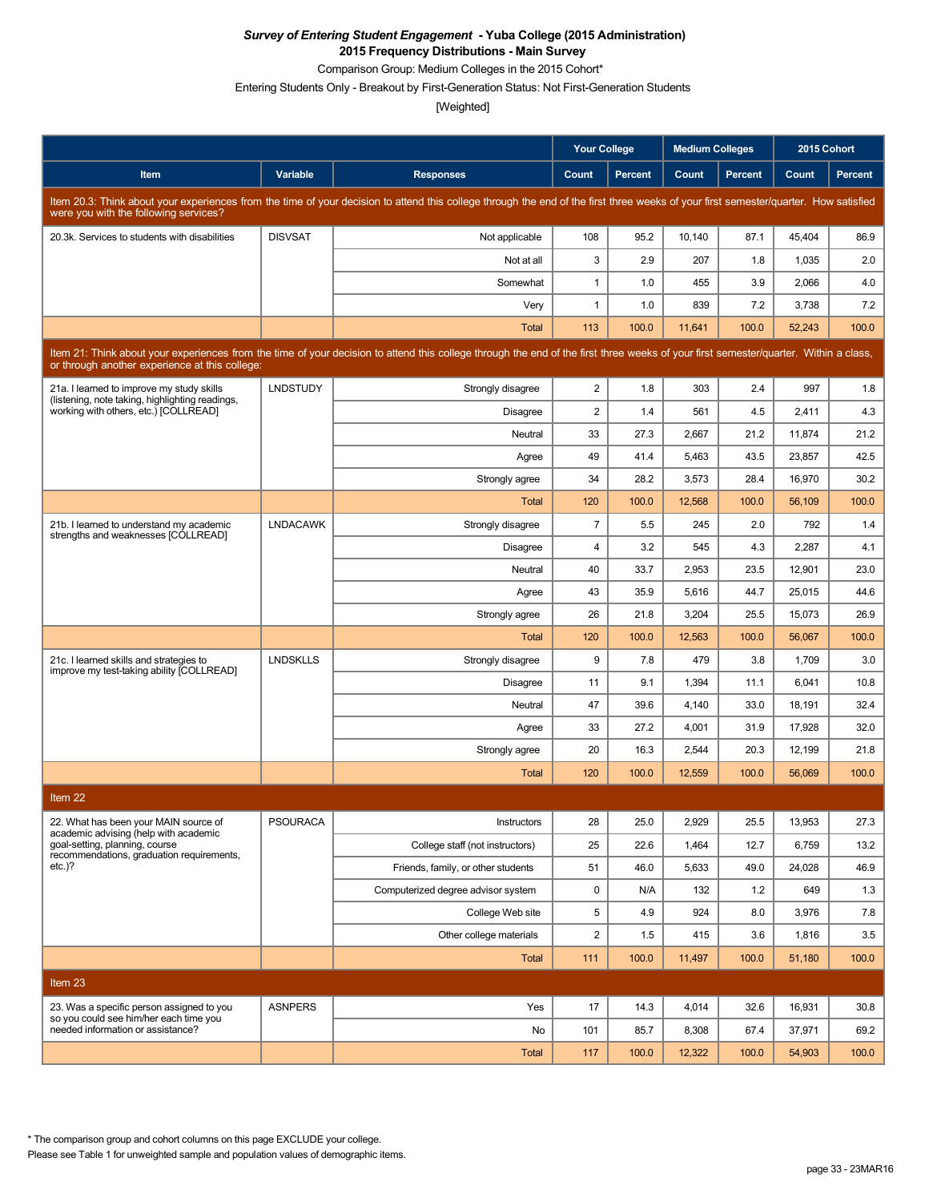***Survey of Entering Student Engagement* - Yuba College (2015 Administration)**
**2015 Frequency Distributions - Main Survey**

Comparison Group: Medium Colleges in the 2015 Cohort*

Entering Students Only - Breakout by First-Generation Status: Not First-Generation Students

[Weighted]

| | | | Your College | | Medium Colleges | | 2015 Cohort | |
|---|---|---|---|---|---|---|---|---|
| **Item** | **Variable** | **Responses** | **Count** | **Percent** | **Count** | **Percent** | **Count** | **Percent** |
| Item 20.3: Think about your experiences from the time of your decision to attend this college through the end of the first three weeks of your first semester/quarter. How satisfied were you with the following services? | | | | | | | | |
| 20.3k. Services to students with disabilities | DISVSAT | Not applicable | 108 | 95.2 | 10,140 | 87.1 | 45,404 | 86.9 |
| | | Not at all | 3 | 2.9 | 207 | 1.8 | 1,035 | 2.0 |
| | | Somewhat | 1 | 1.0 | 455 | 3.9 | 2,066 | 4.0 |
| | | Very | 1 | 1.0 | 839 | 7.2 | 3,738 | 7.2 |
| | | Total | 113 | 100.0 | 11,641 | 100.0 | 52,243 | 100.0 |
| Item 21: Think about your experiences from the time of your decision to attend this college through the end of the first three weeks of your first semester/quarter. Within a class, or through another experience at this college: | | | | | | | | |
| 21a. I learned to improve my study skills (listening, note taking, highlighting readings, working with others, etc.) [COLLREAD] | LNDSTUDY | Strongly disagree | 2 | 1.8 | 303 | 2.4 | 997 | 1.8 |
| | | Disagree | 2 | 1.4 | 561 | 4.5 | 2,411 | 4.3 |
| | | Neutral | 33 | 27.3 | 2,667 | 21.2 | 11,874 | 21.2 |
| | | Agree | 49 | 41.4 | 5,463 | 43.5 | 23,857 | 42.5 |
| | | Strongly agree | 34 | 28.2 | 3,573 | 28.4 | 16,970 | 30.2 |
| | | Total | 120 | 100.0 | 12,568 | 100.0 | 56,109 | 100.0 |
| 21b. I learned to understand my academic strengths and weaknesses [COLLREAD] | LNDACAWK | Strongly disagree | 7 | 5.5 | 245 | 2.0 | 792 | 1.4 |
| | | Disagree | 4 | 3.2 | 545 | 4.3 | 2,287 | 4.1 |
| | | Neutral | 40 | 33.7 | 2,953 | 23.5 | 12,901 | 23.0 |
| | | Agree | 43 | 35.9 | 5,616 | 44.7 | 25,015 | 44.6 |
| | | Strongly agree | 26 | 21.8 | 3,204 | 25.5 | 15,073 | 26.9 |
| | | Total | 120 | 100.0 | 12,563 | 100.0 | 56,067 | 100.0 |
| 21c. I learned skills and strategies to improve my test-taking ability [COLLREAD] | LNDSKLLS | Strongly disagree | 9 | 7.8 | 479 | 3.8 | 1,709 | 3.0 |
| | | Disagree | 11 | 9.1 | 1,394 | 11.1 | 6,041 | 10.8 |
| | | Neutral | 47 | 39.6 | 4,140 | 33.0 | 18,191 | 32.4 |
| | | Agree | 33 | 27.2 | 4,001 | 31.9 | 17,928 | 32.0 |
| | | Strongly agree | 20 | 16.3 | 2,544 | 20.3 | 12,199 | 21.8 |
| | | Total | 120 | 100.0 | 12,559 | 100.0 | 56,069 | 100.0 |
| Item 22 | | | | | | | | |
| 22. What has been your MAIN source of academic advising (help with academic goal-setting, planning, course recommendations, graduation requirements, etc.)? | PSOURACA | Instructors | 28 | 25.0 | 2,929 | 25.5 | 13,953 | 27.3 |
| | | College staff (not instructors) | 25 | 22.6 | 1,464 | 12.7 | 6,759 | 13.2 |
| | | Friends, family, or other students | 51 | 46.0 | 5,633 | 49.0 | 24,028 | 46.9 |
| | | Computerized degree advisor system | 0 | N/A | 132 | 1.2 | 649 | 1.3 |
| | | College Web site | 5 | 4.9 | 924 | 8.0 | 3,976 | 7.8 |
| | | Other college materials | 2 | 1.5 | 415 | 3.6 | 1,816 | 3.5 |
| | | Total | 111 | 100.0 | 11,497 | 100.0 | 51,180 | 100.0 |
| Item 23 | | | | | | | | |
| 23. Was a specific person assigned to you so you could see him/her each time you needed information or assistance? | ASNPERS | Yes | 17 | 14.3 | 4,014 | 32.6 | 16,931 | 30.8 |
| | | No | 101 | 85.7 | 8,308 | 67.4 | 37,971 | 69.2 |
| | | Total | 117 | 100.0 | 12,322 | 100.0 | 54,903 | 100.0 |

\* The comparison group and cohort columns on this page EXCLUDE your college.

Please see Table 1 for unweighted sample and population values of demographic items.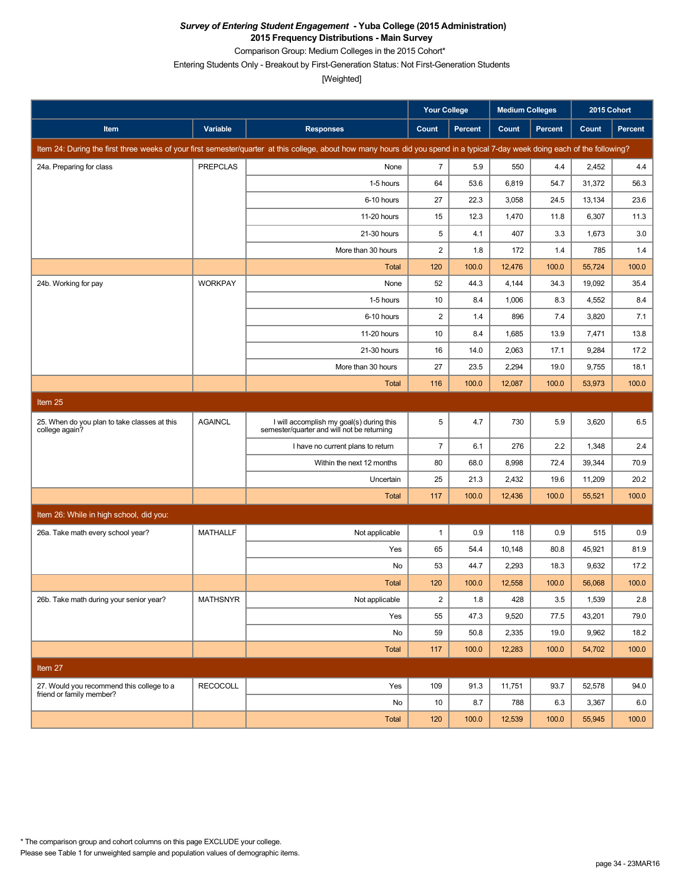***Survey of Entering Student Engagement* - Yuba College (2015 Administration)**
**2015 Frequency Distributions - Main Survey**
Comparison Group: Medium Colleges in the 2015 Cohort*
Entering Students Only - Breakout by First-Generation Status: Not First-Generation Students
[Weighted]

| Item | Variable | Responses | Your College | | Medium Colleges | | 2015 Cohort | |
|---|---|---|---|---|---|---|---|---|
| | | | Count | Percent | Count | Percent | Count | Percent |
| Item 24: During the first three weeks of your first semester/quarter at this college, about how many hours did you spend in a typical 7-day week doing each of the following? | | | | | | | | |
| 24a. Preparing for class | PREPCLAS | None | 7 | 5.9 | 550 | 4.4 | 2,452 | 4.4 |
| | | 1-5 hours | 64 | 53.6 | 6,819 | 54.7 | 31,372 | 56.3 |
| | | 6-10 hours | 27 | 22.3 | 3,058 | 24.5 | 13,134 | 23.6 |
| | | 11-20 hours | 15 | 12.3 | 1,470 | 11.8 | 6,307 | 11.3 |
| | | 21-30 hours | 5 | 4.1 | 407 | 3.3 | 1,673 | 3.0 |
| | | More than 30 hours | 2 | 1.8 | 172 | 1.4 | 785 | 1.4 |
| | | Total | 120 | 100.0 | 12,476 | 100.0 | 55,724 | 100.0 |
| 24b. Working for pay | WORKPAY | None | 52 | 44.3 | 4,144 | 34.3 | 19,092 | 35.4 |
| | | 1-5 hours | 10 | 8.4 | 1,006 | 8.3 | 4,552 | 8.4 |
| | | 6-10 hours | 2 | 1.4 | 896 | 7.4 | 3,820 | 7.1 |
| | | 11-20 hours | 10 | 8.4 | 1,685 | 13.9 | 7,471 | 13.8 |
| | | 21-30 hours | 16 | 14.0 | 2,063 | 17.1 | 9,284 | 17.2 |
| | | More than 30 hours | 27 | 23.5 | 2,294 | 19.0 | 9,755 | 18.1 |
| | | Total | 116 | 100.0 | 12,087 | 100.0 | 53,973 | 100.0 |
| Item 25 | | | | | | | | |
| 25. When do you plan to take classes at this college again? | AGAINCL | I will accomplish my goal(s) during this semester/quarter and will not be returning | 5 | 4.7 | 730 | 5.9 | 3,620 | 6.5 |
| | | I have no current plans to return | 7 | 6.1 | 276 | 2.2 | 1,348 | 2.4 |
| | | Within the next 12 months | 80 | 68.0 | 8,998 | 72.4 | 39,344 | 70.9 |
| | | Uncertain | 25 | 21.3 | 2,432 | 19.6 | 11,209 | 20.2 |
| | | Total | 117 | 100.0 | 12,436 | 100.0 | 55,521 | 100.0 |
| Item 26: While in high school, did you: | | | | | | | | |
| 26a. Take math every school year? | MATHALLF | Not applicable | 1 | 0.9 | 118 | 0.9 | 515 | 0.9 |
| | | Yes | 65 | 54.4 | 10,148 | 80.8 | 45,921 | 81.9 |
| | | No | 53 | 44.7 | 2,293 | 18.3 | 9,632 | 17.2 |
| | | Total | 120 | 100.0 | 12,558 | 100.0 | 56,068 | 100.0 |
| 26b. Take math during your senior year? | MATHSNYR | Not applicable | 2 | 1.8 | 428 | 3.5 | 1,539 | 2.8 |
| | | Yes | 55 | 47.3 | 9,520 | 77.5 | 43,201 | 79.0 |
| | | No | 59 | 50.8 | 2,335 | 19.0 | 9,962 | 18.2 |
| | | Total | 117 | 100.0 | 12,283 | 100.0 | 54,702 | 100.0 |
| Item 27 | | | | | | | | |
| 27. Would you recommend this college to a friend or family member? | RECOCOLL | Yes | 109 | 91.3 | 11,751 | 93.7 | 52,578 | 94.0 |
| | | No | 10 | 8.7 | 788 | 6.3 | 3,367 | 6.0 |
| | | Total | 120 | 100.0 | 12,539 | 100.0 | 55,945 | 100.0 |

* The comparison group and cohort columns on this page EXCLUDE your college.
Please see Table 1 for unweighted sample and population values of demographic items.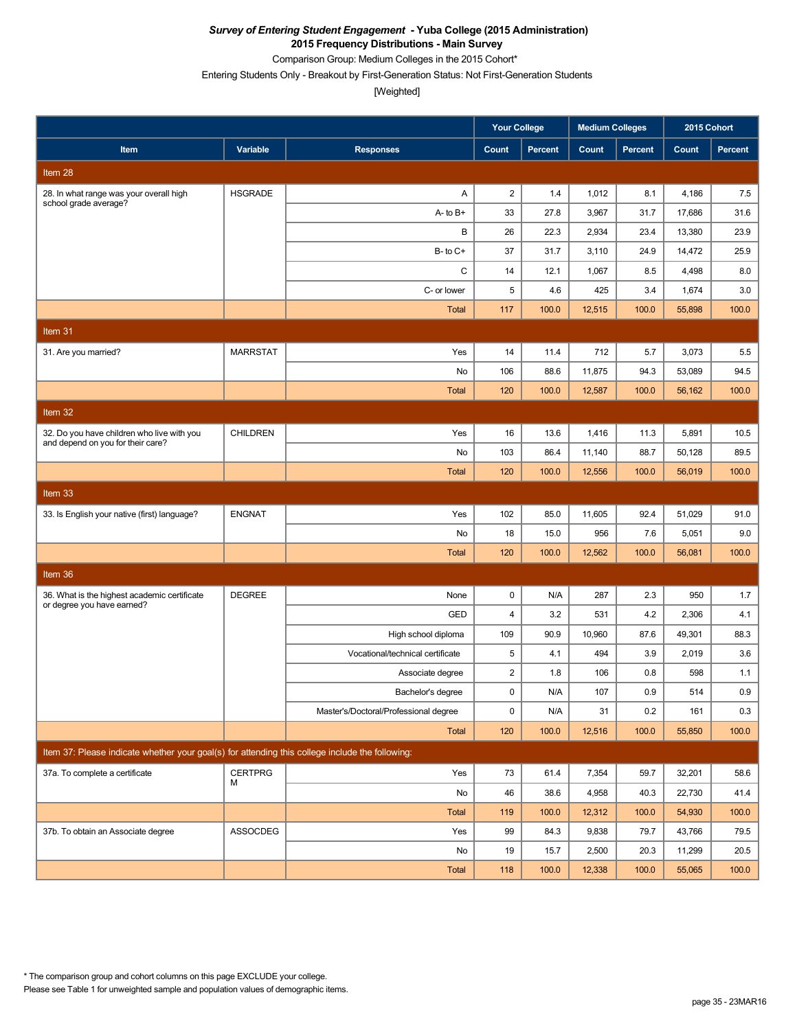***Survey of Entering Student Engagement* - Yuba College (2015 Administration)**
**2015 Frequency Distributions - Main Survey**
Comparison Group: Medium Colleges in the 2015 Cohort*
Entering Students Only - Breakout by First-Generation Status: Not First-Generation Students
[Weighted]

| Item | Variable | Responses | Your College | | Medium Colleges | | 2015 Cohort | |
|---|---|---|---|---|---|---|---|---|
| | | | Count | Percent | Count | Percent | Count | Percent |
| **Item 28** | | | | | | | | |
| 28. In what range was your overall high school grade average? | HSGRADE | A | 2 | 1.4 | 1,012 | 8.1 | 4,186 | 7.5 |
| | | A- to B+ | 33 | 27.8 | 3,967 | 31.7 | 17,686 | 31.6 |
| | | B | 26 | 22.3 | 2,934 | 23.4 | 13,380 | 23.9 |
| | | B- to C+ | 37 | 31.7 | 3,110 | 24.9 | 14,472 | 25.9 |
| | | C | 14 | 12.1 | 1,067 | 8.5 | 4,498 | 8.0 |
| | | C- or lower | 5 | 4.6 | 425 | 3.4 | 1,674 | 3.0 |
| | | Total | 117 | 100.0 | 12,515 | 100.0 | 55,898 | 100.0 |
| **Item 31** | | | | | | | | |
| 31. Are you married? | MARRSTAT | Yes | 14 | 11.4 | 712 | 5.7 | 3,073 | 5.5 |
| | | No | 106 | 88.6 | 11,875 | 94.3 | 53,089 | 94.5 |
| | | Total | 120 | 100.0 | 12,587 | 100.0 | 56,162 | 100.0 |
| **Item 32** | | | | | | | | |
| 32. Do you have children who live with you and depend on you for their care? | CHILDREN | Yes | 16 | 13.6 | 1,416 | 11.3 | 5,891 | 10.5 |
| | | No | 103 | 86.4 | 11,140 | 88.7 | 50,128 | 89.5 |
| | | Total | 120 | 100.0 | 12,556 | 100.0 | 56,019 | 100.0 |
| **Item 33** | | | | | | | | |
| 33. Is English your native (first) language? | ENGNAT | Yes | 102 | 85.0 | 11,605 | 92.4 | 51,029 | 91.0 |
| | | No | 18 | 15.0 | 956 | 7.6 | 5,051 | 9.0 |
| | | Total | 120 | 100.0 | 12,562 | 100.0 | 56,081 | 100.0 |
| **Item 36** | | | | | | | | |
| 36. What is the highest academic certificate or degree you have earned? | DEGREE | None | 0 | N/A | 287 | 2.3 | 950 | 1.7 |
| | | GED | 4 | 3.2 | 531 | 4.2 | 2,306 | 4.1 |
| | | High school diploma | 109 | 90.9 | 10,960 | 87.6 | 49,301 | 88.3 |
| | | Vocational/technical certificate | 5 | 4.1 | 494 | 3.9 | 2,019 | 3.6 |
| | | Associate degree | 2 | 1.8 | 106 | 0.8 | 598 | 1.1 |
| | | Bachelor's degree | 0 | N/A | 107 | 0.9 | 514 | 0.9 |
| | | Master's/Doctoral/Professional degree | 0 | N/A | 31 | 0.2 | 161 | 0.3 |
| | | Total | 120 | 100.0 | 12,516 | 100.0 | 55,850 | 100.0 |
| **Item 37: Please indicate whether your goal(s) for attending this college include the following:** | | | | | | | | |
| 37a. To complete a certificate | CERTPRGM | Yes | 73 | 61.4 | 7,354 | 59.7 | 32,201 | 58.6 |
| | | No | 46 | 38.6 | 4,958 | 40.3 | 22,730 | 41.4 |
| | | Total | 119 | 100.0 | 12,312 | 100.0 | 54,930 | 100.0 |
| 37b. To obtain an Associate degree | ASSOCDEG | Yes | 99 | 84.3 | 9,838 | 79.7 | 43,766 | 79.5 |
| | | No | 19 | 15.7 | 2,500 | 20.3 | 11,299 | 20.5 |
| | | Total | 118 | 100.0 | 12,338 | 100.0 | 55,065 | 100.0 |

\* The comparison group and cohort columns on this page EXCLUDE your college.
Please see Table 1 for unweighted sample and population values of demographic items.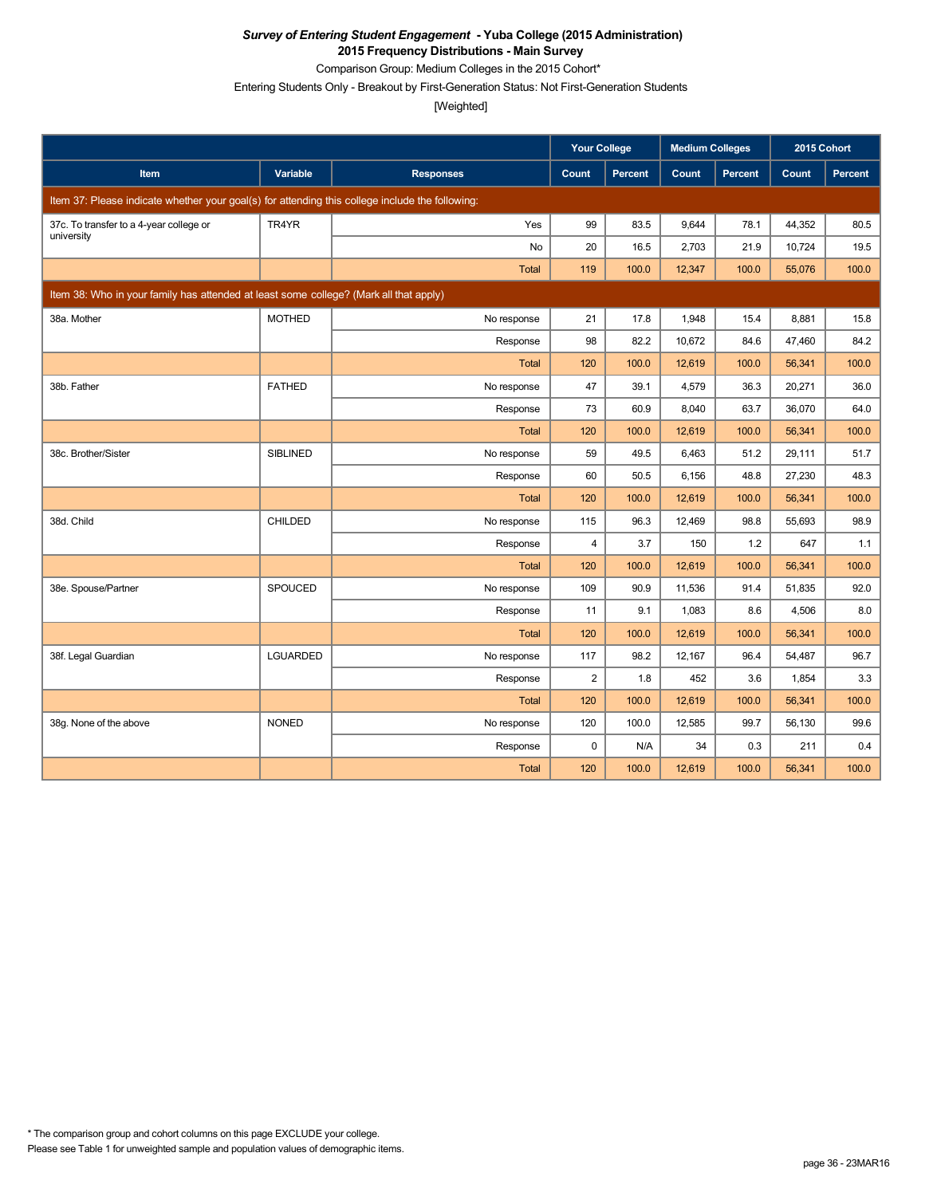***Survey of Entering Student Engagement* - Yuba College (2015 Administration)**
**2015 Frequency Distributions - Main Survey**
Comparison Group: Medium Colleges in the 2015 Cohort*
Entering Students Only - Breakout by First-Generation Status: Not First-Generation Students
[Weighted]

| | | | Your College | | Medium Colleges | | 2015 Cohort | |
|---|---|---|---|---|---|---|---|---|
| **Item** | **Variable** | **Responses** | **Count** | **Percent** | **Count** | **Percent** | **Count** | **Percent** |
| Item 37: Please indicate whether your goal(s) for attending this college include the following: | | | | | | | | |
| 37c. To transfer to a 4-year college or university | TR4YR | Yes | 99 | 83.5 | 9,644 | 78.1 | 44,352 | 80.5 |
| | | No | 20 | 16.5 | 2,703 | 21.9 | 10,724 | 19.5 |
| | | Total | 119 | 100.0 | 12,347 | 100.0 | 55,076 | 100.0 |
| Item 38: Who in your family has attended at least some college? (Mark all that apply) | | | | | | | | |
| 38a. Mother | MOTHED | No response | 21 | 17.8 | 1,948 | 15.4 | 8,881 | 15.8 |
| | | Response | 98 | 82.2 | 10,672 | 84.6 | 47,460 | 84.2 |
| | | Total | 120 | 100.0 | 12,619 | 100.0 | 56,341 | 100.0 |
| 38b. Father | FATHED | No response | 47 | 39.1 | 4,579 | 36.3 | 20,271 | 36.0 |
| | | Response | 73 | 60.9 | 8,040 | 63.7 | 36,070 | 64.0 |
| | | Total | 120 | 100.0 | 12,619 | 100.0 | 56,341 | 100.0 |
| 38c. Brother/Sister | SIBLINED | No response | 59 | 49.5 | 6,463 | 51.2 | 29,111 | 51.7 |
| | | Response | 60 | 50.5 | 6,156 | 48.8 | 27,230 | 48.3 |
| | | Total | 120 | 100.0 | 12,619 | 100.0 | 56,341 | 100.0 |
| 38d. Child | CHILDED | No response | 115 | 96.3 | 12,469 | 98.8 | 55,693 | 98.9 |
| | | Response | 4 | 3.7 | 150 | 1.2 | 647 | 1.1 |
| | | Total | 120 | 100.0 | 12,619 | 100.0 | 56,341 | 100.0 |
| 38e. Spouse/Partner | SPOUCED | No response | 109 | 90.9 | 11,536 | 91.4 | 51,835 | 92.0 |
| | | Response | 11 | 9.1 | 1,083 | 8.6 | 4,506 | 8.0 |
| | | Total | 120 | 100.0 | 12,619 | 100.0 | 56,341 | 100.0 |
| 38f. Legal Guardian | LGUARDED | No response | 117 | 98.2 | 12,167 | 96.4 | 54,487 | 96.7 |
| | | Response | 2 | 1.8 | 452 | 3.6 | 1,854 | 3.3 |
| | | Total | 120 | 100.0 | 12,619 | 100.0 | 56,341 | 100.0 |
| 38g. None of the above | NONED | No response | 120 | 100.0 | 12,585 | 99.7 | 56,130 | 99.6 |
| | | Response | 0 | N/A | 34 | 0.3 | 211 | 0.4 |
| | | Total | 120 | 100.0 | 12,619 | 100.0 | 56,341 | 100.0 |

* The comparison group and cohort columns on this page EXCLUDE your college.
Please see Table 1 for unweighted sample and population values of demographic items.